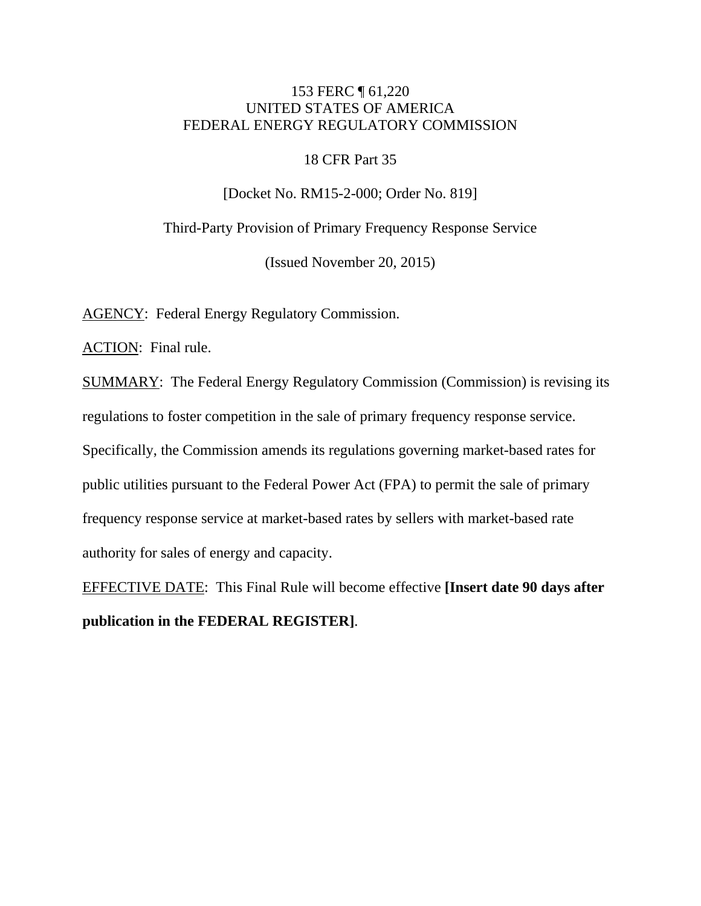153 FERC ¶ 61,220
UNITED STATES OF AMERICA
FEDERAL ENERGY REGULATORY COMMISSION

18 CFR Part 35

[Docket No. RM15-2-000; Order No. 819]

Third-Party Provision of Primary Frequency Response Service

(Issued November 20, 2015)

AGENCY: Federal Energy Regulatory Commission.

ACTION: Final rule.

SUMMARY: The Federal Energy Regulatory Commission (Commission) is revising its regulations to foster competition in the sale of primary frequency response service. Specifically, the Commission amends its regulations governing market-based rates for public utilities pursuant to the Federal Power Act (FPA) to permit the sale of primary frequency response service at market-based rates by sellers with market-based rate authority for sales of energy and capacity.

EFFECTIVE DATE: This Final Rule will become effective **[Insert date 90 days after publication in the FEDERAL REGISTER]**.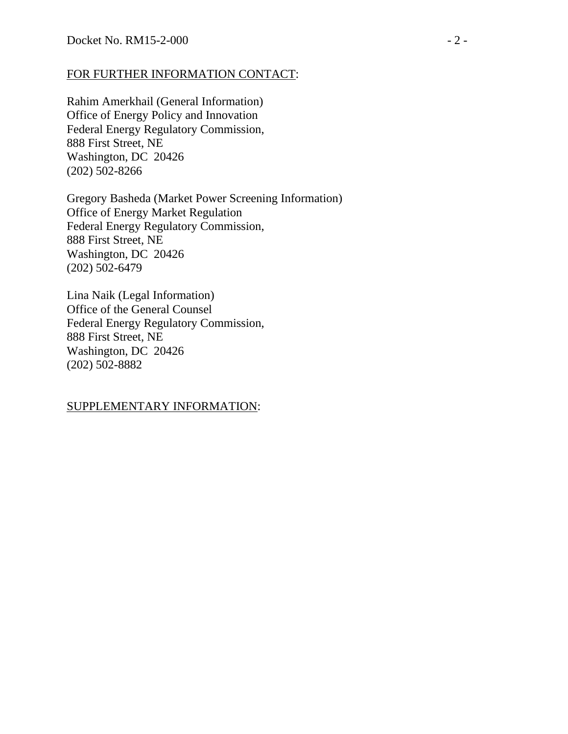FOR FURTHER INFORMATION CONTACT:

Rahim Amerkhail (General Information)
Office of Energy Policy and Innovation
Federal Energy Regulatory Commission,
888 First Street, NE
Washington, DC 20426
(202) 502-8266

Gregory Basheda (Market Power Screening Information)
Office of Energy Market Regulation
Federal Energy Regulatory Commission,
888 First Street, NE
Washington, DC 20426
(202) 502-6479

Lina Naik (Legal Information)
Office of the General Counsel
Federal Energy Regulatory Commission,
888 First Street, NE
Washington, DC 20426
(202) 502-8882

SUPPLEMENTARY INFORMATION: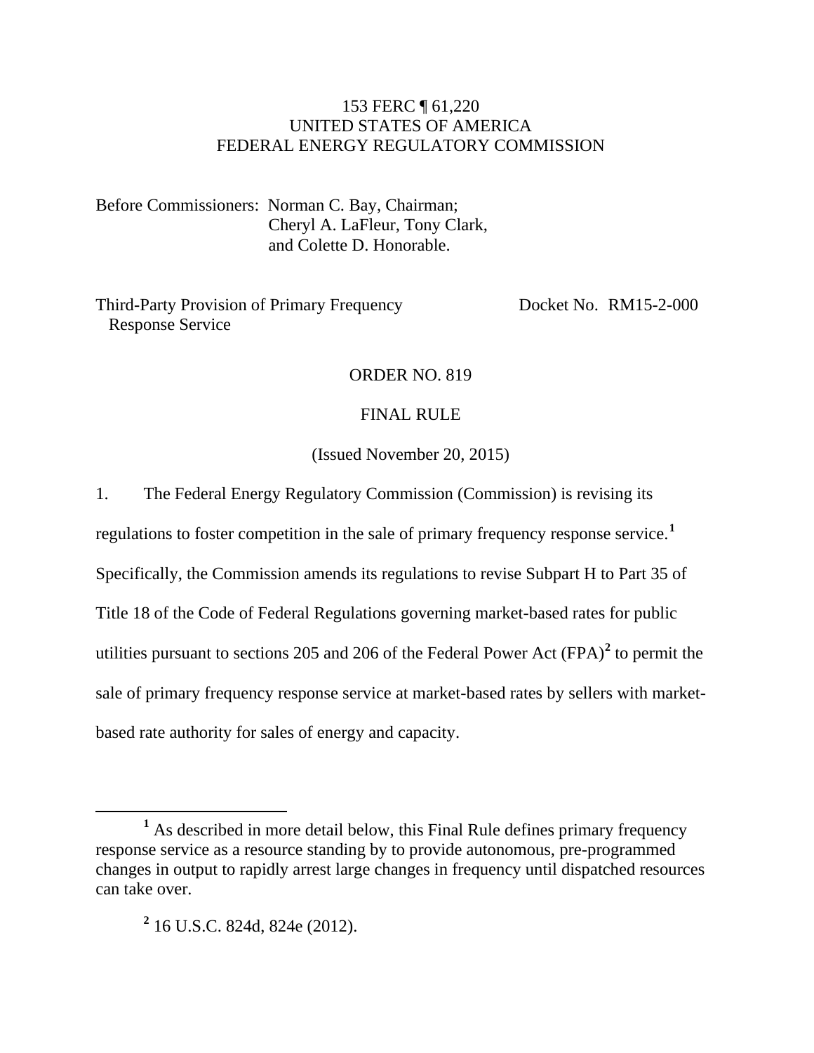153 FERC ¶ 61,220
UNITED STATES OF AMERICA
FEDERAL ENERGY REGULATORY COMMISSION

Before Commissioners: Norman C. Bay, Chairman;
Cheryl A. LaFleur, Tony Clark,
and Colette D. Honorable.

Third-Party Provision of Primary Frequency Response Service — Docket No. RM15-2-000

ORDER NO. 819

FINAL RULE

(Issued November 20, 2015)

1. The Federal Energy Regulatory Commission (Commission) is revising its regulations to foster competition in the sale of primary frequency response service.[1] Specifically, the Commission amends its regulations to revise Subpart H to Part 35 of Title 18 of the Code of Federal Regulations governing market-based rates for public utilities pursuant to sections 205 and 206 of the Federal Power Act (FPA)[2] to permit the sale of primary frequency response service at market-based rates by sellers with market-based rate authority for sales of energy and capacity.

---

[1] As described in more detail below, this Final Rule defines primary frequency response service as a resource standing by to provide autonomous, pre-programmed changes in output to rapidly arrest large changes in frequency until dispatched resources can take over.

[2] 16 U.S.C. 824d, 824e (2012).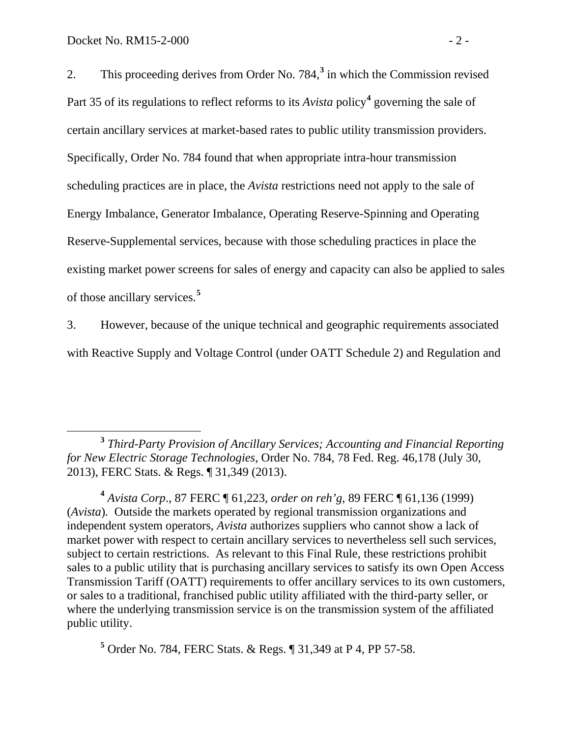2. This proceeding derives from Order No. 784,[3] in which the Commission revised Part 35 of its regulations to reflect reforms to its *Avista* policy[4] governing the sale of certain ancillary services at market-based rates to public utility transmission providers. Specifically, Order No. 784 found that when appropriate intra-hour transmission scheduling practices are in place, the *Avista* restrictions need not apply to the sale of Energy Imbalance, Generator Imbalance, Operating Reserve-Spinning and Operating Reserve-Supplemental services, because with those scheduling practices in place the existing market power screens for sales of energy and capacity can also be applied to sales of those ancillary services.[5]

3. However, because of the unique technical and geographic requirements associated with Reactive Supply and Voltage Control (under OATT Schedule 2) and Regulation and

---

[3] *Third-Party Provision of Ancillary Services; Accounting and Financial Reporting for New Electric Storage Technologies*, Order No. 784, 78 Fed. Reg. 46,178 (July 30, 2013), FERC Stats. & Regs. ¶ 31,349 (2013).

[4] *Avista Corp*., 87 FERC ¶ 61,223, *order on reh'g*, 89 FERC ¶ 61,136 (1999) (*Avista*). Outside the markets operated by regional transmission organizations and independent system operators, *Avista* authorizes suppliers who cannot show a lack of market power with respect to certain ancillary services to nevertheless sell such services, subject to certain restrictions. As relevant to this Final Rule, these restrictions prohibit sales to a public utility that is purchasing ancillary services to satisfy its own Open Access Transmission Tariff (OATT) requirements to offer ancillary services to its own customers, or sales to a traditional, franchised public utility affiliated with the third-party seller, or where the underlying transmission service is on the transmission system of the affiliated public utility.

[5] Order No. 784, FERC Stats. & Regs. ¶ 31,349 at P 4, PP 57-58.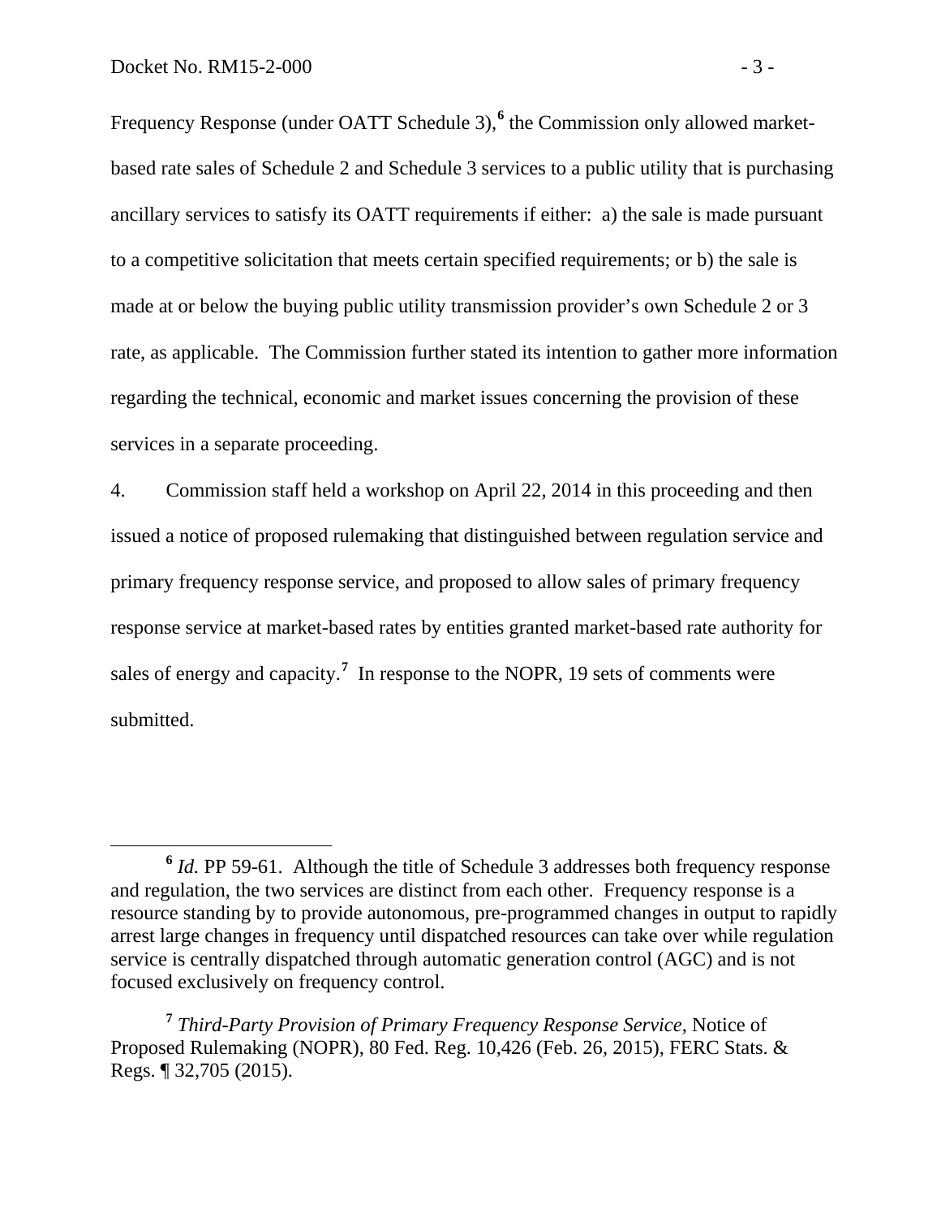Frequency Response (under OATT Schedule 3),[6] the Commission only allowed market-based rate sales of Schedule 2 and Schedule 3 services to a public utility that is purchasing ancillary services to satisfy its OATT requirements if either: a) the sale is made pursuant to a competitive solicitation that meets certain specified requirements; or b) the sale is made at or below the buying public utility transmission provider's own Schedule 2 or 3 rate, as applicable. The Commission further stated its intention to gather more information regarding the technical, economic and market issues concerning the provision of these services in a separate proceeding.

4. Commission staff held a workshop on April 22, 2014 in this proceeding and then issued a notice of proposed rulemaking that distinguished between regulation service and primary frequency response service, and proposed to allow sales of primary frequency response service at market-based rates by entities granted market-based rate authority for sales of energy and capacity.[7] In response to the NOPR, 19 sets of comments were submitted.

---

[6] *Id.* PP 59-61. Although the title of Schedule 3 addresses both frequency response and regulation, the two services are distinct from each other. Frequency response is a resource standing by to provide autonomous, pre-programmed changes in output to rapidly arrest large changes in frequency until dispatched resources can take over while regulation service is centrally dispatched through automatic generation control (AGC) and is not focused exclusively on frequency control.

[7] *Third-Party Provision of Primary Frequency Response Service*, Notice of Proposed Rulemaking (NOPR), 80 Fed. Reg. 10,426 (Feb. 26, 2015), FERC Stats. & Regs. ¶ 32,705 (2015).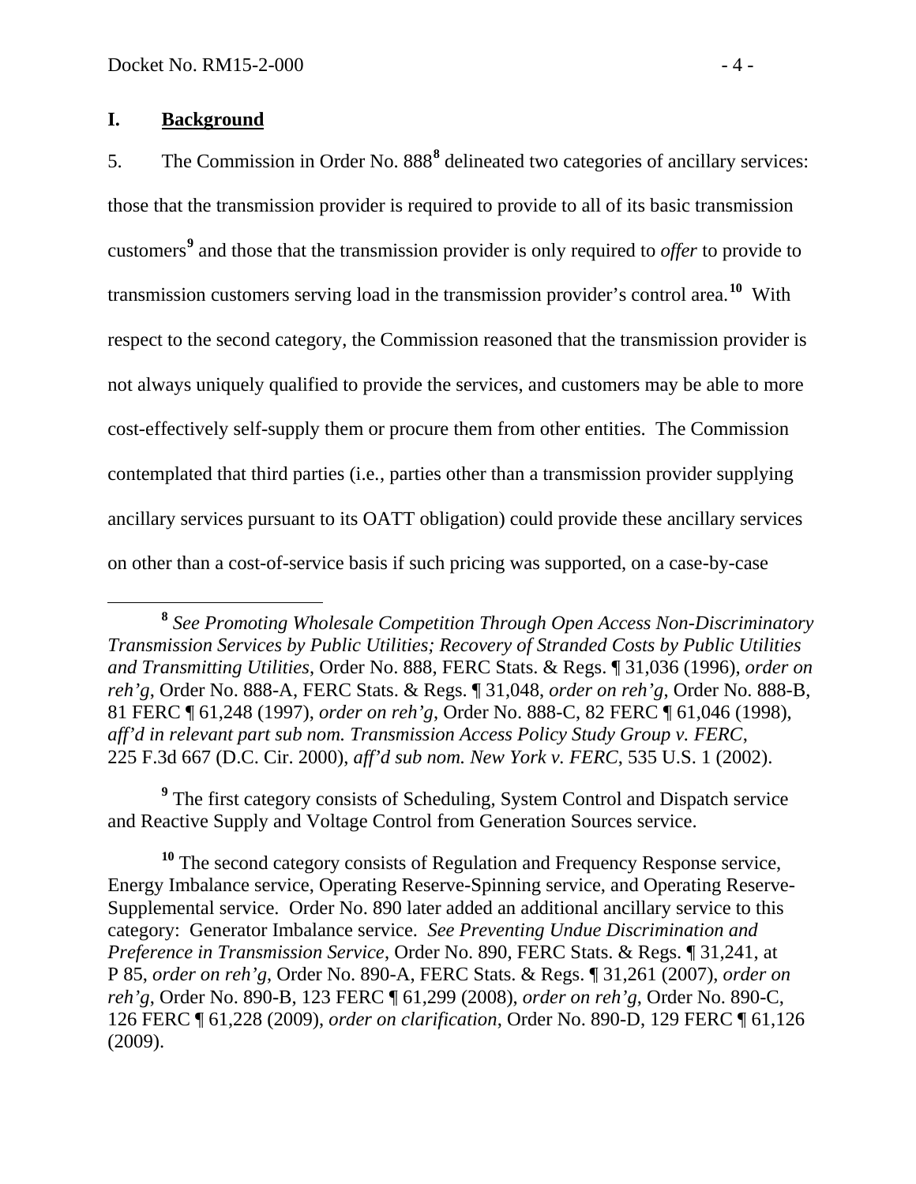## I. Background

5. The Commission in Order No. 888[8] delineated two categories of ancillary services: those that the transmission provider is required to provide to all of its basic transmission customers[9] and those that the transmission provider is only required to *offer* to provide to transmission customers serving load in the transmission provider's control area.[10] With respect to the second category, the Commission reasoned that the transmission provider is not always uniquely qualified to provide the services, and customers may be able to more cost-effectively self-supply them or procure them from other entities. The Commission contemplated that third parties (i.e., parties other than a transmission provider supplying ancillary services pursuant to its OATT obligation) could provide these ancillary services on other than a cost-of-service basis if such pricing was supported, on a case-by-case

---

[8] *See Promoting Wholesale Competition Through Open Access Non-Discriminatory Transmission Services by Public Utilities; Recovery of Stranded Costs by Public Utilities and Transmitting Utilities*, Order No. 888, FERC Stats. & Regs. ¶ 31,036 (1996), *order on reh'g*, Order No. 888-A, FERC Stats. & Regs. ¶ 31,048, *order on reh'g*, Order No. 888-B, 81 FERC ¶ 61,248 (1997), *order on reh'g*, Order No. 888-C, 82 FERC ¶ 61,046 (1998), *aff'd in relevant part sub nom. Transmission Access Policy Study Group v. FERC*, 225 F.3d 667 (D.C. Cir. 2000), *aff'd sub nom. New York v. FERC*, 535 U.S. 1 (2002).

[9] The first category consists of Scheduling, System Control and Dispatch service and Reactive Supply and Voltage Control from Generation Sources service.

[10] The second category consists of Regulation and Frequency Response service, Energy Imbalance service, Operating Reserve-Spinning service, and Operating Reserve-Supplemental service. Order No. 890 later added an additional ancillary service to this category: Generator Imbalance service. *See Preventing Undue Discrimination and Preference in Transmission Service*, Order No. 890, FERC Stats. & Regs. ¶ 31,241, at P 85, *order on reh'g*, Order No. 890-A, FERC Stats. & Regs. ¶ 31,261 (2007), *order on reh'g*, Order No. 890-B, 123 FERC ¶ 61,299 (2008), *order on reh'g*, Order No. 890-C, 126 FERC ¶ 61,228 (2009), *order on clarification*, Order No. 890-D, 129 FERC ¶ 61,126 (2009).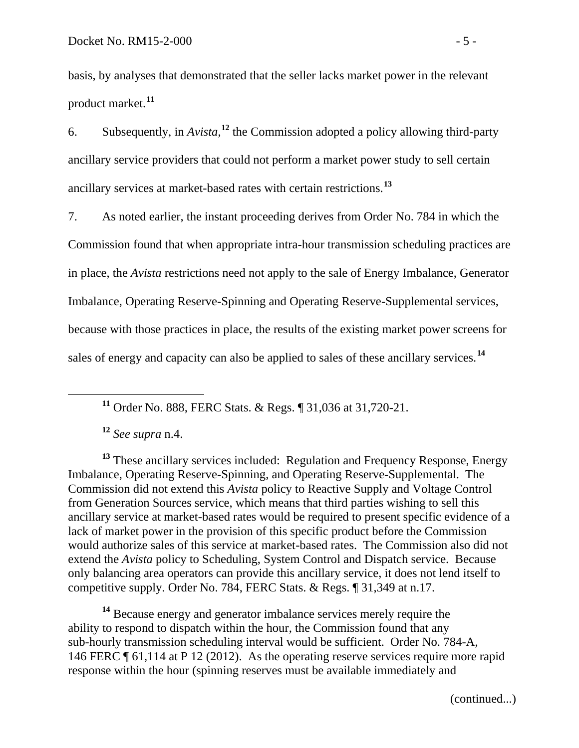basis, by analyses that demonstrated that the seller lacks market power in the relevant product market.[11]

6. Subsequently, in *Avista*,[12] the Commission adopted a policy allowing third-party ancillary service providers that could not perform a market power study to sell certain ancillary services at market-based rates with certain restrictions.[13]

7. As noted earlier, the instant proceeding derives from Order No. 784 in which the Commission found that when appropriate intra-hour transmission scheduling practices are in place, the *Avista* restrictions need not apply to the sale of Energy Imbalance, Generator Imbalance, Operating Reserve-Spinning and Operating Reserve-Supplemental services, because with those practices in place, the results of the existing market power screens for sales of energy and capacity can also be applied to sales of these ancillary services.[14]

---

[11] Order No. 888, FERC Stats. & Regs. ¶ 31,036 at 31,720-21.

[12] *See supra* n.4.

[13] These ancillary services included: Regulation and Frequency Response, Energy Imbalance, Operating Reserve-Spinning, and Operating Reserve-Supplemental. The Commission did not extend this *Avista* policy to Reactive Supply and Voltage Control from Generation Sources service, which means that third parties wishing to sell this ancillary service at market-based rates would be required to present specific evidence of a lack of market power in the provision of this specific product before the Commission would authorize sales of this service at market-based rates. The Commission also did not extend the *Avista* policy to Scheduling, System Control and Dispatch service. Because only balancing area operators can provide this ancillary service, it does not lend itself to competitive supply. Order No. 784, FERC Stats. & Regs. ¶ 31,349 at n.17.

[14] Because energy and generator imbalance services merely require the ability to respond to dispatch within the hour, the Commission found that any sub-hourly transmission scheduling interval would be sufficient. Order No. 784-A, 146 FERC ¶ 61,114 at P 12 (2012). As the operating reserve services require more rapid response within the hour (spinning reserves must be available immediately and

(continued...)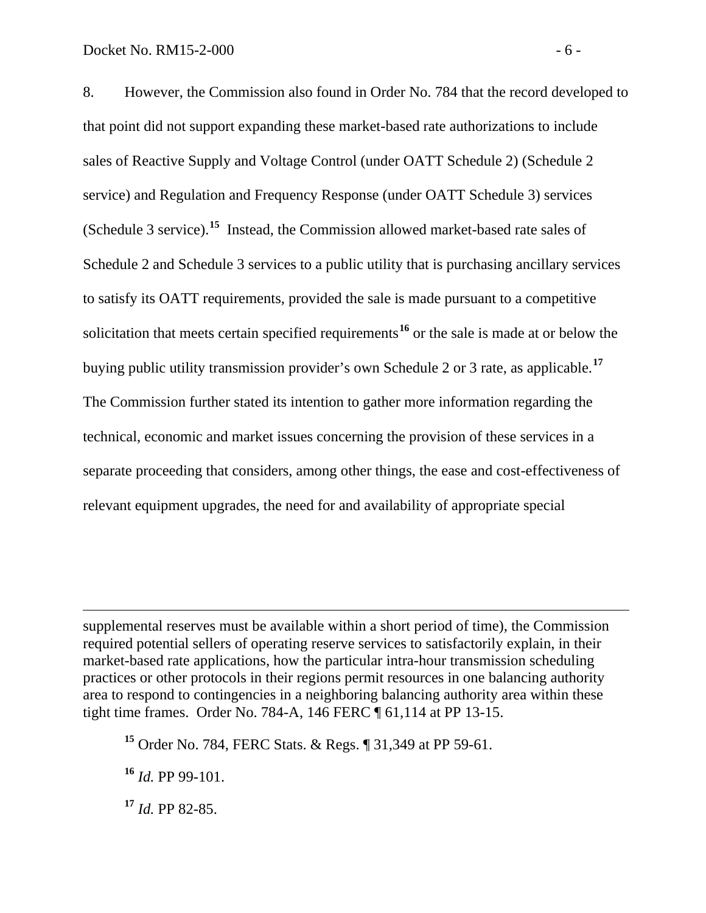8. However, the Commission also found in Order No. 784 that the record developed to that point did not support expanding these market-based rate authorizations to include sales of Reactive Supply and Voltage Control (under OATT Schedule 2) (Schedule 2 service) and Regulation and Frequency Response (under OATT Schedule 3) services (Schedule 3 service).[15] Instead, the Commission allowed market-based rate sales of Schedule 2 and Schedule 3 services to a public utility that is purchasing ancillary services to satisfy its OATT requirements, provided the sale is made pursuant to a competitive solicitation that meets certain specified requirements[16] or the sale is made at or below the buying public utility transmission provider's own Schedule 2 or 3 rate, as applicable.[17] The Commission further stated its intention to gather more information regarding the technical, economic and market issues concerning the provision of these services in a separate proceeding that considers, among other things, the ease and cost-effectiveness of relevant equipment upgrades, the need for and availability of appropriate special

---

supplemental reserves must be available within a short period of time), the Commission required potential sellers of operating reserve services to satisfactorily explain, in their market-based rate applications, how the particular intra-hour transmission scheduling practices or other protocols in their regions permit resources in one balancing authority area to respond to contingencies in a neighboring balancing authority area within these tight time frames. Order No. 784-A, 146 FERC ¶ 61,114 at PP 13-15.

[15] Order No. 784, FERC Stats. & Regs. ¶ 31,349 at PP 59-61.

[16] *Id.* PP 99-101.

[17] *Id.* PP 82-85.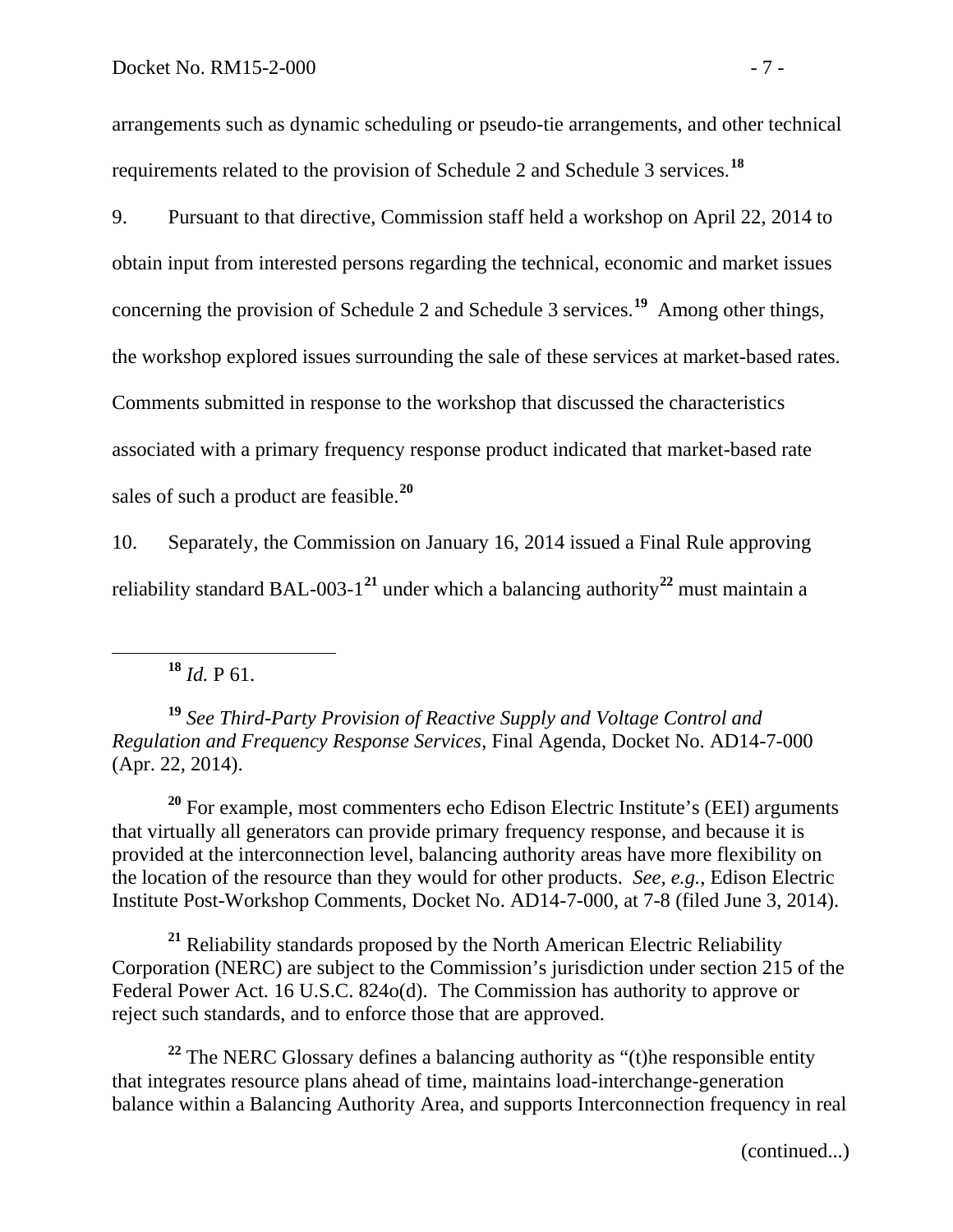arrangements such as dynamic scheduling or pseudo-tie arrangements, and other technical requirements related to the provision of Schedule 2 and Schedule 3 services.[18]

9. Pursuant to that directive, Commission staff held a workshop on April 22, 2014 to obtain input from interested persons regarding the technical, economic and market issues concerning the provision of Schedule 2 and Schedule 3 services.[19] Among other things, the workshop explored issues surrounding the sale of these services at market-based rates. Comments submitted in response to the workshop that discussed the characteristics associated with a primary frequency response product indicated that market-based rate sales of such a product are feasible.[20]

10. Separately, the Commission on January 16, 2014 issued a Final Rule approving reliability standard BAL-003-1[21] under which a balancing authority[22] must maintain a

---

[18] *Id.* P 61.

[19] *See Third-Party Provision of Reactive Supply and Voltage Control and Regulation and Frequency Response Services*, Final Agenda, Docket No. AD14-7-000 (Apr. 22, 2014).

[20] For example, most commenters echo Edison Electric Institute's (EEI) arguments that virtually all generators can provide primary frequency response, and because it is provided at the interconnection level, balancing authority areas have more flexibility on the location of the resource than they would for other products. *See, e.g.*, Edison Electric Institute Post-Workshop Comments, Docket No. AD14-7-000, at 7-8 (filed June 3, 2014).

[21] Reliability standards proposed by the North American Electric Reliability Corporation (NERC) are subject to the Commission's jurisdiction under section 215 of the Federal Power Act. 16 U.S.C. 824o(d). The Commission has authority to approve or reject such standards, and to enforce those that are approved.

[22] The NERC Glossary defines a balancing authority as "(t)he responsible entity that integrates resource plans ahead of time, maintains load-interchange-generation balance within a Balancing Authority Area, and supports Interconnection frequency in real

(continued...)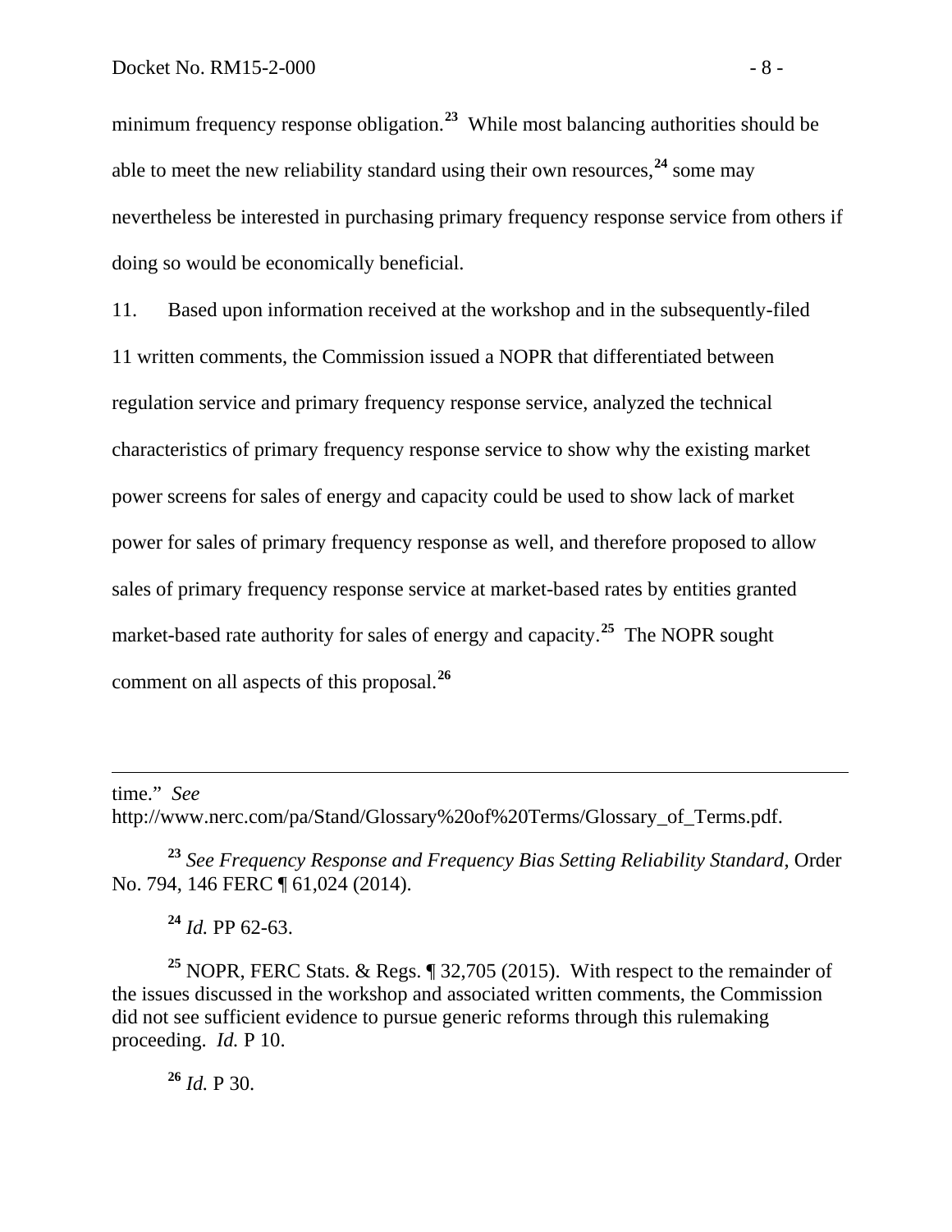minimum frequency response obligation.[23] While most balancing authorities should be able to meet the new reliability standard using their own resources,[24] some may nevertheless be interested in purchasing primary frequency response service from others if doing so would be economically beneficial.

11. Based upon information received at the workshop and in the subsequently-filed 11 written comments, the Commission issued a NOPR that differentiated between regulation service and primary frequency response service, analyzed the technical characteristics of primary frequency response service to show why the existing market power screens for sales of energy and capacity could be used to show lack of market power for sales of primary frequency response as well, and therefore proposed to allow sales of primary frequency response service at market-based rates by entities granted market-based rate authority for sales of energy and capacity.[25] The NOPR sought comment on all aspects of this proposal.[26]

---

time." *See* http://www.nerc.com/pa/Stand/Glossary%20of%20Terms/Glossary_of_Terms.pdf.

[23] *See Frequency Response and Frequency Bias Setting Reliability Standard*, Order No. 794, 146 FERC ¶ 61,024 (2014).

[24] *Id.* PP 62-63.

[25] NOPR, FERC Stats. & Regs. ¶ 32,705 (2015). With respect to the remainder of the issues discussed in the workshop and associated written comments, the Commission did not see sufficient evidence to pursue generic reforms through this rulemaking proceeding. *Id.* P 10.

[26] *Id.* P 30.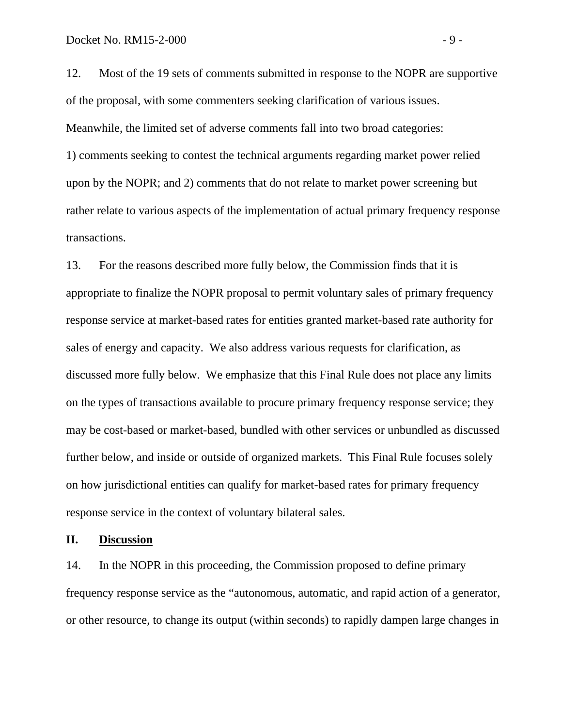12. Most of the 19 sets of comments submitted in response to the NOPR are supportive of the proposal, with some commenters seeking clarification of various issues. Meanwhile, the limited set of adverse comments fall into two broad categories: 1) comments seeking to contest the technical arguments regarding market power relied upon by the NOPR; and 2) comments that do not relate to market power screening but rather relate to various aspects of the implementation of actual primary frequency response transactions.

13. For the reasons described more fully below, the Commission finds that it is appropriate to finalize the NOPR proposal to permit voluntary sales of primary frequency response service at market-based rates for entities granted market-based rate authority for sales of energy and capacity. We also address various requests for clarification, as discussed more fully below. We emphasize that this Final Rule does not place any limits on the types of transactions available to procure primary frequency response service; they may be cost-based or market-based, bundled with other services or unbundled as discussed further below, and inside or outside of organized markets. This Final Rule focuses solely on how jurisdictional entities can qualify for market-based rates for primary frequency response service in the context of voluntary bilateral sales.

## II. Discussion

14. In the NOPR in this proceeding, the Commission proposed to define primary frequency response service as the "autonomous, automatic, and rapid action of a generator, or other resource, to change its output (within seconds) to rapidly dampen large changes in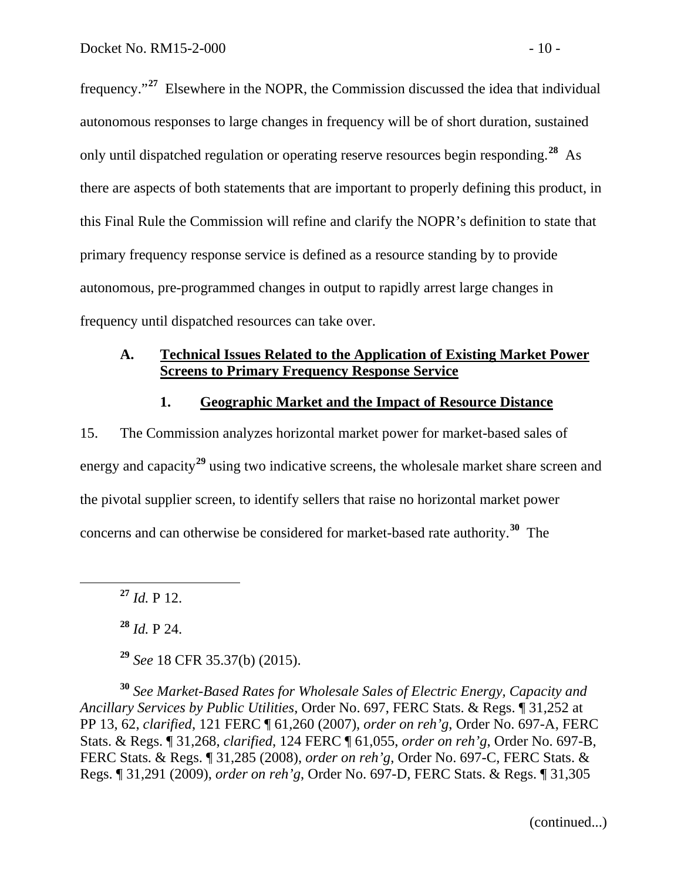frequency."[27] Elsewhere in the NOPR, the Commission discussed the idea that individual autonomous responses to large changes in frequency will be of short duration, sustained only until dispatched regulation or operating reserve resources begin responding.[28] As there are aspects of both statements that are important to properly defining this product, in this Final Rule the Commission will refine and clarify the NOPR's definition to state that primary frequency response service is defined as a resource standing by to provide autonomous, pre-programmed changes in output to rapidly arrest large changes in frequency until dispatched resources can take over.

### A. Technical Issues Related to the Application of Existing Market Power Screens to Primary Frequency Response Service

#### 1. Geographic Market and the Impact of Resource Distance

15. The Commission analyzes horizontal market power for market-based sales of energy and capacity[29] using two indicative screens, the wholesale market share screen and the pivotal supplier screen, to identify sellers that raise no horizontal market power concerns and can otherwise be considered for market-based rate authority.[30] The

---

[27] *Id.* P 12.

[28] *Id.* P 24.

[29] *See* 18 CFR 35.37(b) (2015).

[30] *See Market-Based Rates for Wholesale Sales of Electric Energy, Capacity and Ancillary Services by Public Utilities*, Order No. 697, FERC Stats. & Regs. ¶ 31,252 at PP 13, 62, *clarified*, 121 FERC ¶ 61,260 (2007), *order on reh'g*, Order No. 697-A, FERC Stats. & Regs. ¶ 31,268, *clarified*, 124 FERC ¶ 61,055, *order on reh'g*, Order No. 697-B, FERC Stats. & Regs. ¶ 31,285 (2008), *order on reh'g*, Order No. 697-C, FERC Stats. & Regs. ¶ 31,291 (2009), *order on reh'g*, Order No. 697-D, FERC Stats. & Regs. ¶ 31,305

(continued...)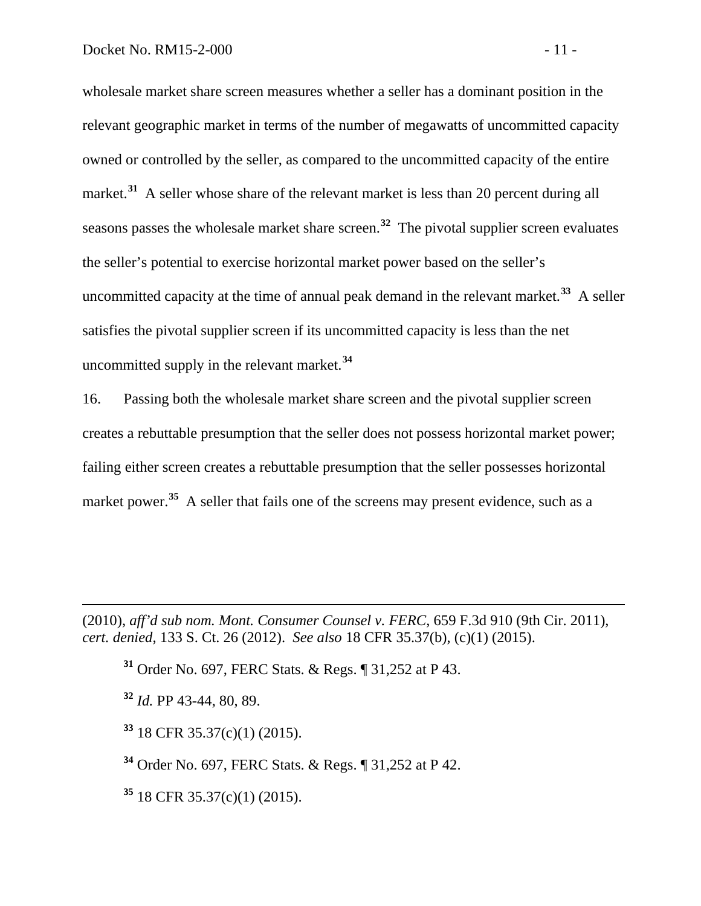wholesale market share screen measures whether a seller has a dominant position in the relevant geographic market in terms of the number of megawatts of uncommitted capacity owned or controlled by the seller, as compared to the uncommitted capacity of the entire market.[31] A seller whose share of the relevant market is less than 20 percent during all seasons passes the wholesale market share screen.[32] The pivotal supplier screen evaluates the seller's potential to exercise horizontal market power based on the seller's uncommitted capacity at the time of annual peak demand in the relevant market.[33] A seller satisfies the pivotal supplier screen if its uncommitted capacity is less than the net uncommitted supply in the relevant market.[34]

16. Passing both the wholesale market share screen and the pivotal supplier screen creates a rebuttable presumption that the seller does not possess horizontal market power; failing either screen creates a rebuttable presumption that the seller possesses horizontal market power.[35] A seller that fails one of the screens may present evidence, such as a

---

(2010), *aff'd sub nom. Mont. Consumer Counsel v. FERC*, 659 F.3d 910 (9th Cir. 2011), *cert. denied*, 133 S. Ct. 26 (2012). *See also* 18 CFR 35.37(b), (c)(1) (2015).

[31] Order No. 697, FERC Stats. & Regs. ¶ 31,252 at P 43.

[32] *Id.* PP 43-44, 80, 89.

[33] 18 CFR 35.37(c)(1) (2015).

[34] Order No. 697, FERC Stats. & Regs. ¶ 31,252 at P 42.

[35] 18 CFR 35.37(c)(1) (2015).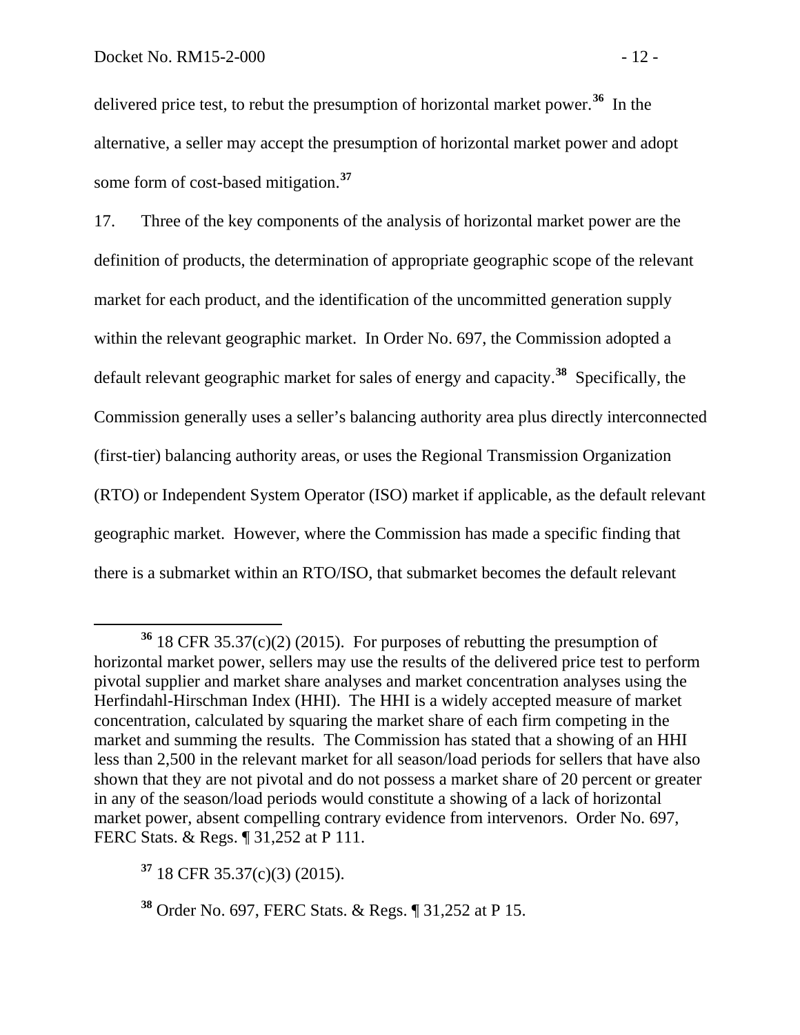delivered price test, to rebut the presumption of horizontal market power.[36] In the alternative, a seller may accept the presumption of horizontal market power and adopt some form of cost-based mitigation.[37]

17. Three of the key components of the analysis of horizontal market power are the definition of products, the determination of appropriate geographic scope of the relevant market for each product, and the identification of the uncommitted generation supply within the relevant geographic market. In Order No. 697, the Commission adopted a default relevant geographic market for sales of energy and capacity.[38] Specifically, the Commission generally uses a seller's balancing authority area plus directly interconnected (first-tier) balancing authority areas, or uses the Regional Transmission Organization (RTO) or Independent System Operator (ISO) market if applicable, as the default relevant geographic market. However, where the Commission has made a specific finding that there is a submarket within an RTO/ISO, that submarket becomes the default relevant

---

[36] 18 CFR 35.37(c)(2) (2015). For purposes of rebutting the presumption of horizontal market power, sellers may use the results of the delivered price test to perform pivotal supplier and market share analyses and market concentration analyses using the Herfindahl-Hirschman Index (HHI). The HHI is a widely accepted measure of market concentration, calculated by squaring the market share of each firm competing in the market and summing the results. The Commission has stated that a showing of an HHI less than 2,500 in the relevant market for all season/load periods for sellers that have also shown that they are not pivotal and do not possess a market share of 20 percent or greater in any of the season/load periods would constitute a showing of a lack of horizontal market power, absent compelling contrary evidence from intervenors. Order No. 697, FERC Stats. & Regs. ¶ 31,252 at P 111.

[37] 18 CFR 35.37(c)(3) (2015).

[38] Order No. 697, FERC Stats. & Regs. ¶ 31,252 at P 15.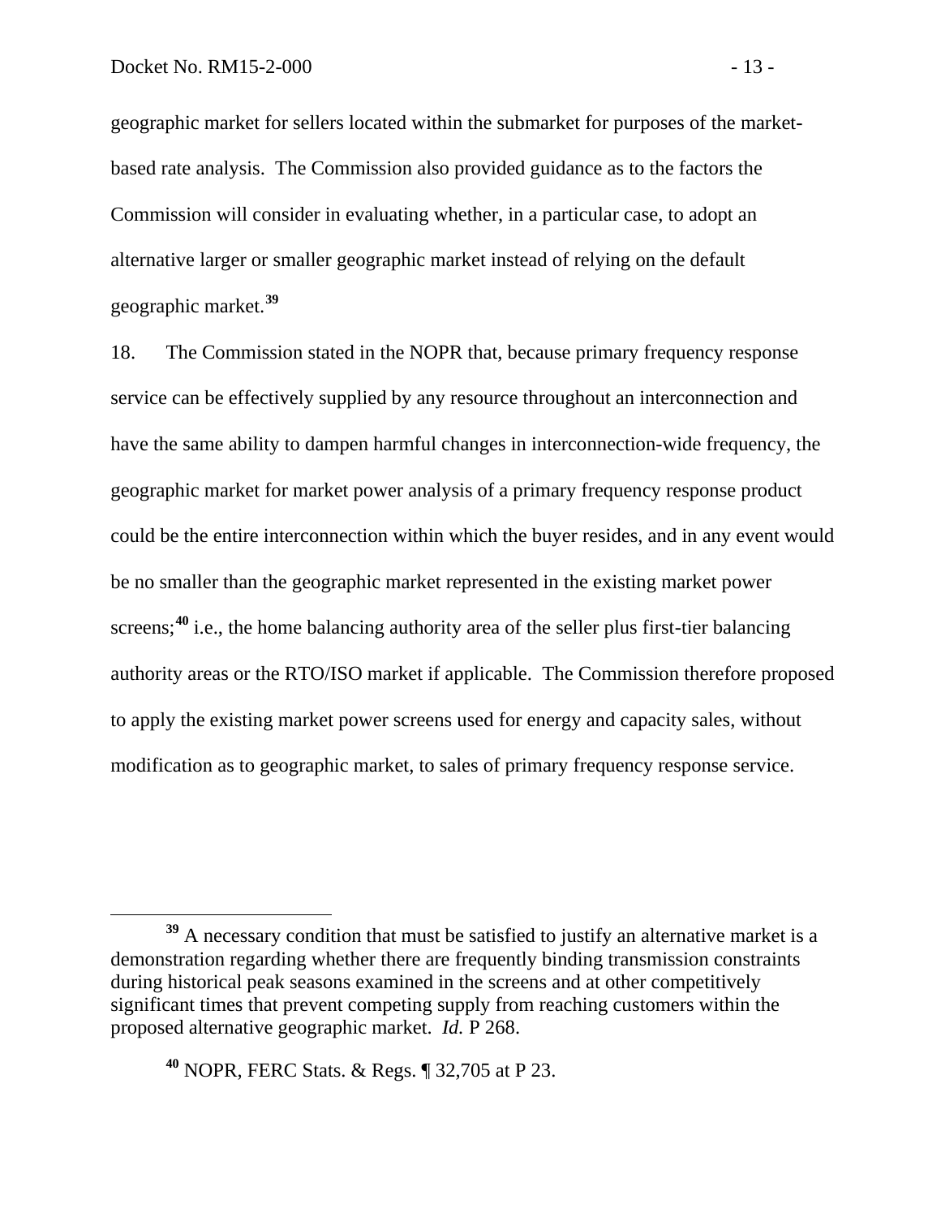geographic market for sellers located within the submarket for purposes of the market-based rate analysis. The Commission also provided guidance as to the factors the Commission will consider in evaluating whether, in a particular case, to adopt an alternative larger or smaller geographic market instead of relying on the default geographic market.[39]

18. The Commission stated in the NOPR that, because primary frequency response service can be effectively supplied by any resource throughout an interconnection and have the same ability to dampen harmful changes in interconnection-wide frequency, the geographic market for market power analysis of a primary frequency response product could be the entire interconnection within which the buyer resides, and in any event would be no smaller than the geographic market represented in the existing market power screens;[40] i.e., the home balancing authority area of the seller plus first-tier balancing authority areas or the RTO/ISO market if applicable. The Commission therefore proposed to apply the existing market power screens used for energy and capacity sales, without modification as to geographic market, to sales of primary frequency response service.

---

[39] A necessary condition that must be satisfied to justify an alternative market is a demonstration regarding whether there are frequently binding transmission constraints during historical peak seasons examined in the screens and at other competitively significant times that prevent competing supply from reaching customers within the proposed alternative geographic market. *Id.* P 268.

[40] NOPR, FERC Stats. & Regs. ¶ 32,705 at P 23.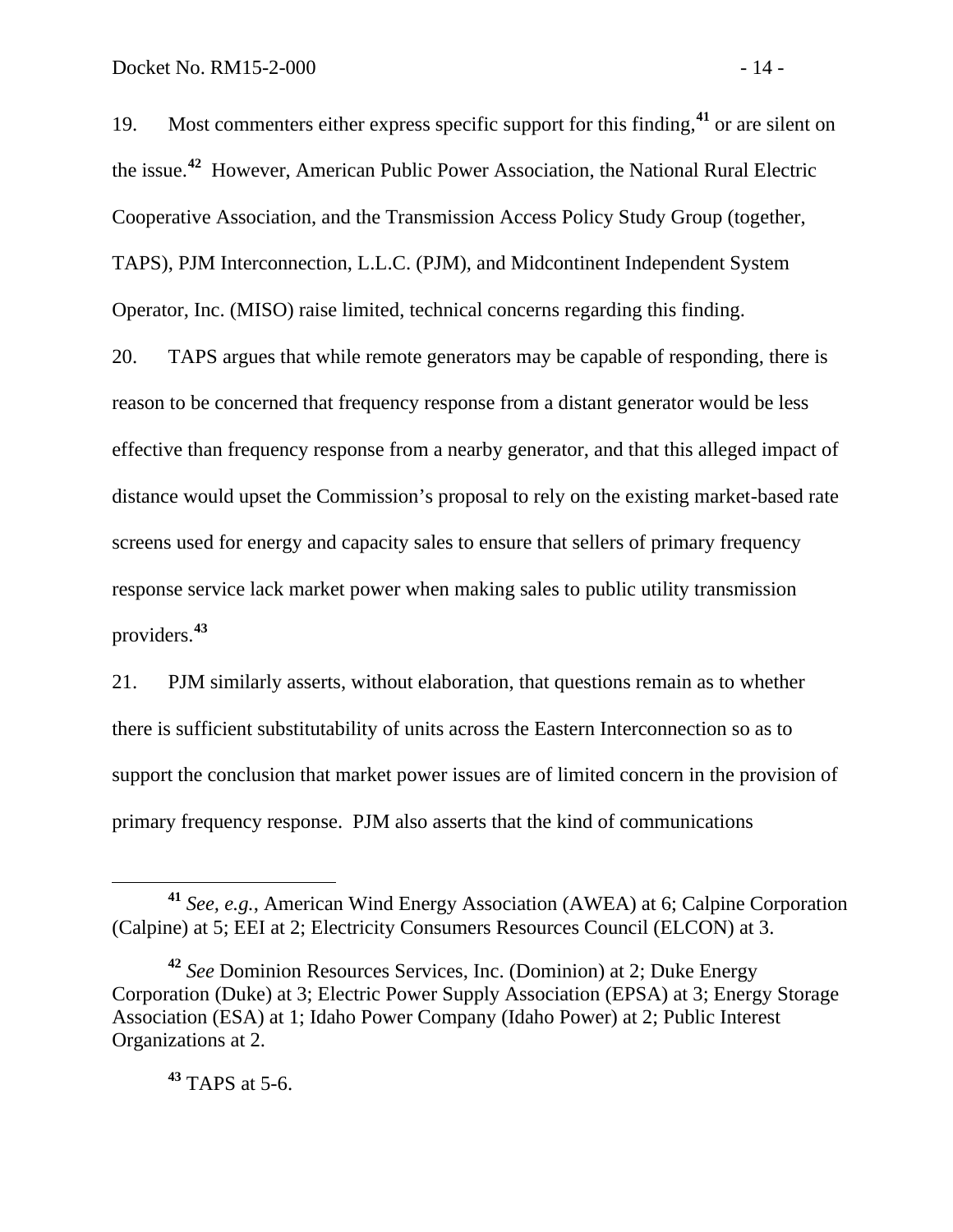19. Most commenters either express specific support for this finding,[41] or are silent on the issue.[42] However, American Public Power Association, the National Rural Electric Cooperative Association, and the Transmission Access Policy Study Group (together, TAPS), PJM Interconnection, L.L.C. (PJM), and Midcontinent Independent System Operator, Inc. (MISO) raise limited, technical concerns regarding this finding.

20. TAPS argues that while remote generators may be capable of responding, there is reason to be concerned that frequency response from a distant generator would be less effective than frequency response from a nearby generator, and that this alleged impact of distance would upset the Commission's proposal to rely on the existing market-based rate screens used for energy and capacity sales to ensure that sellers of primary frequency response service lack market power when making sales to public utility transmission providers.[43]

21. PJM similarly asserts, without elaboration, that questions remain as to whether there is sufficient substitutability of units across the Eastern Interconnection so as to support the conclusion that market power issues are of limited concern in the provision of primary frequency response. PJM also asserts that the kind of communications

---

[41] *See, e.g.*, American Wind Energy Association (AWEA) at 6; Calpine Corporation (Calpine) at 5; EEI at 2; Electricity Consumers Resources Council (ELCON) at 3.

[42] *See* Dominion Resources Services, Inc. (Dominion) at 2; Duke Energy Corporation (Duke) at 3; Electric Power Supply Association (EPSA) at 3; Energy Storage Association (ESA) at 1; Idaho Power Company (Idaho Power) at 2; Public Interest Organizations at 2.

[43] TAPS at 5-6.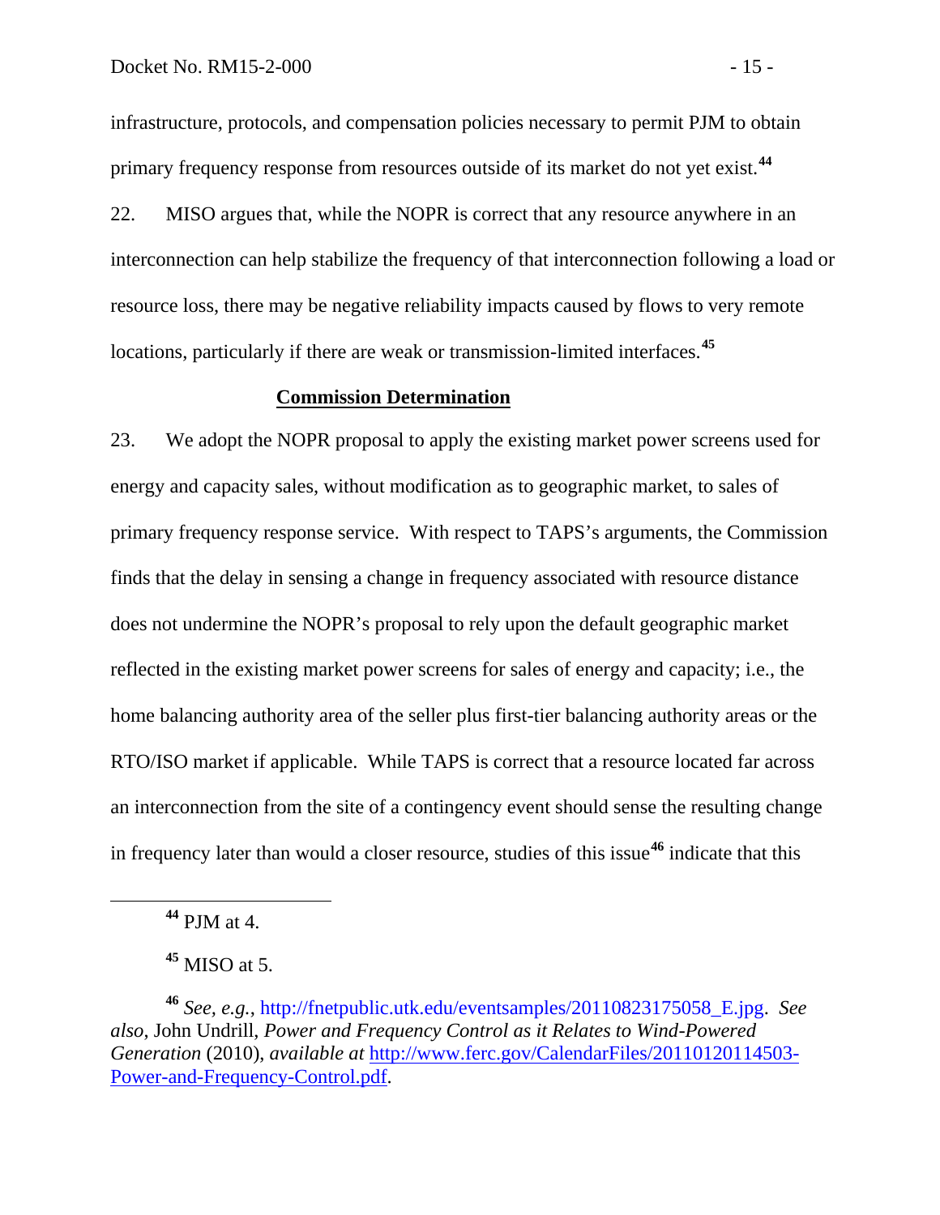infrastructure, protocols, and compensation policies necessary to permit PJM to obtain primary frequency response from resources outside of its market do not yet exist.[44]

22. MISO argues that, while the NOPR is correct that any resource anywhere in an interconnection can help stabilize the frequency of that interconnection following a load or resource loss, there may be negative reliability impacts caused by flows to very remote locations, particularly if there are weak or transmission-limited interfaces.[45]

**Commission Determination**

23. We adopt the NOPR proposal to apply the existing market power screens used for energy and capacity sales, without modification as to geographic market, to sales of primary frequency response service. With respect to TAPS's arguments, the Commission finds that the delay in sensing a change in frequency associated with resource distance does not undermine the NOPR's proposal to rely upon the default geographic market reflected in the existing market power screens for sales of energy and capacity; i.e., the home balancing authority area of the seller plus first-tier balancing authority areas or the RTO/ISO market if applicable. While TAPS is correct that a resource located far across an interconnection from the site of a contingency event should sense the resulting change in frequency later than would a closer resource, studies of this issue[46] indicate that this

---

[44] PJM at 4.

[45] MISO at 5.

[46] *See, e.g.*, http://fnetpublic.utk.edu/eventsamples/20110823175058_E.jpg. *See also*, John Undrill, *Power and Frequency Control as it Relates to Wind-Powered Generation* (2010), *available at* http://www.ferc.gov/CalendarFiles/20110120114503-Power-and-Frequency-Control.pdf.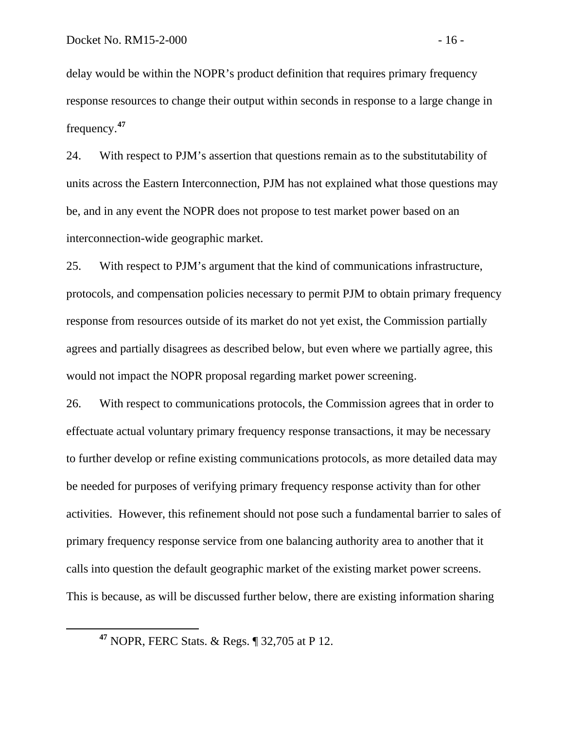delay would be within the NOPR's product definition that requires primary frequency response resources to change their output within seconds in response to a large change in frequency.[47]

24. With respect to PJM's assertion that questions remain as to the substitutability of units across the Eastern Interconnection, PJM has not explained what those questions may be, and in any event the NOPR does not propose to test market power based on an interconnection-wide geographic market.

25. With respect to PJM's argument that the kind of communications infrastructure, protocols, and compensation policies necessary to permit PJM to obtain primary frequency response from resources outside of its market do not yet exist, the Commission partially agrees and partially disagrees as described below, but even where we partially agree, this would not impact the NOPR proposal regarding market power screening.

26. With respect to communications protocols, the Commission agrees that in order to effectuate actual voluntary primary frequency response transactions, it may be necessary to further develop or refine existing communications protocols, as more detailed data may be needed for purposes of verifying primary frequency response activity than for other activities. However, this refinement should not pose such a fundamental barrier to sales of primary frequency response service from one balancing authority area to another that it calls into question the default geographic market of the existing market power screens. This is because, as will be discussed further below, there are existing information sharing

[47] NOPR, FERC Stats. & Regs. ¶ 32,705 at P 12.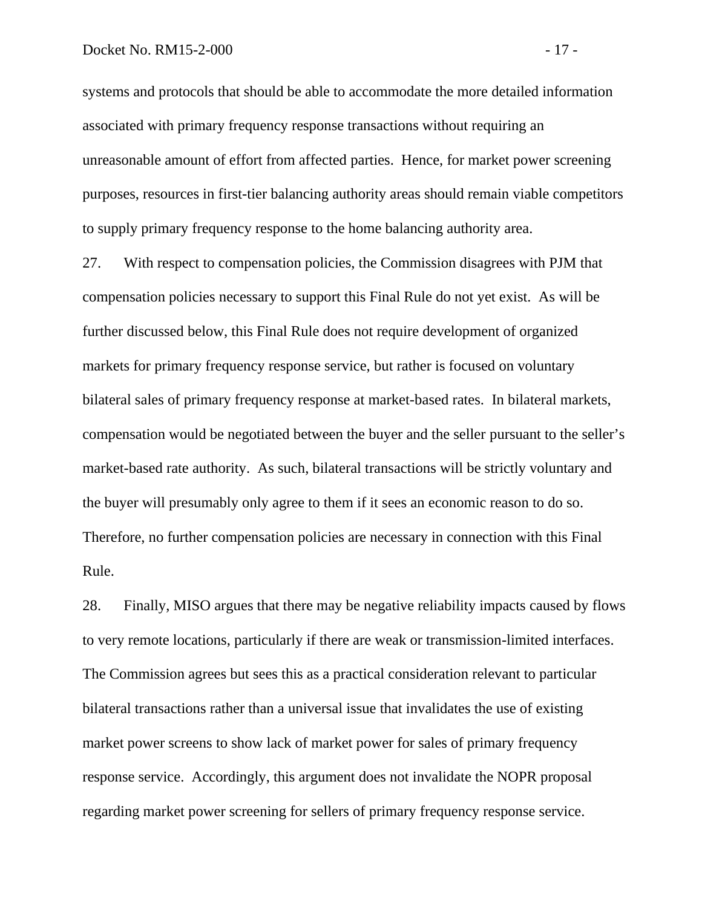systems and protocols that should be able to accommodate the more detailed information associated with primary frequency response transactions without requiring an unreasonable amount of effort from affected parties. Hence, for market power screening purposes, resources in first-tier balancing authority areas should remain viable competitors to supply primary frequency response to the home balancing authority area.

27. With respect to compensation policies, the Commission disagrees with PJM that compensation policies necessary to support this Final Rule do not yet exist. As will be further discussed below, this Final Rule does not require development of organized markets for primary frequency response service, but rather is focused on voluntary bilateral sales of primary frequency response at market-based rates. In bilateral markets, compensation would be negotiated between the buyer and the seller pursuant to the seller's market-based rate authority. As such, bilateral transactions will be strictly voluntary and the buyer will presumably only agree to them if it sees an economic reason to do so. Therefore, no further compensation policies are necessary in connection with this Final Rule.

28. Finally, MISO argues that there may be negative reliability impacts caused by flows to very remote locations, particularly if there are weak or transmission-limited interfaces. The Commission agrees but sees this as a practical consideration relevant to particular bilateral transactions rather than a universal issue that invalidates the use of existing market power screens to show lack of market power for sales of primary frequency response service. Accordingly, this argument does not invalidate the NOPR proposal regarding market power screening for sellers of primary frequency response service.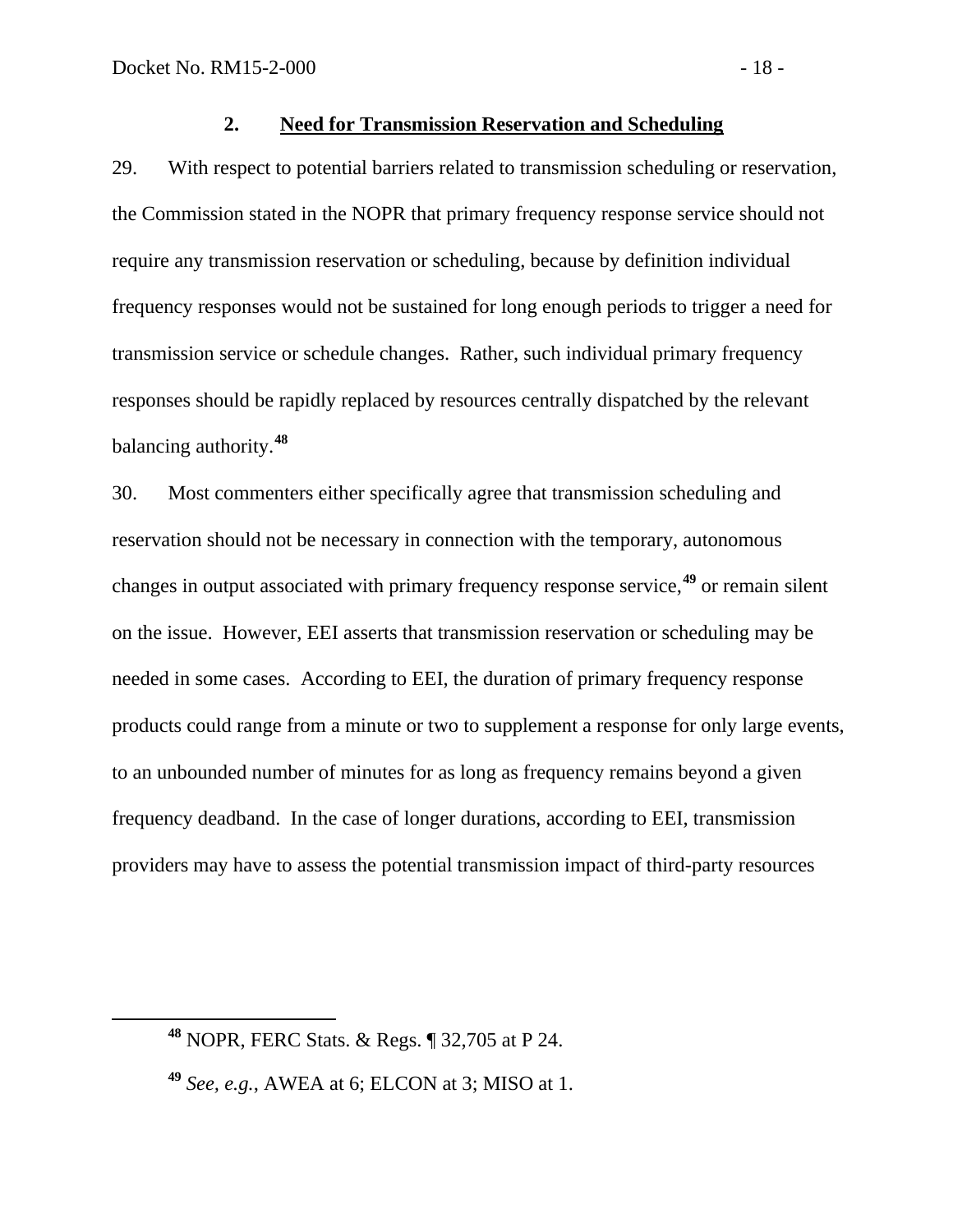### 2. **Need for Transmission Reservation and Scheduling**

29. With respect to potential barriers related to transmission scheduling or reservation, the Commission stated in the NOPR that primary frequency response service should not require any transmission reservation or scheduling, because by definition individual frequency responses would not be sustained for long enough periods to trigger a need for transmission service or schedule changes. Rather, such individual primary frequency responses should be rapidly replaced by resources centrally dispatched by the relevant balancing authority.[48]

30. Most commenters either specifically agree that transmission scheduling and reservation should not be necessary in connection with the temporary, autonomous changes in output associated with primary frequency response service,[49] or remain silent on the issue. However, EEI asserts that transmission reservation or scheduling may be needed in some cases. According to EEI, the duration of primary frequency response products could range from a minute or two to supplement a response for only large events, to an unbounded number of minutes for as long as frequency remains beyond a given frequency deadband. In the case of longer durations, according to EEI, transmission providers may have to assess the potential transmission impact of third-party resources

---

[48] NOPR, FERC Stats. & Regs. ¶ 32,705 at P 24.

[49] *See, e.g.*, AWEA at 6; ELCON at 3; MISO at 1.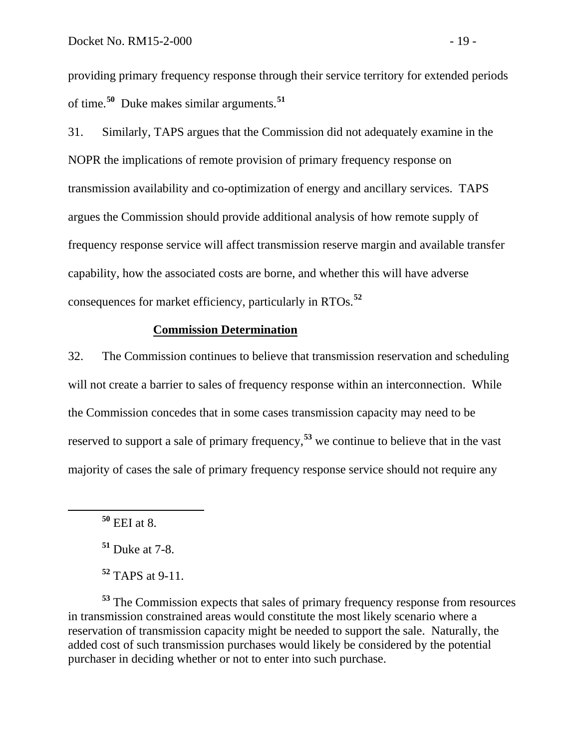providing primary frequency response through their service territory for extended periods of time.[50] Duke makes similar arguments.[51]

31. Similarly, TAPS argues that the Commission did not adequately examine in the NOPR the implications of remote provision of primary frequency response on transmission availability and co-optimization of energy and ancillary services. TAPS argues the Commission should provide additional analysis of how remote supply of frequency response service will affect transmission reserve margin and available transfer capability, how the associated costs are borne, and whether this will have adverse consequences for market efficiency, particularly in RTOs.[52]

**Commission Determination**

32. The Commission continues to believe that transmission reservation and scheduling will not create a barrier to sales of frequency response within an interconnection. While the Commission concedes that in some cases transmission capacity may need to be reserved to support a sale of primary frequency,[53] we continue to believe that in the vast majority of cases the sale of primary frequency response service should not require any

---

[50] EEI at 8.

[51] Duke at 7-8.

[52] TAPS at 9-11.

[53] The Commission expects that sales of primary frequency response from resources in transmission constrained areas would constitute the most likely scenario where a reservation of transmission capacity might be needed to support the sale. Naturally, the added cost of such transmission purchases would likely be considered by the potential purchaser in deciding whether or not to enter into such purchase.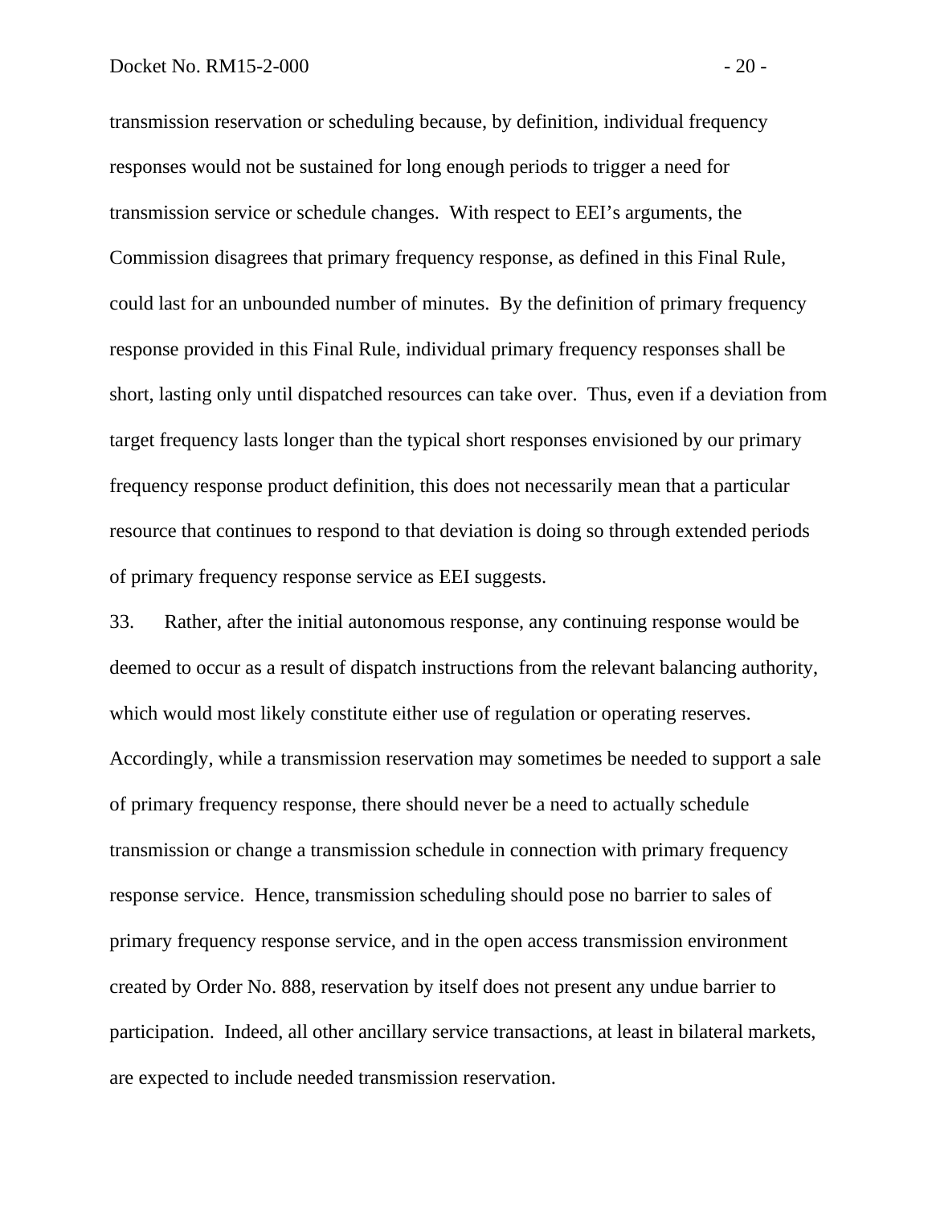transmission reservation or scheduling because, by definition, individual frequency responses would not be sustained for long enough periods to trigger a need for transmission service or schedule changes. With respect to EEI's arguments, the Commission disagrees that primary frequency response, as defined in this Final Rule, could last for an unbounded number of minutes. By the definition of primary frequency response provided in this Final Rule, individual primary frequency responses shall be short, lasting only until dispatched resources can take over. Thus, even if a deviation from target frequency lasts longer than the typical short responses envisioned by our primary frequency response product definition, this does not necessarily mean that a particular resource that continues to respond to that deviation is doing so through extended periods of primary frequency response service as EEI suggests.

33. Rather, after the initial autonomous response, any continuing response would be deemed to occur as a result of dispatch instructions from the relevant balancing authority, which would most likely constitute either use of regulation or operating reserves. Accordingly, while a transmission reservation may sometimes be needed to support a sale of primary frequency response, there should never be a need to actually schedule transmission or change a transmission schedule in connection with primary frequency response service. Hence, transmission scheduling should pose no barrier to sales of primary frequency response service, and in the open access transmission environment created by Order No. 888, reservation by itself does not present any undue barrier to participation. Indeed, all other ancillary service transactions, at least in bilateral markets, are expected to include needed transmission reservation.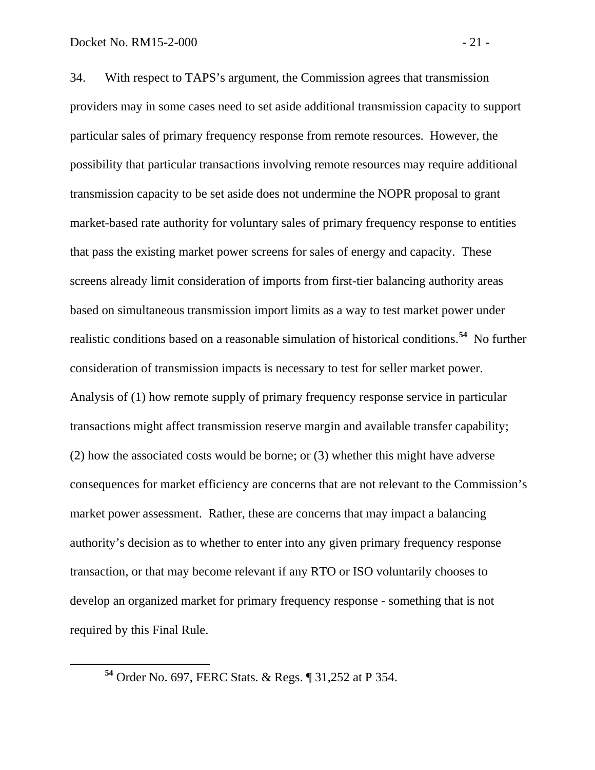34. With respect to TAPS's argument, the Commission agrees that transmission providers may in some cases need to set aside additional transmission capacity to support particular sales of primary frequency response from remote resources. However, the possibility that particular transactions involving remote resources may require additional transmission capacity to be set aside does not undermine the NOPR proposal to grant market-based rate authority for voluntary sales of primary frequency response to entities that pass the existing market power screens for sales of energy and capacity. These screens already limit consideration of imports from first-tier balancing authority areas based on simultaneous transmission import limits as a way to test market power under realistic conditions based on a reasonable simulation of historical conditions.[54] No further consideration of transmission impacts is necessary to test for seller market power. Analysis of (1) how remote supply of primary frequency response service in particular transactions might affect transmission reserve margin and available transfer capability; (2) how the associated costs would be borne; or (3) whether this might have adverse consequences for market efficiency are concerns that are not relevant to the Commission's market power assessment. Rather, these are concerns that may impact a balancing authority's decision as to whether to enter into any given primary frequency response transaction, or that may become relevant if any RTO or ISO voluntarily chooses to develop an organized market for primary frequency response - something that is not required by this Final Rule.

---

[54] Order No. 697, FERC Stats. & Regs. ¶ 31,252 at P 354.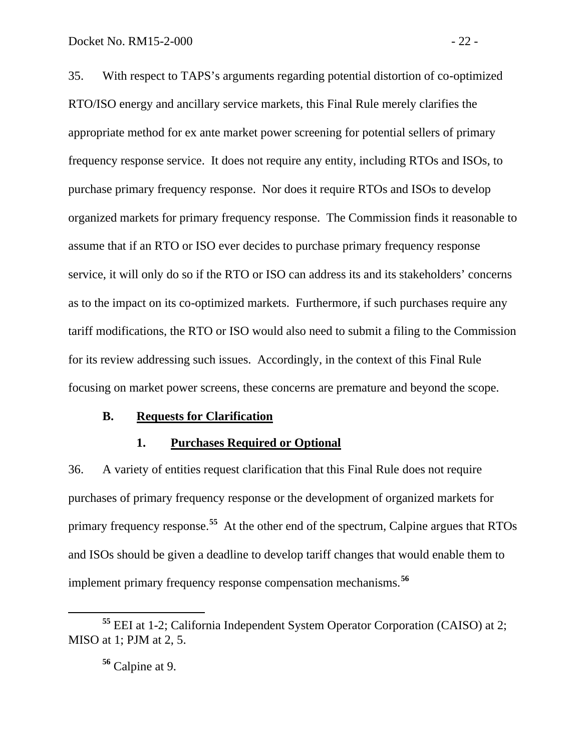35. With respect to TAPS's arguments regarding potential distortion of co-optimized RTO/ISO energy and ancillary service markets, this Final Rule merely clarifies the appropriate method for ex ante market power screening for potential sellers of primary frequency response service. It does not require any entity, including RTOs and ISOs, to purchase primary frequency response. Nor does it require RTOs and ISOs to develop organized markets for primary frequency response. The Commission finds it reasonable to assume that if an RTO or ISO ever decides to purchase primary frequency response service, it will only do so if the RTO or ISO can address its and its stakeholders' concerns as to the impact on its co-optimized markets. Furthermore, if such purchases require any tariff modifications, the RTO or ISO would also need to submit a filing to the Commission for its review addressing such issues. Accordingly, in the context of this Final Rule focusing on market power screens, these concerns are premature and beyond the scope.

### B. Requests for Clarification

#### 1. Purchases Required or Optional

36. A variety of entities request clarification that this Final Rule does not require purchases of primary frequency response or the development of organized markets for primary frequency response.[55] At the other end of the spectrum, Calpine argues that RTOs and ISOs should be given a deadline to develop tariff changes that would enable them to implement primary frequency response compensation mechanisms.[56]

---

[55] EEI at 1-2; California Independent System Operator Corporation (CAISO) at 2; MISO at 1; PJM at 2, 5.

[56] Calpine at 9.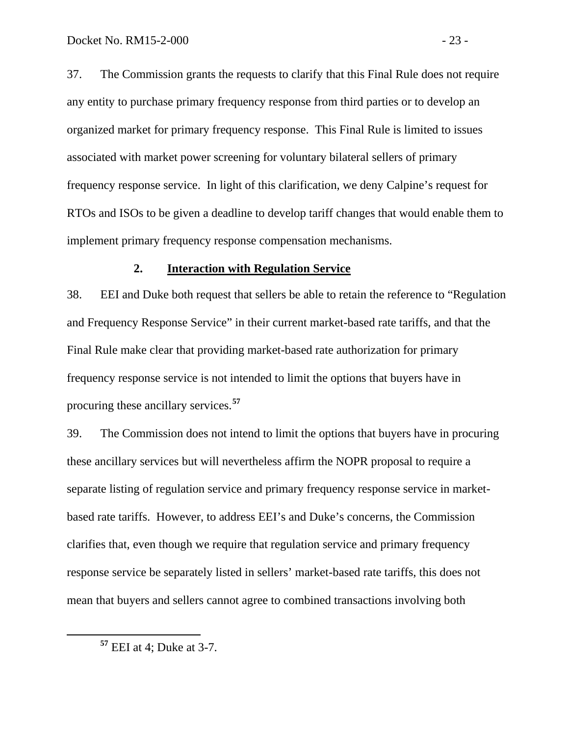37. The Commission grants the requests to clarify that this Final Rule does not require any entity to purchase primary frequency response from third parties or to develop an organized market for primary frequency response. This Final Rule is limited to issues associated with market power screening for voluntary bilateral sellers of primary frequency response service. In light of this clarification, we deny Calpine's request for RTOs and ISOs to be given a deadline to develop tariff changes that would enable them to implement primary frequency response compensation mechanisms.

### 2. Interaction with Regulation Service

38. EEI and Duke both request that sellers be able to retain the reference to "Regulation and Frequency Response Service" in their current market-based rate tariffs, and that the Final Rule make clear that providing market-based rate authorization for primary frequency response service is not intended to limit the options that buyers have in procuring these ancillary services.[57]

39. The Commission does not intend to limit the options that buyers have in procuring these ancillary services but will nevertheless affirm the NOPR proposal to require a separate listing of regulation service and primary frequency response service in market-based rate tariffs. However, to address EEI's and Duke's concerns, the Commission clarifies that, even though we require that regulation service and primary frequency response service be separately listed in sellers' market-based rate tariffs, this does not mean that buyers and sellers cannot agree to combined transactions involving both

[57] EEI at 4; Duke at 3-7.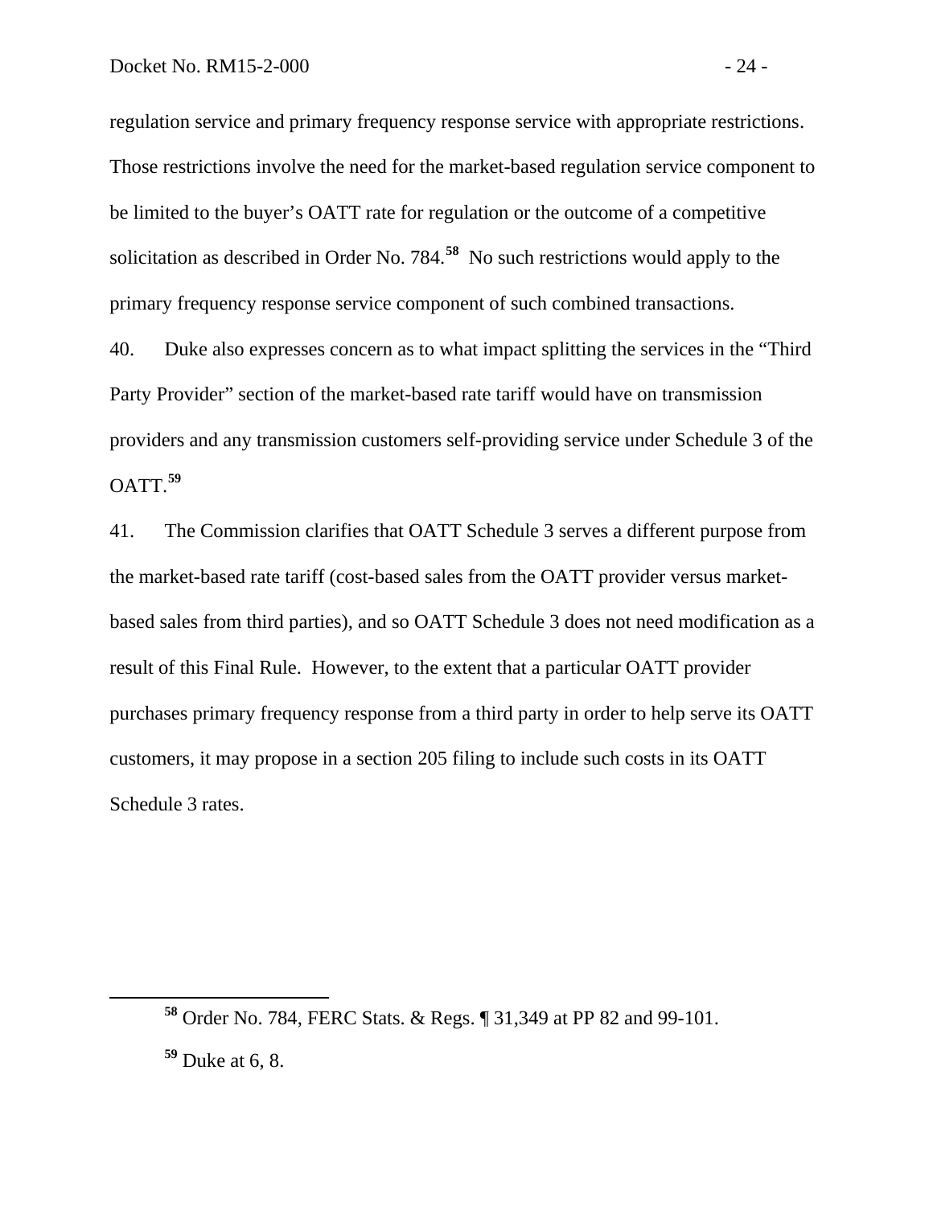regulation service and primary frequency response service with appropriate restrictions. Those restrictions involve the need for the market-based regulation service component to be limited to the buyer's OATT rate for regulation or the outcome of a competitive solicitation as described in Order No. 784.[58] No such restrictions would apply to the primary frequency response service component of such combined transactions.

40. Duke also expresses concern as to what impact splitting the services in the "Third Party Provider" section of the market-based rate tariff would have on transmission providers and any transmission customers self-providing service under Schedule 3 of the OATT.[59]

41. The Commission clarifies that OATT Schedule 3 serves a different purpose from the market-based rate tariff (cost-based sales from the OATT provider versus market-based sales from third parties), and so OATT Schedule 3 does not need modification as a result of this Final Rule. However, to the extent that a particular OATT provider purchases primary frequency response from a third party in order to help serve its OATT customers, it may propose in a section 205 filing to include such costs in its OATT Schedule 3 rates.

---

[58] Order No. 784, FERC Stats. & Regs. ¶ 31,349 at PP 82 and 99-101.

[59] Duke at 6, 8.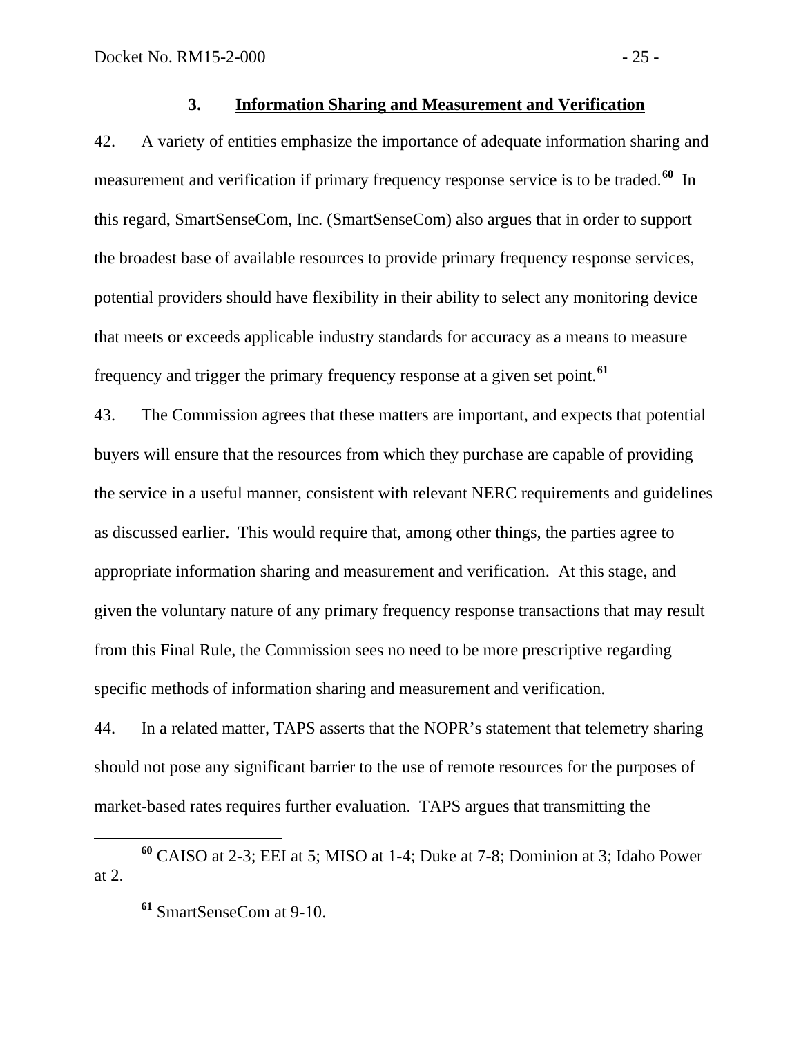### 3. Information Sharing and Measurement and Verification

42. A variety of entities emphasize the importance of adequate information sharing and measurement and verification if primary frequency response service is to be traded.[60] In this regard, SmartSenseCom, Inc. (SmartSenseCom) also argues that in order to support the broadest base of available resources to provide primary frequency response services, potential providers should have flexibility in their ability to select any monitoring device that meets or exceeds applicable industry standards for accuracy as a means to measure frequency and trigger the primary frequency response at a given set point.[61]

43. The Commission agrees that these matters are important, and expects that potential buyers will ensure that the resources from which they purchase are capable of providing the service in a useful manner, consistent with relevant NERC requirements and guidelines as discussed earlier. This would require that, among other things, the parties agree to appropriate information sharing and measurement and verification. At this stage, and given the voluntary nature of any primary frequency response transactions that may result from this Final Rule, the Commission sees no need to be more prescriptive regarding specific methods of information sharing and measurement and verification.

44. In a related matter, TAPS asserts that the NOPR's statement that telemetry sharing should not pose any significant barrier to the use of remote resources for the purposes of market-based rates requires further evaluation. TAPS argues that transmitting the

---

[60] CAISO at 2-3; EEI at 5; MISO at 1-4; Duke at 7-8; Dominion at 3; Idaho Power at 2.

[61] SmartSenseCom at 9-10.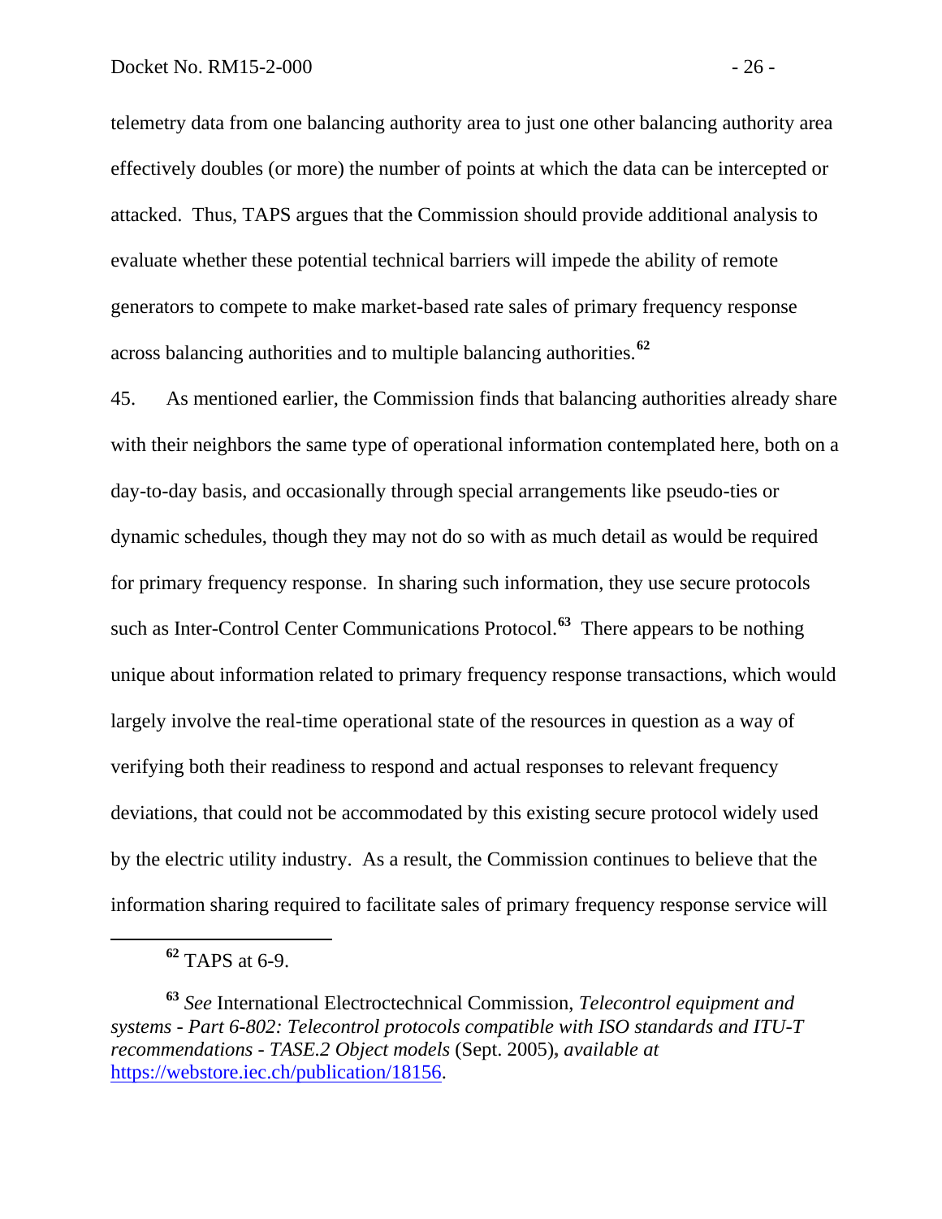telemetry data from one balancing authority area to just one other balancing authority area effectively doubles (or more) the number of points at which the data can be intercepted or attacked. Thus, TAPS argues that the Commission should provide additional analysis to evaluate whether these potential technical barriers will impede the ability of remote generators to compete to make market-based rate sales of primary frequency response across balancing authorities and to multiple balancing authorities.[62]

45. As mentioned earlier, the Commission finds that balancing authorities already share with their neighbors the same type of operational information contemplated here, both on a day-to-day basis, and occasionally through special arrangements like pseudo-ties or dynamic schedules, though they may not do so with as much detail as would be required for primary frequency response. In sharing such information, they use secure protocols such as Inter-Control Center Communications Protocol.[63] There appears to be nothing unique about information related to primary frequency response transactions, which would largely involve the real-time operational state of the resources in question as a way of verifying both their readiness to respond and actual responses to relevant frequency deviations, that could not be accommodated by this existing secure protocol widely used by the electric utility industry. As a result, the Commission continues to believe that the information sharing required to facilitate sales of primary frequency response service will

---

[62] TAPS at 6-9.

[63] *See* International Electroctechnical Commission, *Telecontrol equipment and systems - Part 6-802: Telecontrol protocols compatible with ISO standards and ITU-T recommendations - TASE.2 Object models* (Sept. 2005), *available at* https://webstore.iec.ch/publication/18156.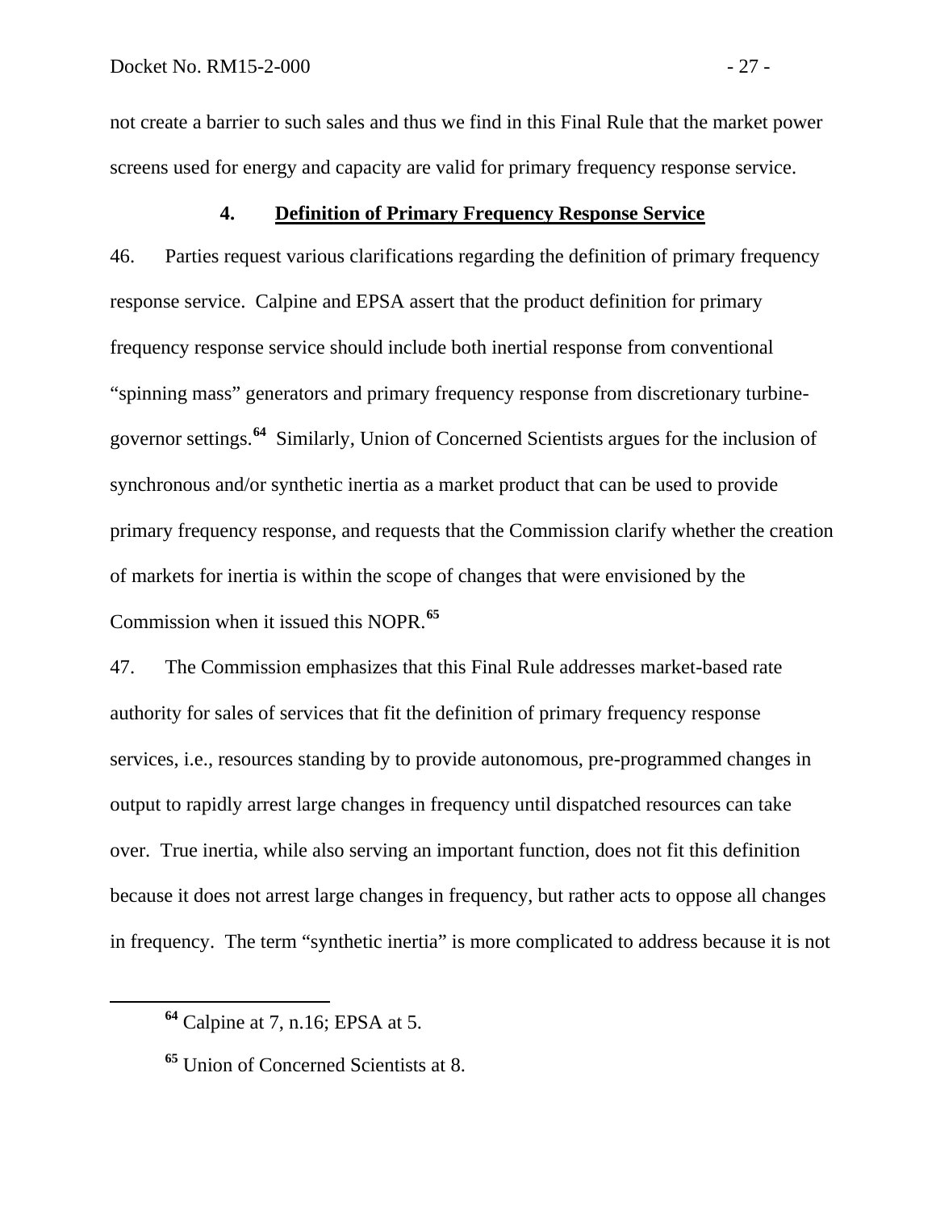not create a barrier to such sales and thus we find in this Final Rule that the market power screens used for energy and capacity are valid for primary frequency response service.

### 4. Definition of Primary Frequency Response Service

46. Parties request various clarifications regarding the definition of primary frequency response service. Calpine and EPSA assert that the product definition for primary frequency response service should include both inertial response from conventional "spinning mass" generators and primary frequency response from discretionary turbine-governor settings.[64] Similarly, Union of Concerned Scientists argues for the inclusion of synchronous and/or synthetic inertia as a market product that can be used to provide primary frequency response, and requests that the Commission clarify whether the creation of markets for inertia is within the scope of changes that were envisioned by the Commission when it issued this NOPR.[65]

47. The Commission emphasizes that this Final Rule addresses market-based rate authority for sales of services that fit the definition of primary frequency response services, i.e., resources standing by to provide autonomous, pre-programmed changes in output to rapidly arrest large changes in frequency until dispatched resources can take over. True inertia, while also serving an important function, does not fit this definition because it does not arrest large changes in frequency, but rather acts to oppose all changes in frequency. The term "synthetic inertia" is more complicated to address because it is not

[64] Calpine at 7, n.16; EPSA at 5.

[65] Union of Concerned Scientists at 8.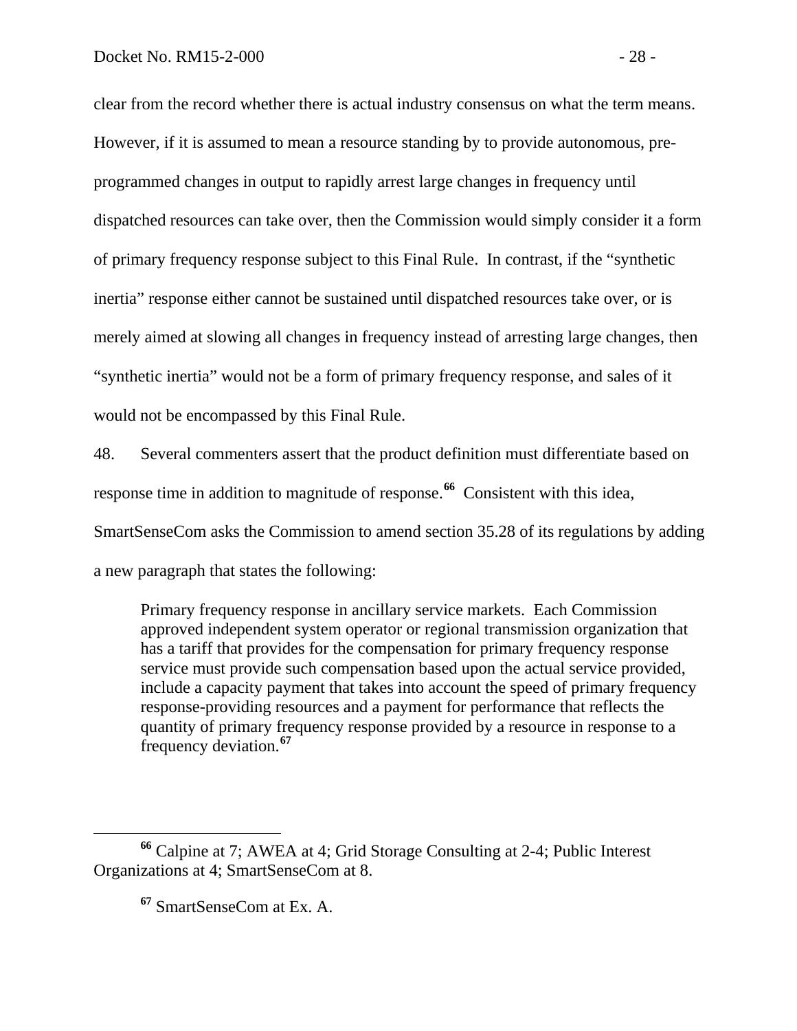clear from the record whether there is actual industry consensus on what the term means. However, if it is assumed to mean a resource standing by to provide autonomous, pre-programmed changes in output to rapidly arrest large changes in frequency until dispatched resources can take over, then the Commission would simply consider it a form of primary frequency response subject to this Final Rule. In contrast, if the "synthetic inertia" response either cannot be sustained until dispatched resources take over, or is merely aimed at slowing all changes in frequency instead of arresting large changes, then "synthetic inertia" would not be a form of primary frequency response, and sales of it would not be encompassed by this Final Rule.

48. Several commenters assert that the product definition must differentiate based on response time in addition to magnitude of response.[66] Consistent with this idea, SmartSenseCom asks the Commission to amend section 35.28 of its regulations by adding a new paragraph that states the following:

> Primary frequency response in ancillary service markets. Each Commission approved independent system operator or regional transmission organization that has a tariff that provides for the compensation for primary frequency response service must provide such compensation based upon the actual service provided, include a capacity payment that takes into account the speed of primary frequency response-providing resources and a payment for performance that reflects the quantity of primary frequency response provided by a resource in response to a frequency deviation.[67]

[66] Calpine at 7; AWEA at 4; Grid Storage Consulting at 2-4; Public Interest Organizations at 4; SmartSenseCom at 8.

[67] SmartSenseCom at Ex. A.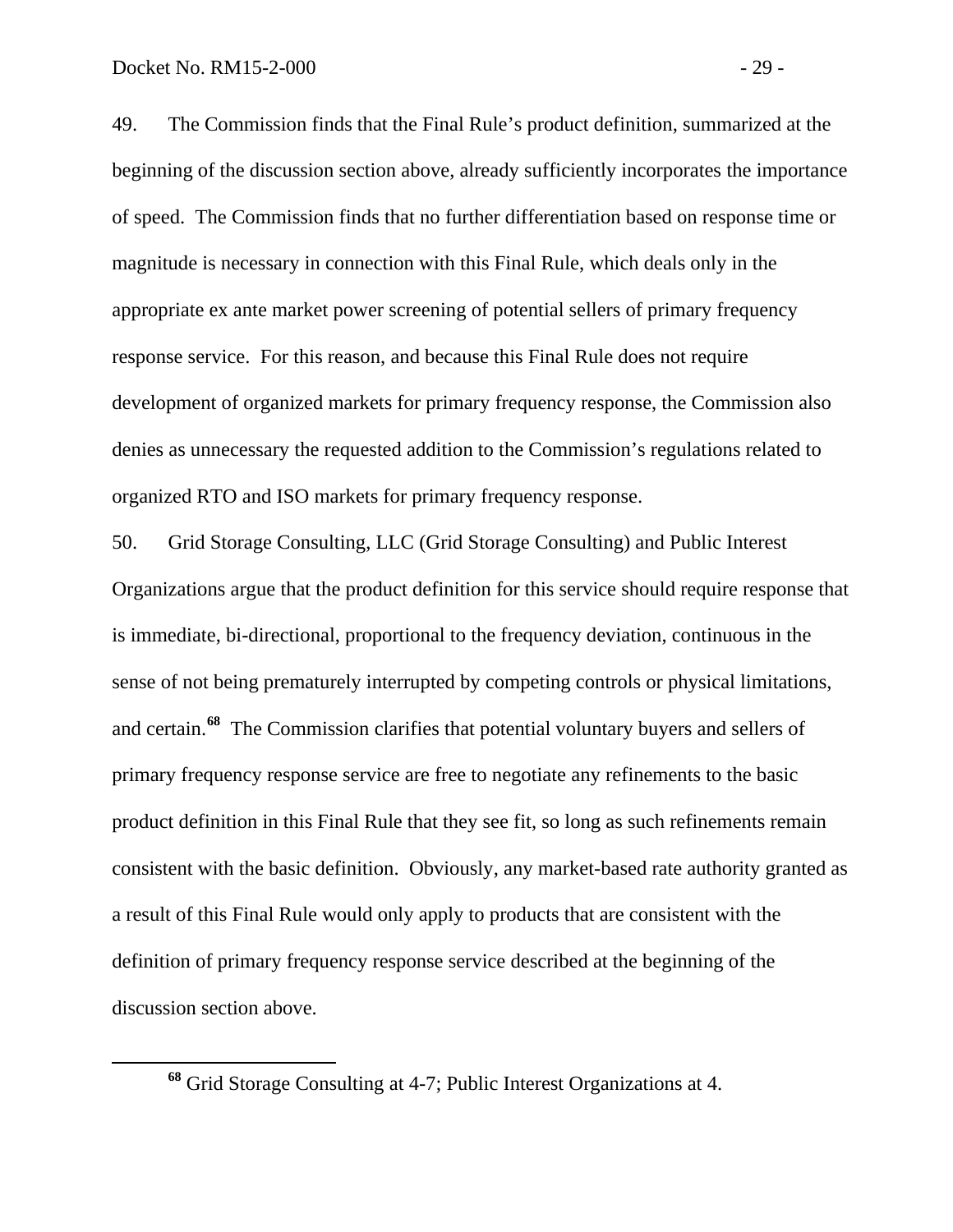49. The Commission finds that the Final Rule's product definition, summarized at the beginning of the discussion section above, already sufficiently incorporates the importance of speed. The Commission finds that no further differentiation based on response time or magnitude is necessary in connection with this Final Rule, which deals only in the appropriate ex ante market power screening of potential sellers of primary frequency response service. For this reason, and because this Final Rule does not require development of organized markets for primary frequency response, the Commission also denies as unnecessary the requested addition to the Commission's regulations related to organized RTO and ISO markets for primary frequency response.

50. Grid Storage Consulting, LLC (Grid Storage Consulting) and Public Interest Organizations argue that the product definition for this service should require response that is immediate, bi-directional, proportional to the frequency deviation, continuous in the sense of not being prematurely interrupted by competing controls or physical limitations, and certain.[68] The Commission clarifies that potential voluntary buyers and sellers of primary frequency response service are free to negotiate any refinements to the basic product definition in this Final Rule that they see fit, so long as such refinements remain consistent with the basic definition. Obviously, any market-based rate authority granted as a result of this Final Rule would only apply to products that are consistent with the definition of primary frequency response service described at the beginning of the discussion section above.

---

[68] Grid Storage Consulting at 4-7; Public Interest Organizations at 4.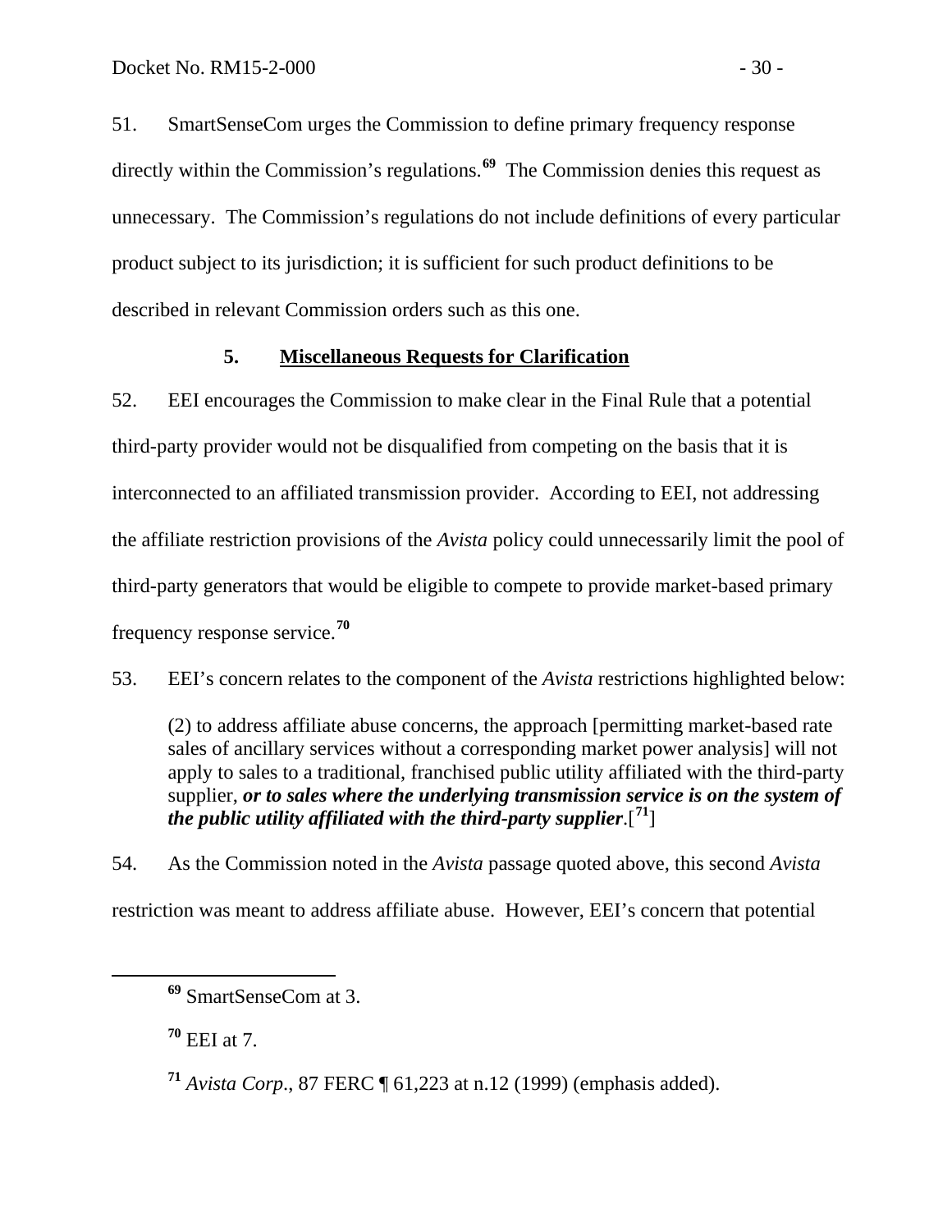51. SmartSenseCom urges the Commission to define primary frequency response directly within the Commission's regulations.[69] The Commission denies this request as unnecessary. The Commission's regulations do not include definitions of every particular product subject to its jurisdiction; it is sufficient for such product definitions to be described in relevant Commission orders such as this one.

### 5. Miscellaneous Requests for Clarification

52. EEI encourages the Commission to make clear in the Final Rule that a potential third-party provider would not be disqualified from competing on the basis that it is interconnected to an affiliated transmission provider. According to EEI, not addressing the affiliate restriction provisions of the *Avista* policy could unnecessarily limit the pool of third-party generators that would be eligible to compete to provide market-based primary frequency response service.[70]

53. EEI's concern relates to the component of the *Avista* restrictions highlighted below:

> (2) to address affiliate abuse concerns, the approach [permitting market-based rate sales of ancillary services without a corresponding market power analysis] will not apply to sales to a traditional, franchised public utility affiliated with the third-party supplier, ***or to sales where the underlying transmission service is on the system of the public utility affiliated with the third-party supplier***.[[71]]

54. As the Commission noted in the *Avista* passage quoted above, this second *Avista* restriction was meant to address affiliate abuse. However, EEI's concern that potential

---

[69] SmartSenseCom at 3.

[70] EEI at 7.

[71] *Avista Corp*., 87 FERC ¶ 61,223 at n.12 (1999) (emphasis added).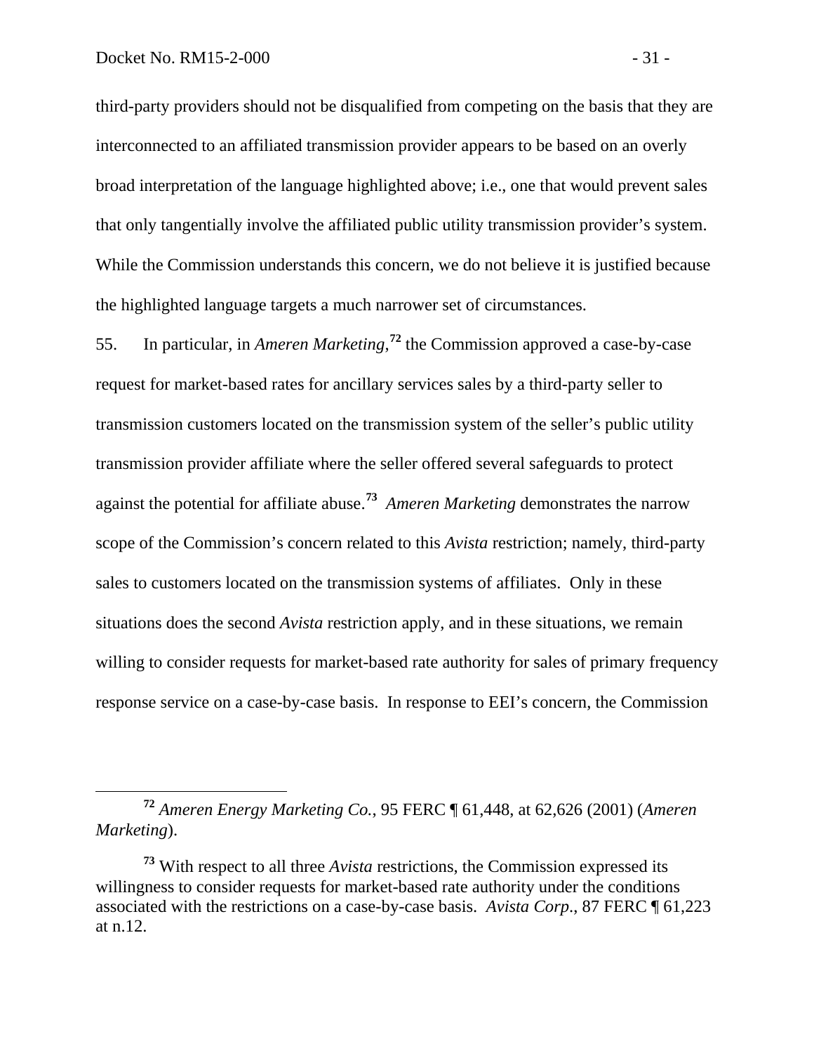third-party providers should not be disqualified from competing on the basis that they are interconnected to an affiliated transmission provider appears to be based on an overly broad interpretation of the language highlighted above; i.e., one that would prevent sales that only tangentially involve the affiliated public utility transmission provider's system. While the Commission understands this concern, we do not believe it is justified because the highlighted language targets a much narrower set of circumstances.

55. In particular, in *Ameren Marketing*,[72] the Commission approved a case-by-case request for market-based rates for ancillary services sales by a third-party seller to transmission customers located on the transmission system of the seller's public utility transmission provider affiliate where the seller offered several safeguards to protect against the potential for affiliate abuse.[73] *Ameren Marketing* demonstrates the narrow scope of the Commission's concern related to this *Avista* restriction; namely, third-party sales to customers located on the transmission systems of affiliates. Only in these situations does the second *Avista* restriction apply, and in these situations, we remain willing to consider requests for market-based rate authority for sales of primary frequency response service on a case-by-case basis. In response to EEI's concern, the Commission

---

[72] *Ameren Energy Marketing Co.*, 95 FERC ¶ 61,448, at 62,626 (2001) (*Ameren Marketing*).

[73] With respect to all three *Avista* restrictions, the Commission expressed its willingness to consider requests for market-based rate authority under the conditions associated with the restrictions on a case-by-case basis. *Avista Corp*., 87 FERC ¶ 61,223 at n.12.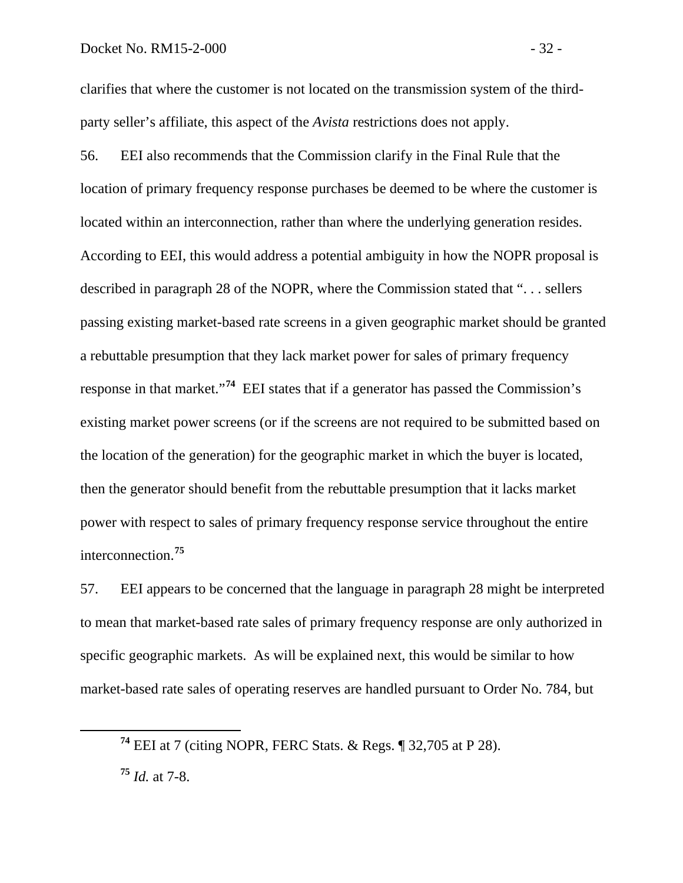clarifies that where the customer is not located on the transmission system of the third-party seller's affiliate, this aspect of the *Avista* restrictions does not apply.

56. EEI also recommends that the Commission clarify in the Final Rule that the location of primary frequency response purchases be deemed to be where the customer is located within an interconnection, rather than where the underlying generation resides. According to EEI, this would address a potential ambiguity in how the NOPR proposal is described in paragraph 28 of the NOPR, where the Commission stated that ". . . sellers passing existing market-based rate screens in a given geographic market should be granted a rebuttable presumption that they lack market power for sales of primary frequency response in that market."[74] EEI states that if a generator has passed the Commission's existing market power screens (or if the screens are not required to be submitted based on the location of the generation) for the geographic market in which the buyer is located, then the generator should benefit from the rebuttable presumption that it lacks market power with respect to sales of primary frequency response service throughout the entire interconnection.[75]

57. EEI appears to be concerned that the language in paragraph 28 might be interpreted to mean that market-based rate sales of primary frequency response are only authorized in specific geographic markets. As will be explained next, this would be similar to how market-based rate sales of operating reserves are handled pursuant to Order No. 784, but

---

[74] EEI at 7 (citing NOPR, FERC Stats. & Regs. ¶ 32,705 at P 28).

[75] *Id.* at 7-8.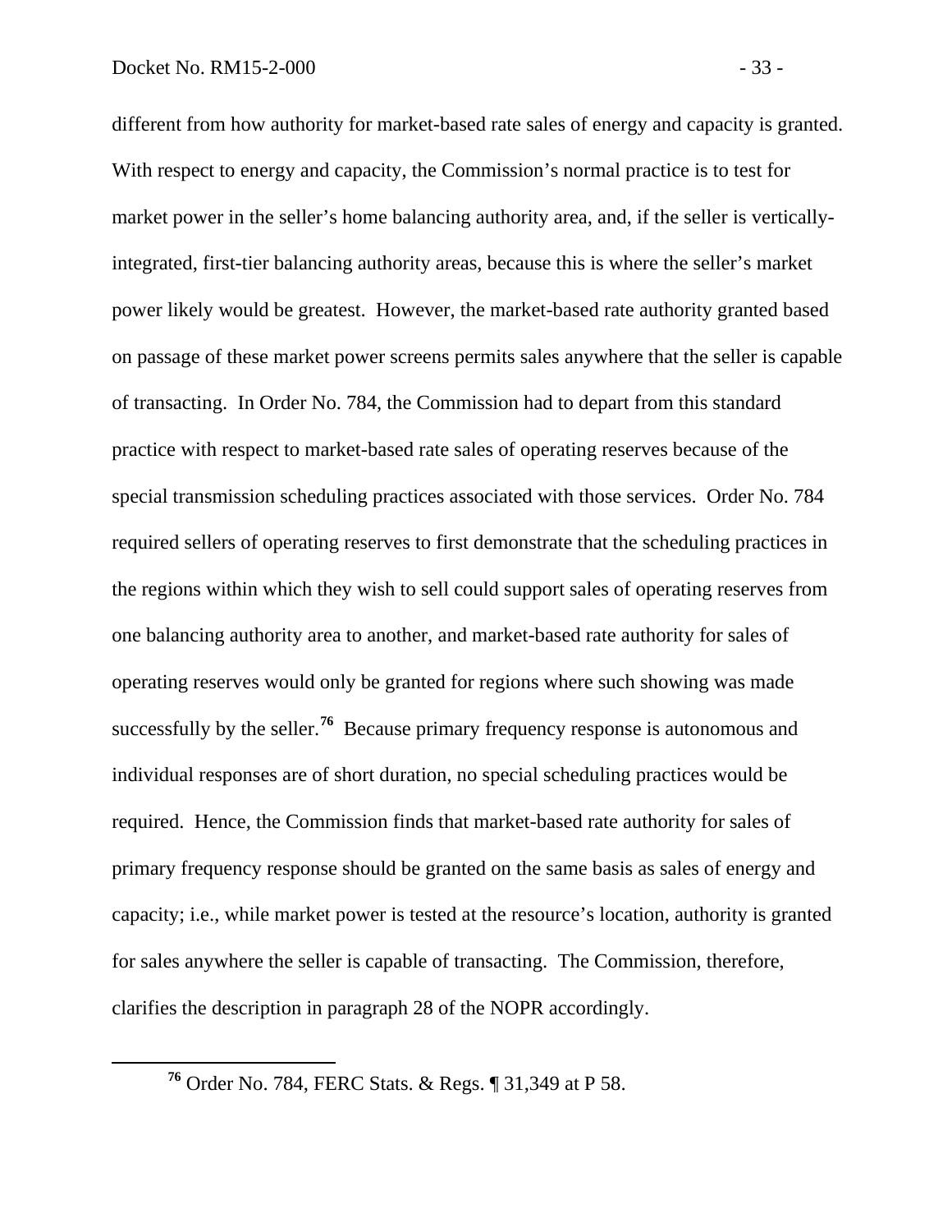different from how authority for market-based rate sales of energy and capacity is granted. With respect to energy and capacity, the Commission's normal practice is to test for market power in the seller's home balancing authority area, and, if the seller is vertically-integrated, first-tier balancing authority areas, because this is where the seller's market power likely would be greatest. However, the market-based rate authority granted based on passage of these market power screens permits sales anywhere that the seller is capable of transacting. In Order No. 784, the Commission had to depart from this standard practice with respect to market-based rate sales of operating reserves because of the special transmission scheduling practices associated with those services. Order No. 784 required sellers of operating reserves to first demonstrate that the scheduling practices in the regions within which they wish to sell could support sales of operating reserves from one balancing authority area to another, and market-based rate authority for sales of operating reserves would only be granted for regions where such showing was made successfully by the seller.[76] Because primary frequency response is autonomous and individual responses are of short duration, no special scheduling practices would be required. Hence, the Commission finds that market-based rate authority for sales of primary frequency response should be granted on the same basis as sales of energy and capacity; i.e., while market power is tested at the resource's location, authority is granted for sales anywhere the seller is capable of transacting. The Commission, therefore, clarifies the description in paragraph 28 of the NOPR accordingly.

---

[76] Order No. 784, FERC Stats. & Regs. ¶ 31,349 at P 58.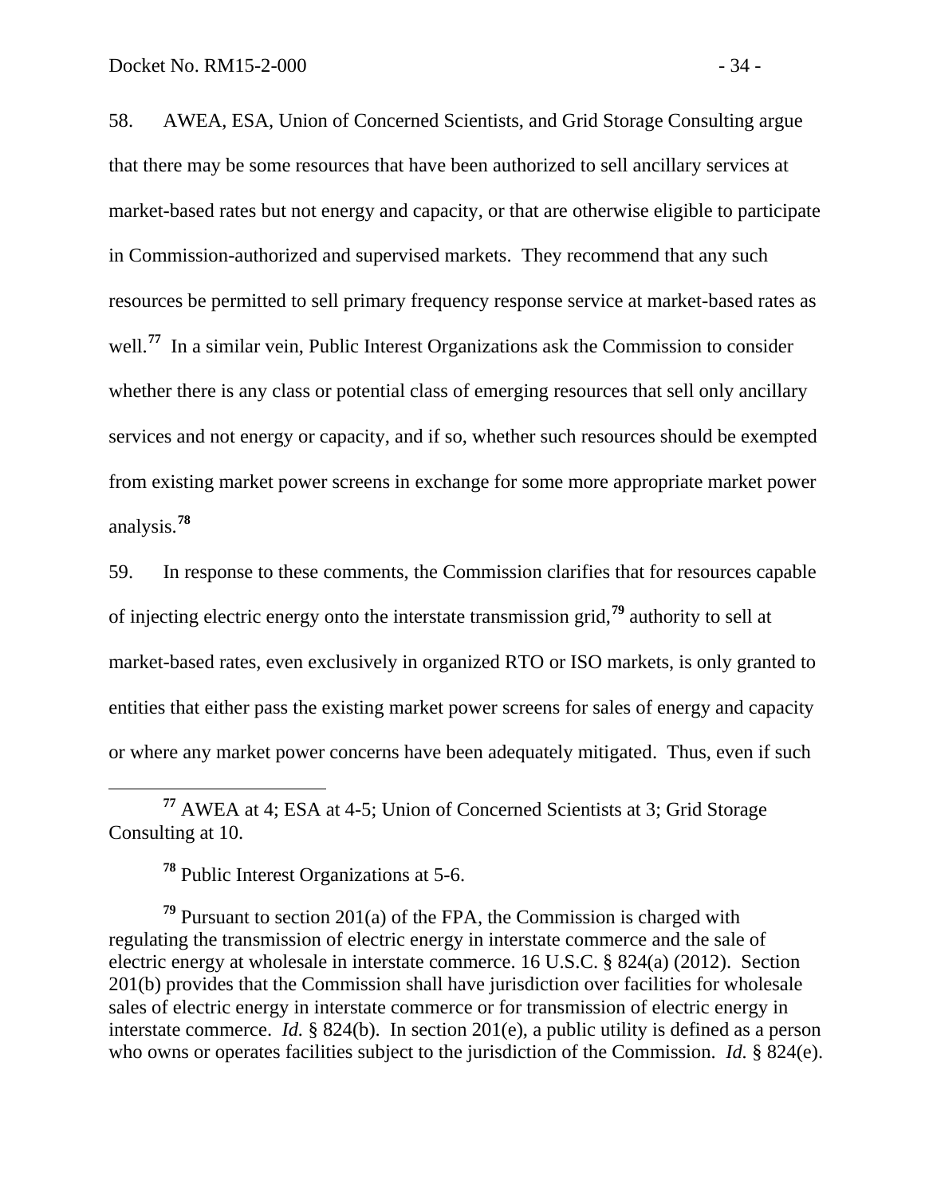58. AWEA, ESA, Union of Concerned Scientists, and Grid Storage Consulting argue that there may be some resources that have been authorized to sell ancillary services at market-based rates but not energy and capacity, or that are otherwise eligible to participate in Commission-authorized and supervised markets. They recommend that any such resources be permitted to sell primary frequency response service at market-based rates as well.[77] In a similar vein, Public Interest Organizations ask the Commission to consider whether there is any class or potential class of emerging resources that sell only ancillary services and not energy or capacity, and if so, whether such resources should be exempted from existing market power screens in exchange for some more appropriate market power analysis.[78]

59. In response to these comments, the Commission clarifies that for resources capable of injecting electric energy onto the interstate transmission grid,[79] authority to sell at market-based rates, even exclusively in organized RTO or ISO markets, is only granted to entities that either pass the existing market power screens for sales of energy and capacity or where any market power concerns have been adequately mitigated. Thus, even if such

[77] AWEA at 4; ESA at 4-5; Union of Concerned Scientists at 3; Grid Storage Consulting at 10.

[78] Public Interest Organizations at 5-6.

[79] Pursuant to section 201(a) of the FPA, the Commission is charged with regulating the transmission of electric energy in interstate commerce and the sale of electric energy at wholesale in interstate commerce. 16 U.S.C. § 824(a) (2012). Section 201(b) provides that the Commission shall have jurisdiction over facilities for wholesale sales of electric energy in interstate commerce or for transmission of electric energy in interstate commerce. *Id.* § 824(b). In section 201(e), a public utility is defined as a person who owns or operates facilities subject to the jurisdiction of the Commission. *Id.* § 824(e).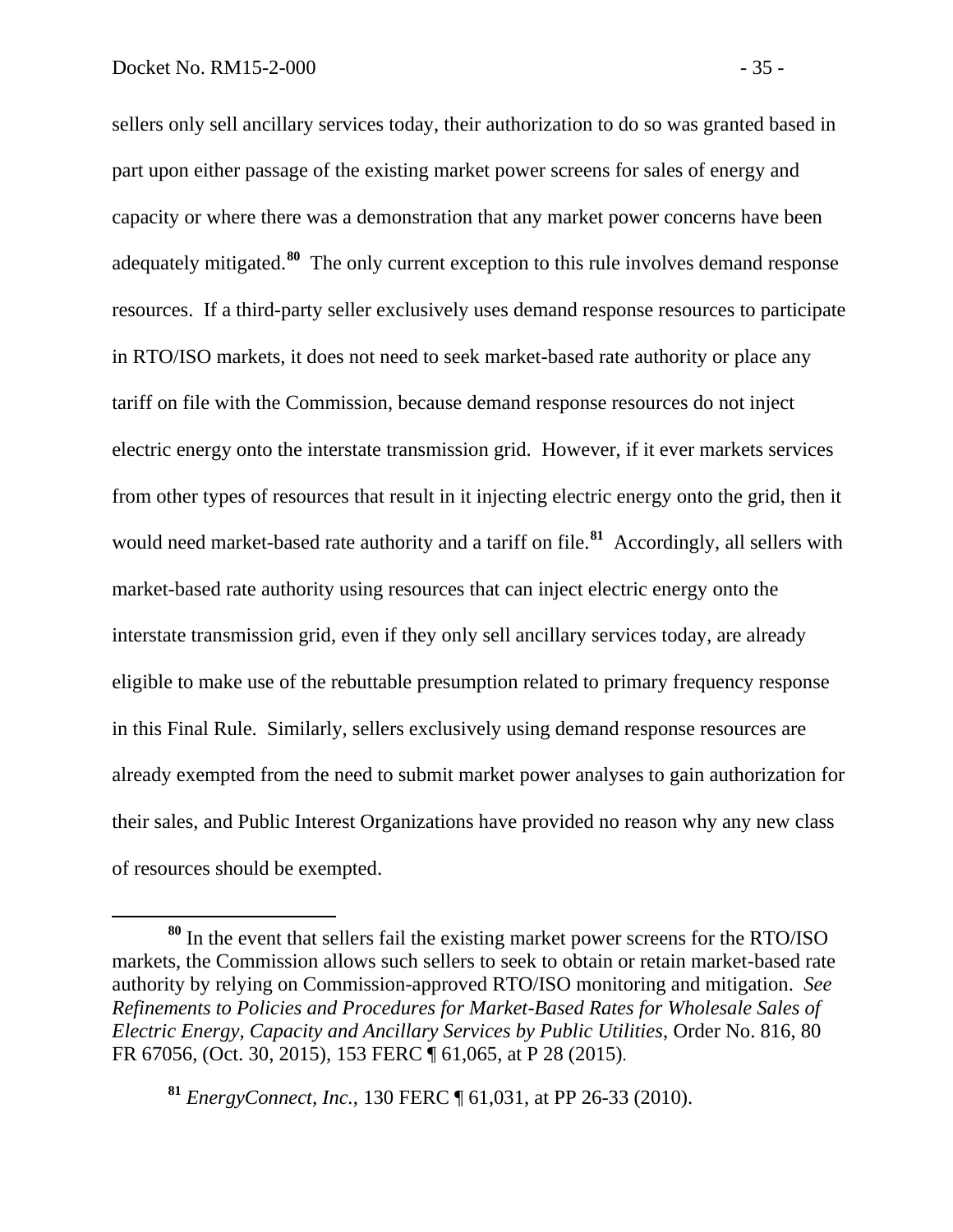sellers only sell ancillary services today, their authorization to do so was granted based in part upon either passage of the existing market power screens for sales of energy and capacity or where there was a demonstration that any market power concerns have been adequately mitigated.[80] The only current exception to this rule involves demand response resources. If a third-party seller exclusively uses demand response resources to participate in RTO/ISO markets, it does not need to seek market-based rate authority or place any tariff on file with the Commission, because demand response resources do not inject electric energy onto the interstate transmission grid. However, if it ever markets services from other types of resources that result in it injecting electric energy onto the grid, then it would need market-based rate authority and a tariff on file.[81] Accordingly, all sellers with market-based rate authority using resources that can inject electric energy onto the interstate transmission grid, even if they only sell ancillary services today, are already eligible to make use of the rebuttable presumption related to primary frequency response in this Final Rule. Similarly, sellers exclusively using demand response resources are already exempted from the need to submit market power analyses to gain authorization for their sales, and Public Interest Organizations have provided no reason why any new class of resources should be exempted.

---

[80] In the event that sellers fail the existing market power screens for the RTO/ISO markets, the Commission allows such sellers to seek to obtain or retain market-based rate authority by relying on Commission-approved RTO/ISO monitoring and mitigation. *See Refinements to Policies and Procedures for Market-Based Rates for Wholesale Sales of Electric Energy, Capacity and Ancillary Services by Public Utilities*, Order No. 816, 80 FR 67056, (Oct. 30, 2015), 153 FERC ¶ 61,065, at P 28 (2015).

[81] *EnergyConnect, Inc.*, 130 FERC ¶ 61,031, at PP 26-33 (2010).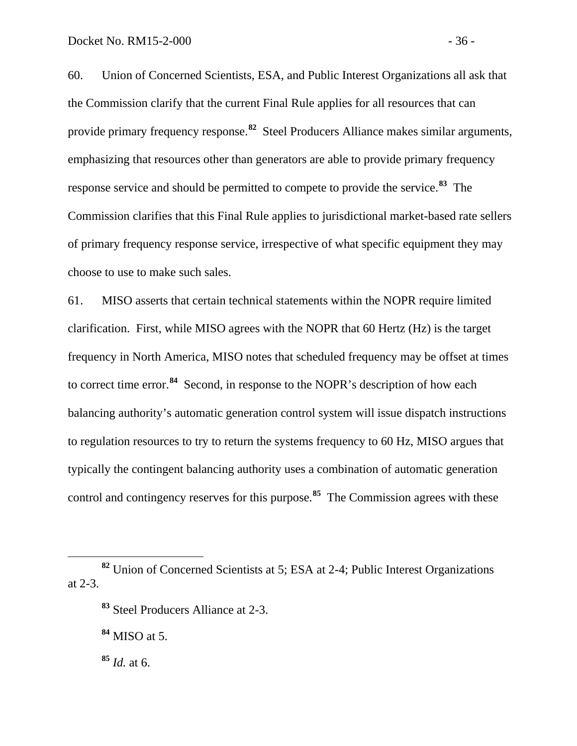60. Union of Concerned Scientists, ESA, and Public Interest Organizations all ask that the Commission clarify that the current Final Rule applies for all resources that can provide primary frequency response.[82] Steel Producers Alliance makes similar arguments, emphasizing that resources other than generators are able to provide primary frequency response service and should be permitted to compete to provide the service.[83] The Commission clarifies that this Final Rule applies to jurisdictional market-based rate sellers of primary frequency response service, irrespective of what specific equipment they may choose to use to make such sales.

61. MISO asserts that certain technical statements within the NOPR require limited clarification. First, while MISO agrees with the NOPR that 60 Hertz (Hz) is the target frequency in North America, MISO notes that scheduled frequency may be offset at times to correct time error.[84] Second, in response to the NOPR's description of how each balancing authority's automatic generation control system will issue dispatch instructions to regulation resources to try to return the systems frequency to 60 Hz, MISO argues that typically the contingent balancing authority uses a combination of automatic generation control and contingency reserves for this purpose.[85] The Commission agrees with these

---

[82] Union of Concerned Scientists at 5; ESA at 2-4; Public Interest Organizations at 2-3.

[83] Steel Producers Alliance at 2-3.

[84] MISO at 5.

[85] *Id.* at 6.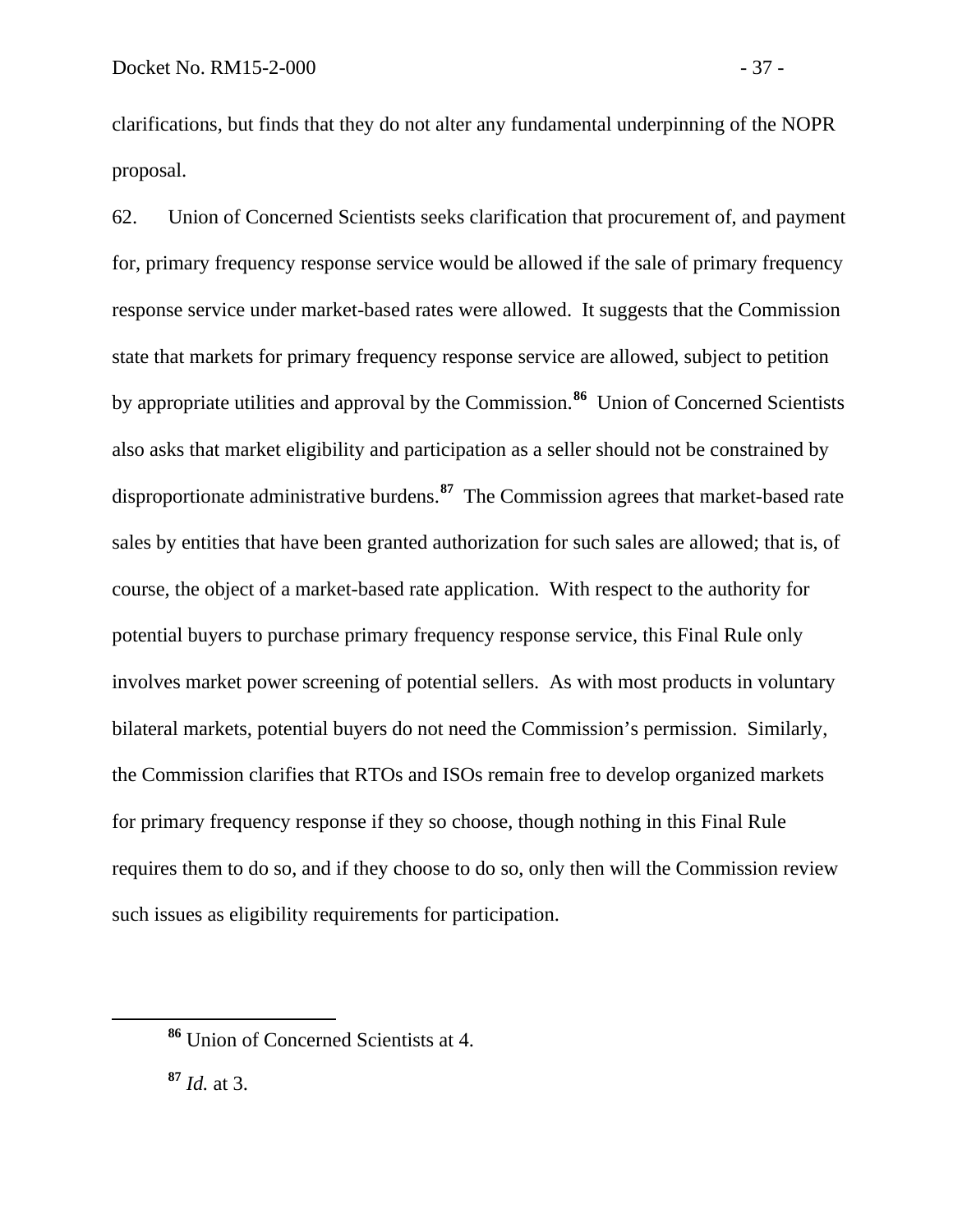clarifications, but finds that they do not alter any fundamental underpinning of the NOPR proposal.

62. Union of Concerned Scientists seeks clarification that procurement of, and payment for, primary frequency response service would be allowed if the sale of primary frequency response service under market-based rates were allowed. It suggests that the Commission state that markets for primary frequency response service are allowed, subject to petition by appropriate utilities and approval by the Commission.[86] Union of Concerned Scientists also asks that market eligibility and participation as a seller should not be constrained by disproportionate administrative burdens.[87] The Commission agrees that market-based rate sales by entities that have been granted authorization for such sales are allowed; that is, of course, the object of a market-based rate application. With respect to the authority for potential buyers to purchase primary frequency response service, this Final Rule only involves market power screening of potential sellers. As with most products in voluntary bilateral markets, potential buyers do not need the Commission's permission. Similarly, the Commission clarifies that RTOs and ISOs remain free to develop organized markets for primary frequency response if they so choose, though nothing in this Final Rule requires them to do so, and if they choose to do so, only then will the Commission review such issues as eligibility requirements for participation.

---

[86] Union of Concerned Scientists at 4.

[87] *Id.* at 3.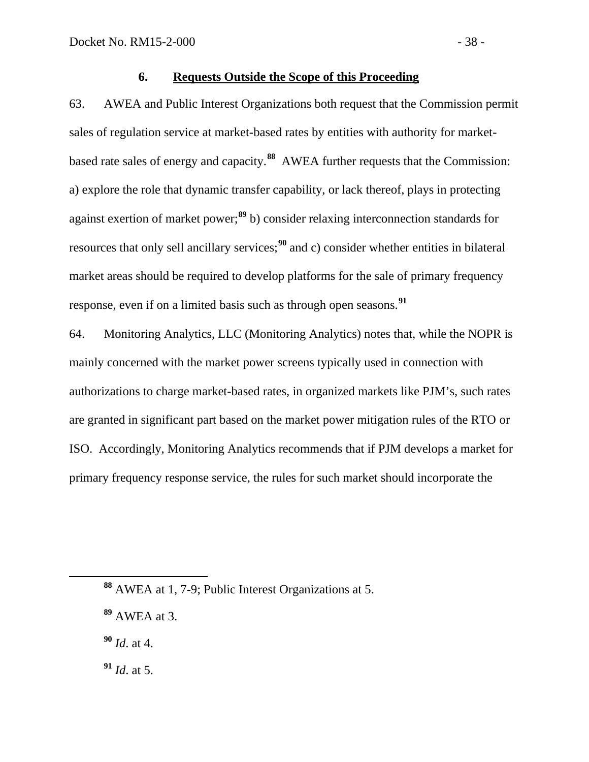### 6. **Requests Outside the Scope of this Proceeding**

63. AWEA and Public Interest Organizations both request that the Commission permit sales of regulation service at market-based rates by entities with authority for market-based rate sales of energy and capacity.[88] AWEA further requests that the Commission: a) explore the role that dynamic transfer capability, or lack thereof, plays in protecting against exertion of market power;[89] b) consider relaxing interconnection standards for resources that only sell ancillary services;[90] and c) consider whether entities in bilateral market areas should be required to develop platforms for the sale of primary frequency response, even if on a limited basis such as through open seasons.[91]

64. Monitoring Analytics, LLC (Monitoring Analytics) notes that, while the NOPR is mainly concerned with the market power screens typically used in connection with authorizations to charge market-based rates, in organized markets like PJM's, such rates are granted in significant part based on the market power mitigation rules of the RTO or ISO. Accordingly, Monitoring Analytics recommends that if PJM develops a market for primary frequency response service, the rules for such market should incorporate the

---

[88] AWEA at 1, 7-9; Public Interest Organizations at 5.

[89] AWEA at 3.

[90] *Id*. at 4.

[91] *Id*. at 5.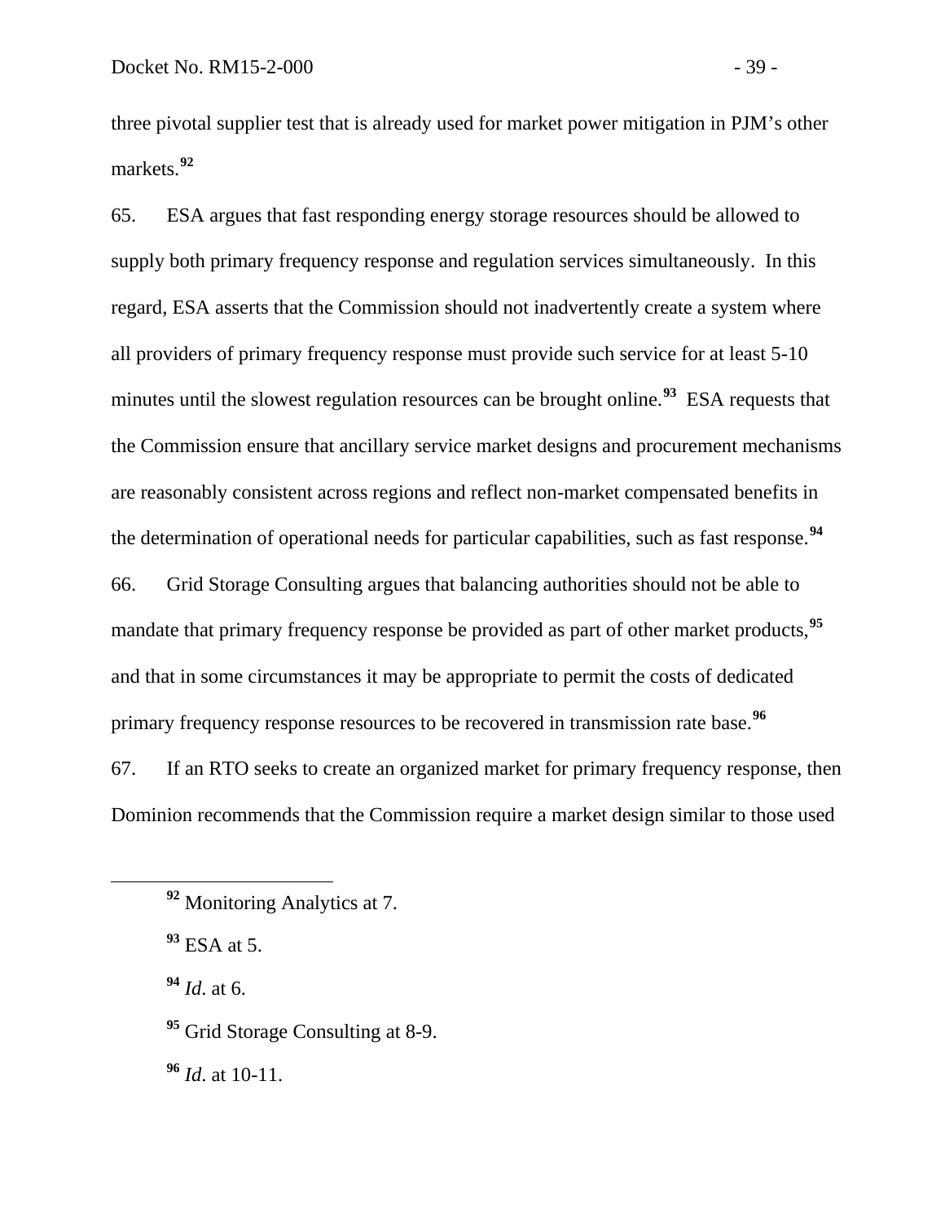three pivotal supplier test that is already used for market power mitigation in PJM's other markets.[92]

65. ESA argues that fast responding energy storage resources should be allowed to supply both primary frequency response and regulation services simultaneously. In this regard, ESA asserts that the Commission should not inadvertently create a system where all providers of primary frequency response must provide such service for at least 5-10 minutes until the slowest regulation resources can be brought online.[93] ESA requests that the Commission ensure that ancillary service market designs and procurement mechanisms are reasonably consistent across regions and reflect non-market compensated benefits in the determination of operational needs for particular capabilities, such as fast response.[94]

66. Grid Storage Consulting argues that balancing authorities should not be able to mandate that primary frequency response be provided as part of other market products,[95] and that in some circumstances it may be appropriate to permit the costs of dedicated primary frequency response resources to be recovered in transmission rate base.[96]

67. If an RTO seeks to create an organized market for primary frequency response, then Dominion recommends that the Commission require a market design similar to those used

[92] Monitoring Analytics at 7.

[93] ESA at 5.

[94] *Id*. at 6.

[95] Grid Storage Consulting at 8-9.

[96] *Id*. at 10-11.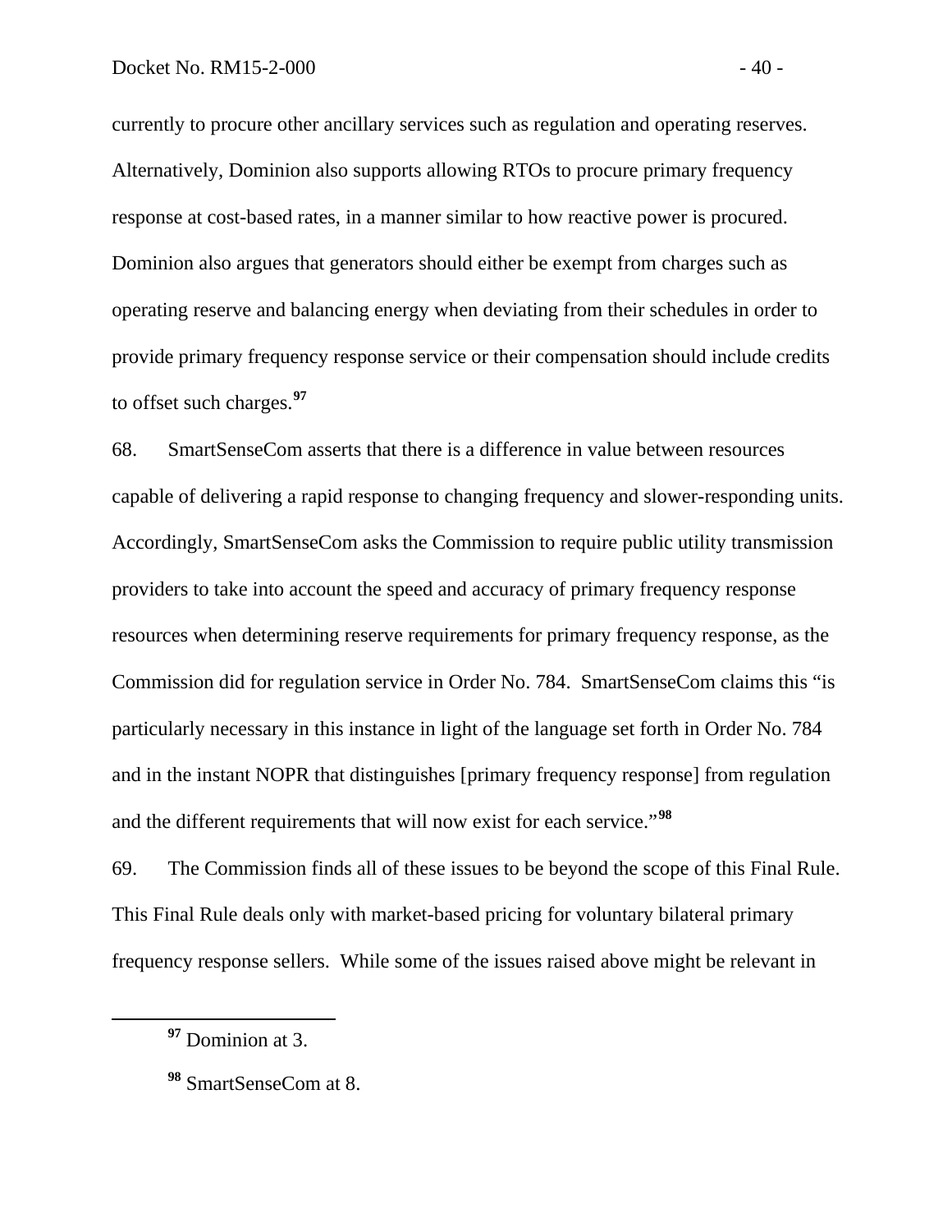currently to procure other ancillary services such as regulation and operating reserves. Alternatively, Dominion also supports allowing RTOs to procure primary frequency response at cost-based rates, in a manner similar to how reactive power is procured. Dominion also argues that generators should either be exempt from charges such as operating reserve and balancing energy when deviating from their schedules in order to provide primary frequency response service or their compensation should include credits to offset such charges.[97]

68. SmartSenseCom asserts that there is a difference in value between resources capable of delivering a rapid response to changing frequency and slower-responding units. Accordingly, SmartSenseCom asks the Commission to require public utility transmission providers to take into account the speed and accuracy of primary frequency response resources when determining reserve requirements for primary frequency response, as the Commission did for regulation service in Order No. 784. SmartSenseCom claims this "is particularly necessary in this instance in light of the language set forth in Order No. 784 and in the instant NOPR that distinguishes [primary frequency response] from regulation and the different requirements that will now exist for each service."[98]

69. The Commission finds all of these issues to be beyond the scope of this Final Rule. This Final Rule deals only with market-based pricing for voluntary bilateral primary frequency response sellers. While some of the issues raised above might be relevant in

[97] Dominion at 3.

[98] SmartSenseCom at 8.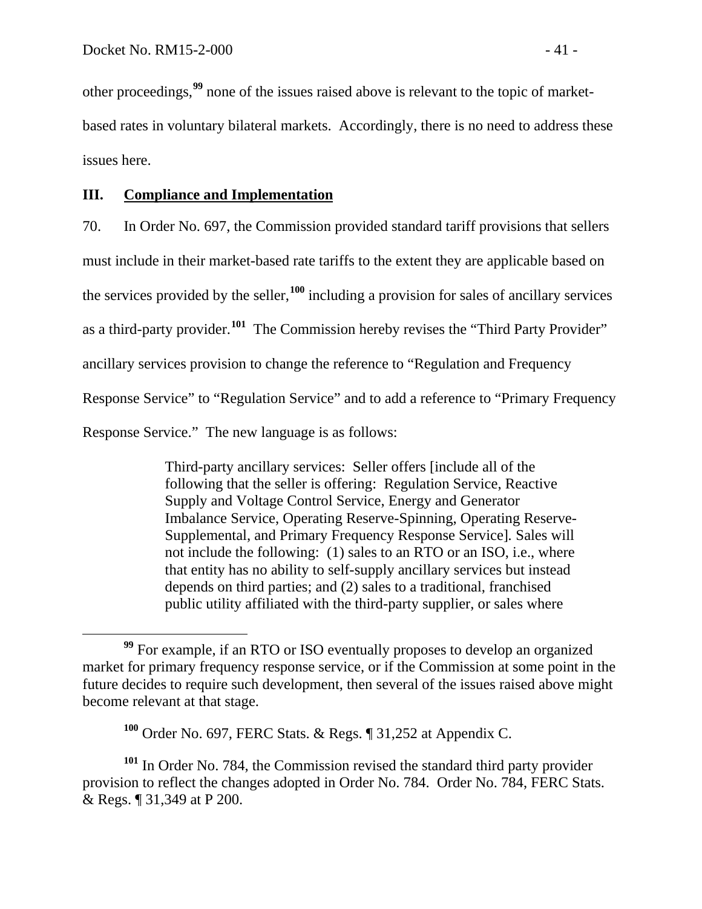other proceedings,[99] none of the issues raised above is relevant to the topic of market-based rates in voluntary bilateral markets. Accordingly, there is no need to address these issues here.

## III. Compliance and Implementation

70. In Order No. 697, the Commission provided standard tariff provisions that sellers must include in their market-based rate tariffs to the extent they are applicable based on the services provided by the seller,[100] including a provision for sales of ancillary services as a third-party provider.[101] The Commission hereby revises the "Third Party Provider" ancillary services provision to change the reference to "Regulation and Frequency Response Service" to "Regulation Service" and to add a reference to "Primary Frequency Response Service." The new language is as follows:

> Third-party ancillary services: Seller offers [include all of the following that the seller is offering: Regulation Service, Reactive Supply and Voltage Control Service, Energy and Generator Imbalance Service, Operating Reserve-Spinning, Operating Reserve-Supplemental, and Primary Frequency Response Service]. Sales will not include the following: (1) sales to an RTO or an ISO, i.e., where that entity has no ability to self-supply ancillary services but instead depends on third parties; and (2) sales to a traditional, franchised public utility affiliated with the third-party supplier, or sales where

---

[99] For example, if an RTO or ISO eventually proposes to develop an organized market for primary frequency response service, or if the Commission at some point in the future decides to require such development, then several of the issues raised above might become relevant at that stage.

[100] Order No. 697, FERC Stats. & Regs. ¶ 31,252 at Appendix C.

[101] In Order No. 784, the Commission revised the standard third party provider provision to reflect the changes adopted in Order No. 784. Order No. 784, FERC Stats. & Regs. ¶ 31,349 at P 200.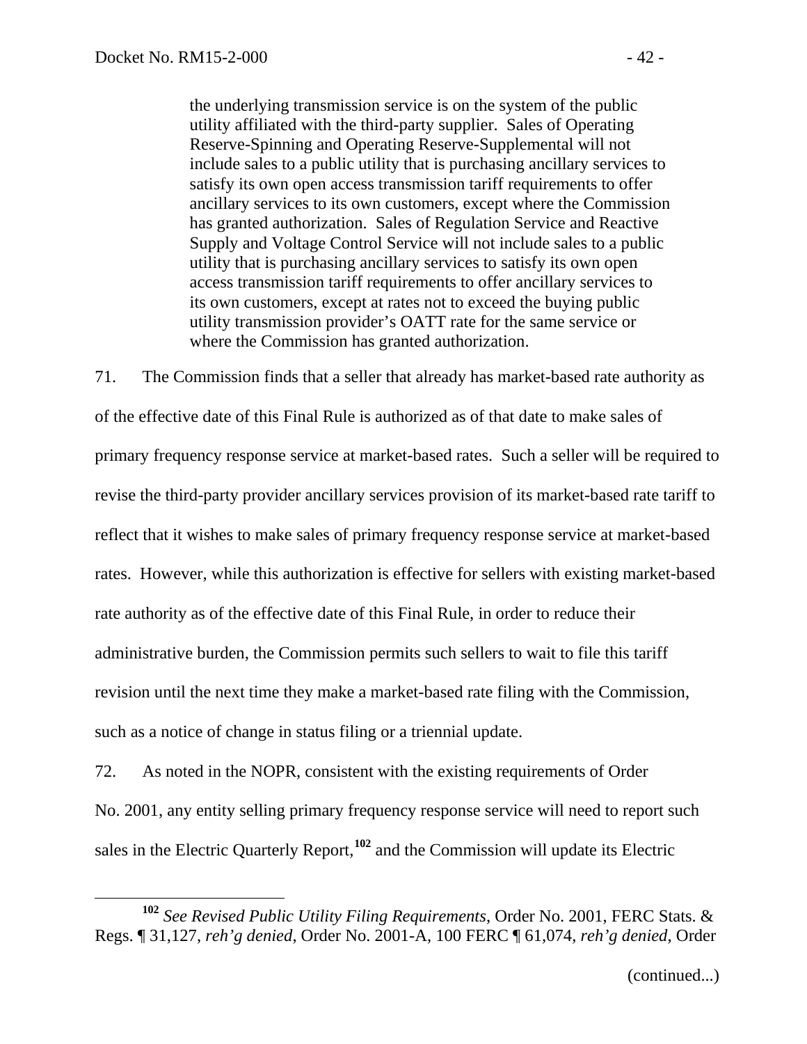> the underlying transmission service is on the system of the public utility affiliated with the third-party supplier. Sales of Operating Reserve-Spinning and Operating Reserve-Supplemental will not include sales to a public utility that is purchasing ancillary services to satisfy its own open access transmission tariff requirements to offer ancillary services to its own customers, except where the Commission has granted authorization. Sales of Regulation Service and Reactive Supply and Voltage Control Service will not include sales to a public utility that is purchasing ancillary services to satisfy its own open access transmission tariff requirements to offer ancillary services to its own customers, except at rates not to exceed the buying public utility transmission provider's OATT rate for the same service or where the Commission has granted authorization.

71. The Commission finds that a seller that already has market-based rate authority as of the effective date of this Final Rule is authorized as of that date to make sales of primary frequency response service at market-based rates. Such a seller will be required to revise the third-party provider ancillary services provision of its market-based rate tariff to reflect that it wishes to make sales of primary frequency response service at market-based rates. However, while this authorization is effective for sellers with existing market-based rate authority as of the effective date of this Final Rule, in order to reduce their administrative burden, the Commission permits such sellers to wait to file this tariff revision until the next time they make a market-based rate filing with the Commission, such as a notice of change in status filing or a triennial update.

72. As noted in the NOPR, consistent with the existing requirements of Order No. 2001, any entity selling primary frequency response service will need to report such sales in the Electric Quarterly Report,[102] and the Commission will update its Electric

[102] *See Revised Public Utility Filing Requirements*, Order No. 2001, FERC Stats. & Regs. ¶ 31,127, *reh'g denied*, Order No. 2001-A, 100 FERC ¶ 61,074, *reh'g denied*, Order

(continued...)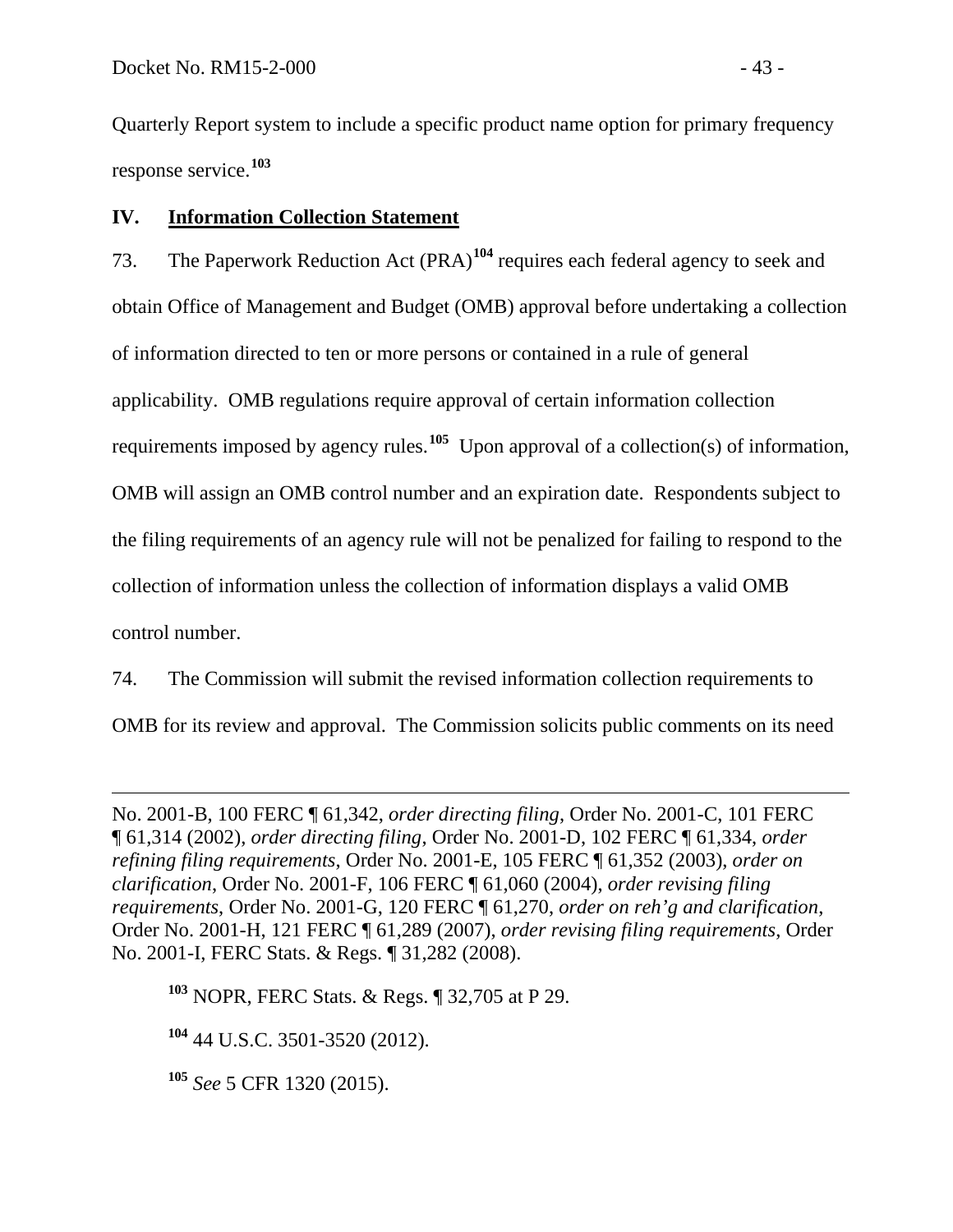Quarterly Report system to include a specific product name option for primary frequency response service.[103]

## IV. **Information Collection Statement**

73. The Paperwork Reduction Act (PRA)[104] requires each federal agency to seek and obtain Office of Management and Budget (OMB) approval before undertaking a collection of information directed to ten or more persons or contained in a rule of general applicability. OMB regulations require approval of certain information collection requirements imposed by agency rules.[105] Upon approval of a collection(s) of information, OMB will assign an OMB control number and an expiration date. Respondents subject to the filing requirements of an agency rule will not be penalized for failing to respond to the collection of information unless the collection of information displays a valid OMB control number.

74. The Commission will submit the revised information collection requirements to OMB for its review and approval. The Commission solicits public comments on its need

---

No. 2001-B, 100 FERC ¶ 61,342, *order directing filing*, Order No. 2001-C, 101 FERC ¶ 61,314 (2002), *order directing filing*, Order No. 2001-D, 102 FERC ¶ 61,334, *order refining filing requirements*, Order No. 2001-E, 105 FERC ¶ 61,352 (2003), *order on clarification*, Order No. 2001-F, 106 FERC ¶ 61,060 (2004), *order revising filing requirements*, Order No. 2001-G, 120 FERC ¶ 61,270, *order on reh'g and clarification*, Order No. 2001-H, 121 FERC ¶ 61,289 (2007), *order revising filing requirements*, Order No. 2001-I, FERC Stats. & Regs. ¶ 31,282 (2008).

[103] NOPR, FERC Stats. & Regs. ¶ 32,705 at P 29.

[104] 44 U.S.C. 3501-3520 (2012).

[105] *See* 5 CFR 1320 (2015).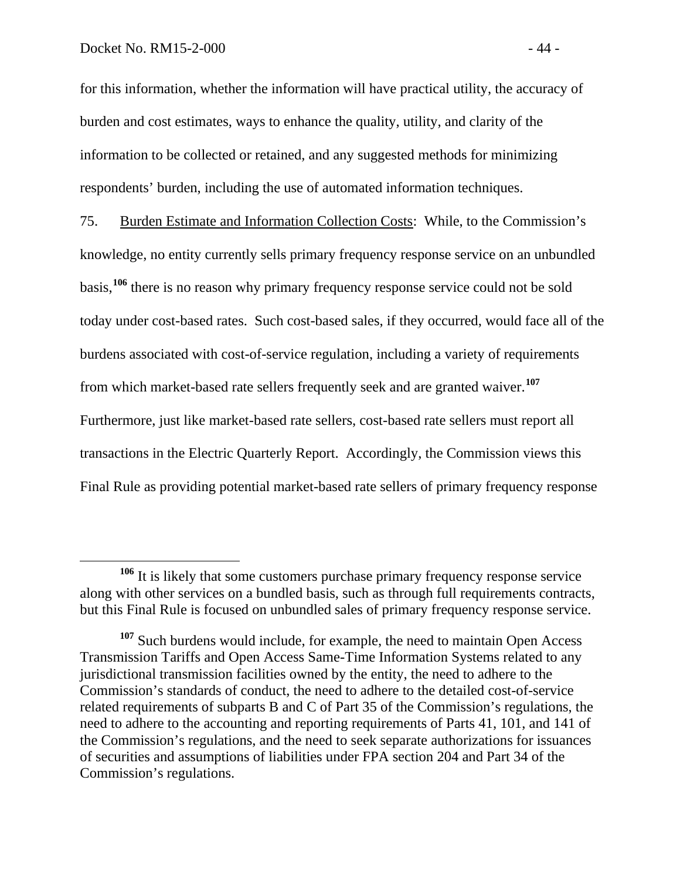for this information, whether the information will have practical utility, the accuracy of burden and cost estimates, ways to enhance the quality, utility, and clarity of the information to be collected or retained, and any suggested methods for minimizing respondents' burden, including the use of automated information techniques.

75. Burden Estimate and Information Collection Costs: While, to the Commission's knowledge, no entity currently sells primary frequency response service on an unbundled basis,[106] there is no reason why primary frequency response service could not be sold today under cost-based rates. Such cost-based sales, if they occurred, would face all of the burdens associated with cost-of-service regulation, including a variety of requirements from which market-based rate sellers frequently seek and are granted waiver.[107] Furthermore, just like market-based rate sellers, cost-based rate sellers must report all transactions in the Electric Quarterly Report. Accordingly, the Commission views this Final Rule as providing potential market-based rate sellers of primary frequency response

[106] It is likely that some customers purchase primary frequency response service along with other services on a bundled basis, such as through full requirements contracts, but this Final Rule is focused on unbundled sales of primary frequency response service.

[107] Such burdens would include, for example, the need to maintain Open Access Transmission Tariffs and Open Access Same-Time Information Systems related to any jurisdictional transmission facilities owned by the entity, the need to adhere to the Commission's standards of conduct, the need to adhere to the detailed cost-of-service related requirements of subparts B and C of Part 35 of the Commission's regulations, the need to adhere to the accounting and reporting requirements of Parts 41, 101, and 141 of the Commission's regulations, and the need to seek separate authorizations for issuances of securities and assumptions of liabilities under FPA section 204 and Part 34 of the Commission's regulations.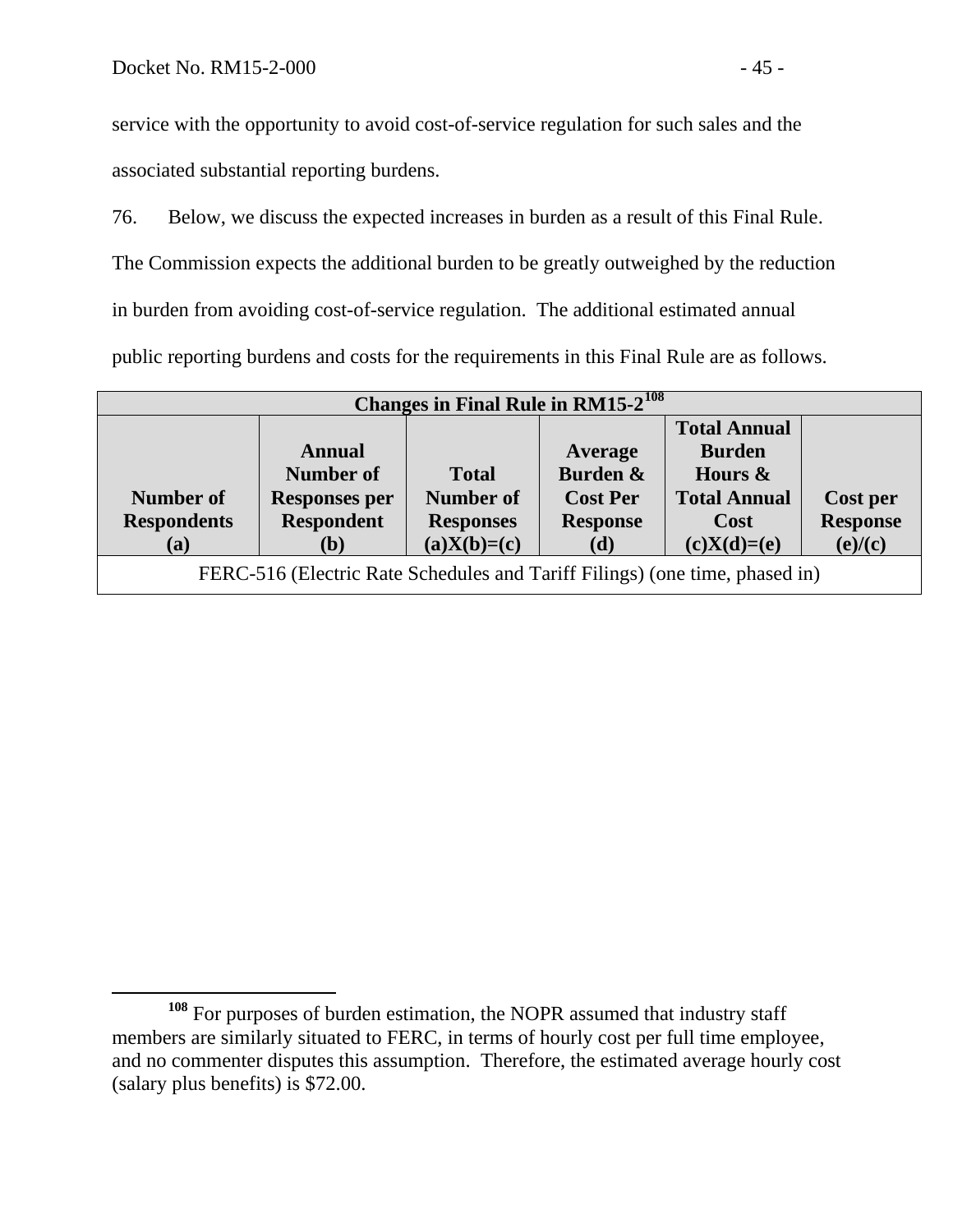service with the opportunity to avoid cost-of-service regulation for such sales and the associated substantial reporting burdens.

76. Below, we discuss the expected increases in burden as a result of this Final Rule. The Commission expects the additional burden to be greatly outweighed by the reduction in burden from avoiding cost-of-service regulation. The additional estimated annual public reporting burdens and costs for the requirements in this Final Rule are as follows.

| Changes in Final Rule in RM15-2[108] | | | | | |
|---|---|---|---|---|---|
| **Number of Respondents (a)** | **Annual Number of Responses per Respondent (b)** | **Total Number of Responses (a)X(b)=(c)** | **Average Burden & Cost Per Response (d)** | **Total Annual Burden Hours & Total Annual Cost (c)X(d)=(e)** | **Cost per Response (e)/(c)** |
| FERC-516 (Electric Rate Schedules and Tariff Filings) (one time, phased in) | | | | | |

[108] For purposes of burden estimation, the NOPR assumed that industry staff members are similarly situated to FERC, in terms of hourly cost per full time employee, and no commenter disputes this assumption. Therefore, the estimated average hourly cost (salary plus benefits) is $72.00.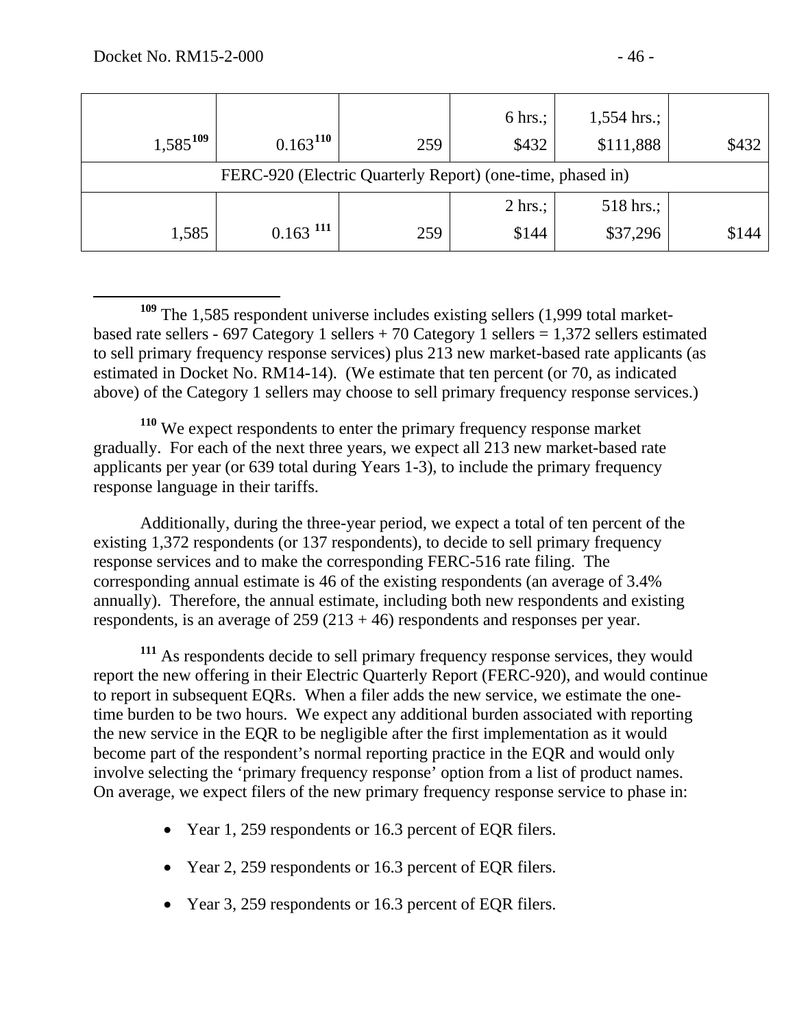| | | | | | |
|---|---|---|---|---|---|
| 1,585[109] | 0.163[110] | 259 | 6 hrs.; $432 | 1,554 hrs.; $111,888 | $432 |
| FERC-920 (Electric Quarterly Report) (one-time, phased in) | | | | | |
| 1,585 | 0.163 [111] | 259 | 2 hrs.; $144 | 518 hrs.; $37,296 | $144 |

[109] The 1,585 respondent universe includes existing sellers (1,999 total market-based rate sellers - 697 Category 1 sellers + 70 Category 1 sellers = 1,372 sellers estimated to sell primary frequency response services) plus 213 new market-based rate applicants (as estimated in Docket No. RM14-14). (We estimate that ten percent (or 70, as indicated above) of the Category 1 sellers may choose to sell primary frequency response services.)

[110] We expect respondents to enter the primary frequency response market gradually. For each of the next three years, we expect all 213 new market-based rate applicants per year (or 639 total during Years 1-3), to include the primary frequency response language in their tariffs.

Additionally, during the three-year period, we expect a total of ten percent of the existing 1,372 respondents (or 137 respondents), to decide to sell primary frequency response services and to make the corresponding FERC-516 rate filing. The corresponding annual estimate is 46 of the existing respondents (an average of 3.4% annually). Therefore, the annual estimate, including both new respondents and existing respondents, is an average of 259 (213 + 46) respondents and responses per year.

[111] As respondents decide to sell primary frequency response services, they would report the new offering in their Electric Quarterly Report (FERC-920), and would continue to report in subsequent EQRs. When a filer adds the new service, we estimate the one-time burden to be two hours. We expect any additional burden associated with reporting the new service in the EQR to be negligible after the first implementation as it would become part of the respondent's normal reporting practice in the EQR and would only involve selecting the 'primary frequency response' option from a list of product names. On average, we expect filers of the new primary frequency response service to phase in:

- Year 1, 259 respondents or 16.3 percent of EQR filers.
- Year 2, 259 respondents or 16.3 percent of EQR filers.
- Year 3, 259 respondents or 16.3 percent of EQR filers.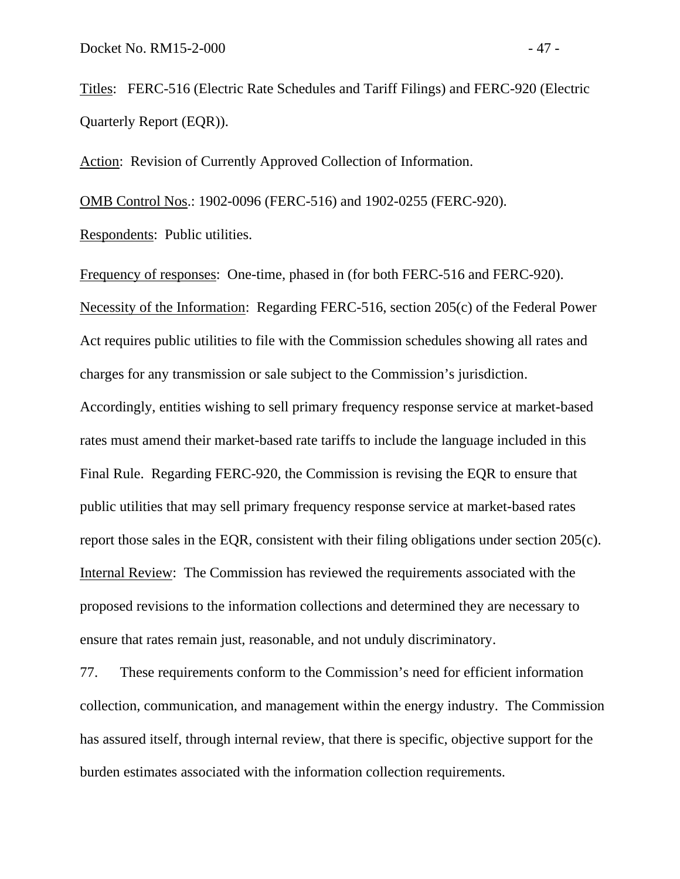Titles: FERC-516 (Electric Rate Schedules and Tariff Filings) and FERC-920 (Electric Quarterly Report (EQR)).

Action: Revision of Currently Approved Collection of Information.

OMB Control Nos.: 1902-0096 (FERC-516) and 1902-0255 (FERC-920).

Respondents: Public utilities.

Frequency of responses: One-time, phased in (for both FERC-516 and FERC-920).

Necessity of the Information: Regarding FERC-516, section 205(c) of the Federal Power Act requires public utilities to file with the Commission schedules showing all rates and charges for any transmission or sale subject to the Commission's jurisdiction. Accordingly, entities wishing to sell primary frequency response service at market-based rates must amend their market-based rate tariffs to include the language included in this Final Rule. Regarding FERC-920, the Commission is revising the EQR to ensure that public utilities that may sell primary frequency response service at market-based rates report those sales in the EQR, consistent with their filing obligations under section 205(c).

Internal Review: The Commission has reviewed the requirements associated with the proposed revisions to the information collections and determined they are necessary to ensure that rates remain just, reasonable, and not unduly discriminatory.

77. These requirements conform to the Commission's need for efficient information collection, communication, and management within the energy industry. The Commission has assured itself, through internal review, that there is specific, objective support for the burden estimates associated with the information collection requirements.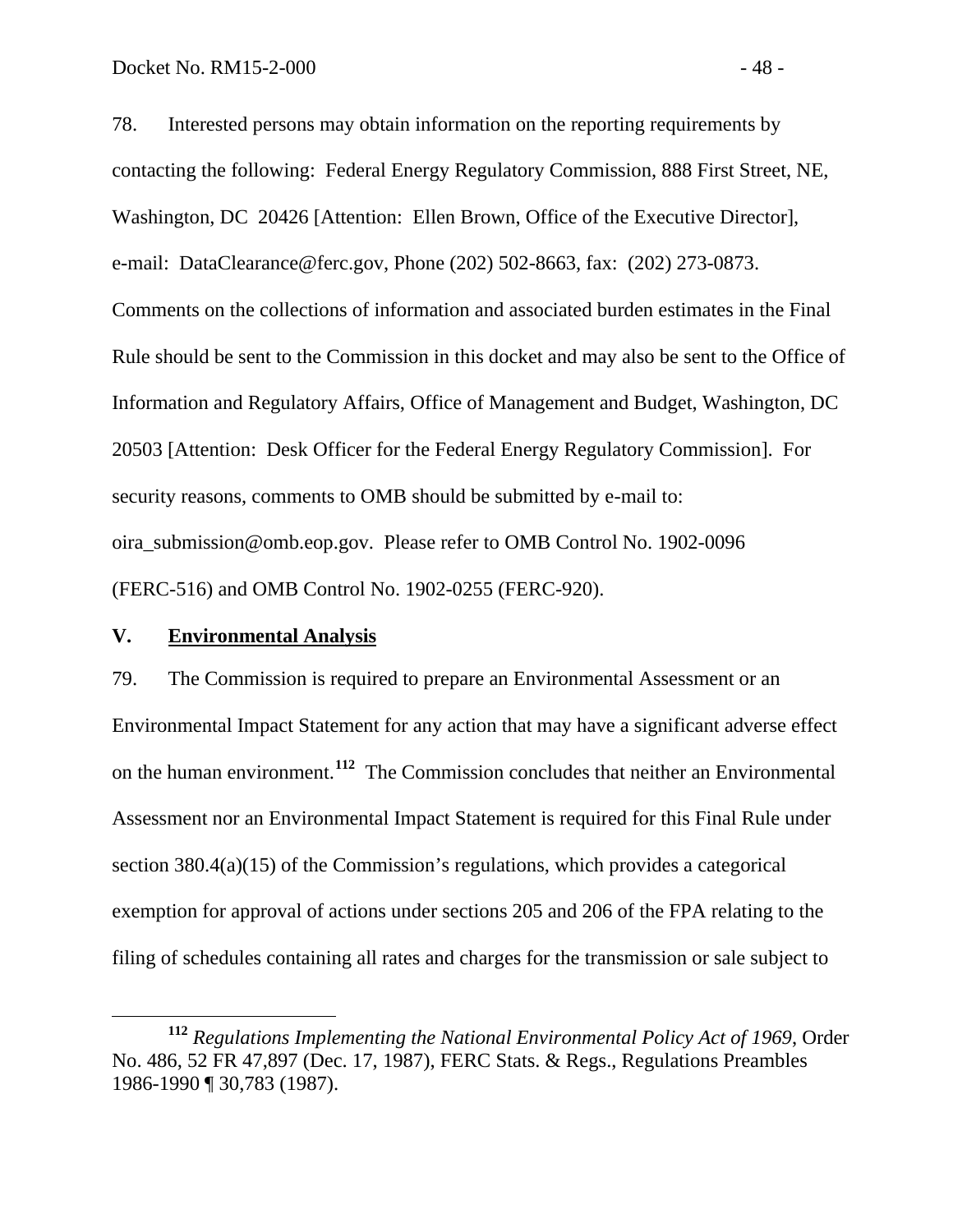78. Interested persons may obtain information on the reporting requirements by contacting the following: Federal Energy Regulatory Commission, 888 First Street, NE, Washington, DC 20426 [Attention: Ellen Brown, Office of the Executive Director], e-mail: DataClearance@ferc.gov, Phone (202) 502-8663, fax: (202) 273-0873. Comments on the collections of information and associated burden estimates in the Final Rule should be sent to the Commission in this docket and may also be sent to the Office of Information and Regulatory Affairs, Office of Management and Budget, Washington, DC 20503 [Attention: Desk Officer for the Federal Energy Regulatory Commission]. For security reasons, comments to OMB should be submitted by e-mail to: oira_submission@omb.eop.gov. Please refer to OMB Control No. 1902-0096 (FERC-516) and OMB Control No. 1902-0255 (FERC-920).

## V. Environmental Analysis

79. The Commission is required to prepare an Environmental Assessment or an Environmental Impact Statement for any action that may have a significant adverse effect on the human environment.[112] The Commission concludes that neither an Environmental Assessment nor an Environmental Impact Statement is required for this Final Rule under section 380.4(a)(15) of the Commission's regulations, which provides a categorical exemption for approval of actions under sections 205 and 206 of the FPA relating to the filing of schedules containing all rates and charges for the transmission or sale subject to

---

[112] *Regulations Implementing the National Environmental Policy Act of 1969*, Order No. 486, 52 FR 47,897 (Dec. 17, 1987), FERC Stats. & Regs., Regulations Preambles 1986-1990 ¶ 30,783 (1987).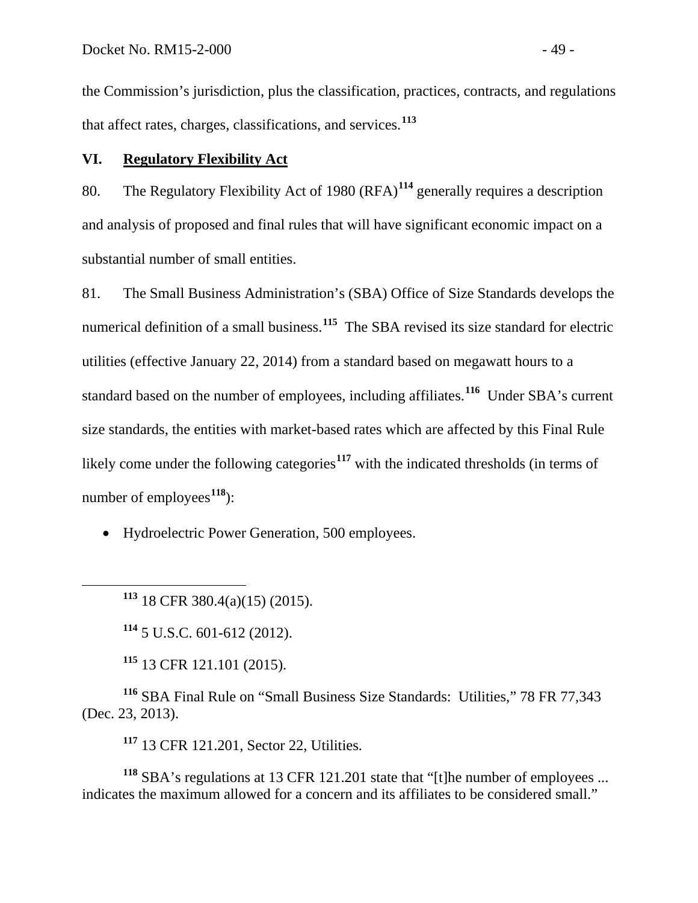the Commission's jurisdiction, plus the classification, practices, contracts, and regulations that affect rates, charges, classifications, and services.[113]

## VI. Regulatory Flexibility Act

80. The Regulatory Flexibility Act of 1980 (RFA)[114] generally requires a description and analysis of proposed and final rules that will have significant economic impact on a substantial number of small entities.

81. The Small Business Administration's (SBA) Office of Size Standards develops the numerical definition of a small business.[115] The SBA revised its size standard for electric utilities (effective January 22, 2014) from a standard based on megawatt hours to a standard based on the number of employees, including affiliates.[116] Under SBA's current size standards, the entities with market-based rates which are affected by this Final Rule likely come under the following categories[117] with the indicated thresholds (in terms of number of employees[118]):

- Hydroelectric Power Generation, 500 employees.

---

[113] 18 CFR 380.4(a)(15) (2015).

[114] 5 U.S.C. 601-612 (2012).

[115] 13 CFR 121.101 (2015).

[116] SBA Final Rule on "Small Business Size Standards: Utilities," 78 FR 77,343 (Dec. 23, 2013).

[117] 13 CFR 121.201, Sector 22, Utilities.

[118] SBA's regulations at 13 CFR 121.201 state that "[t]he number of employees ... indicates the maximum allowed for a concern and its affiliates to be considered small."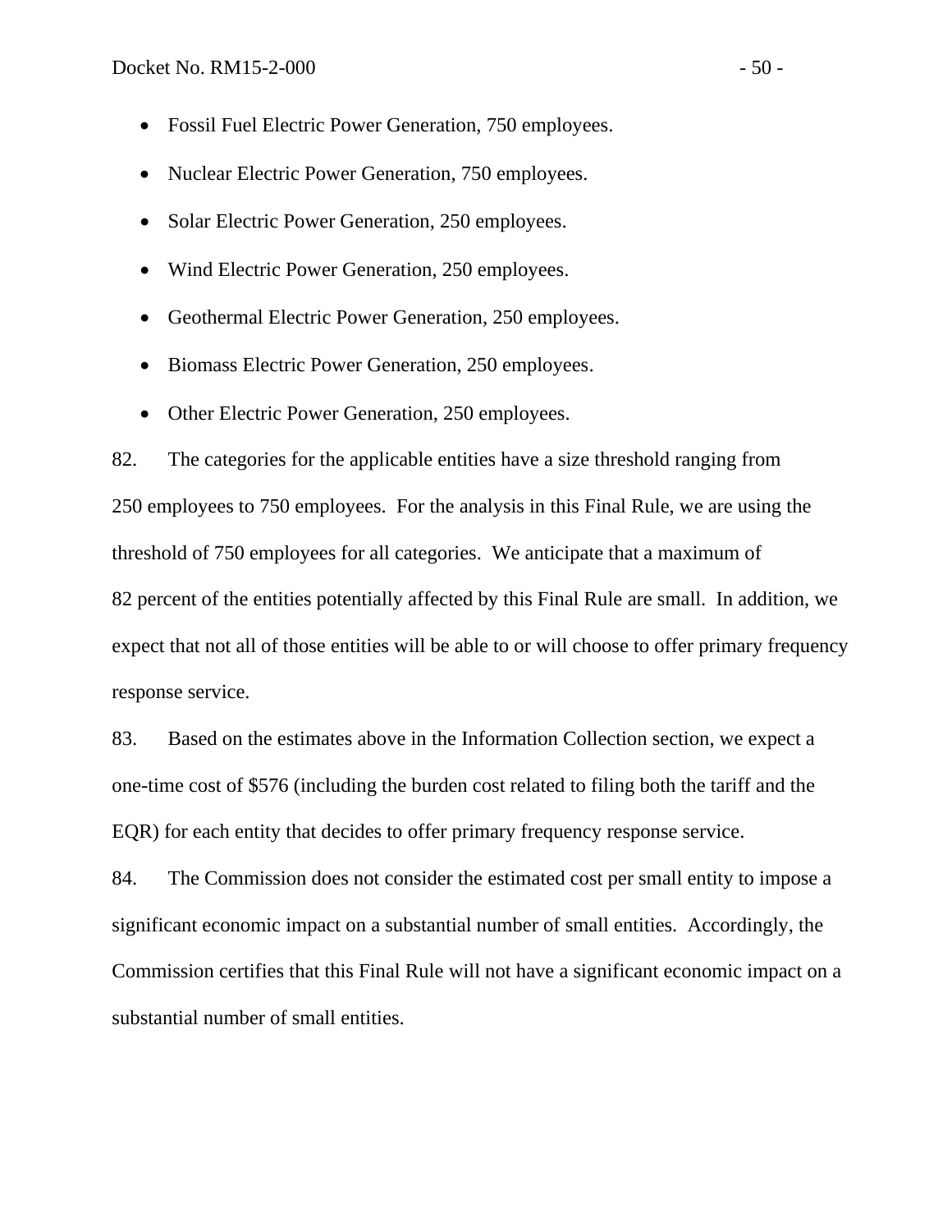- Fossil Fuel Electric Power Generation, 750 employees.
- Nuclear Electric Power Generation, 750 employees.
- Solar Electric Power Generation, 250 employees.
- Wind Electric Power Generation, 250 employees.
- Geothermal Electric Power Generation, 250 employees.
- Biomass Electric Power Generation, 250 employees.
- Other Electric Power Generation, 250 employees.

82. The categories for the applicable entities have a size threshold ranging from 250 employees to 750 employees. For the analysis in this Final Rule, we are using the threshold of 750 employees for all categories. We anticipate that a maximum of 82 percent of the entities potentially affected by this Final Rule are small. In addition, we expect that not all of those entities will be able to or will choose to offer primary frequency response service.

83. Based on the estimates above in the Information Collection section, we expect a one-time cost of $576 (including the burden cost related to filing both the tariff and the EQR) for each entity that decides to offer primary frequency response service.

84. The Commission does not consider the estimated cost per small entity to impose a significant economic impact on a substantial number of small entities. Accordingly, the Commission certifies that this Final Rule will not have a significant economic impact on a substantial number of small entities.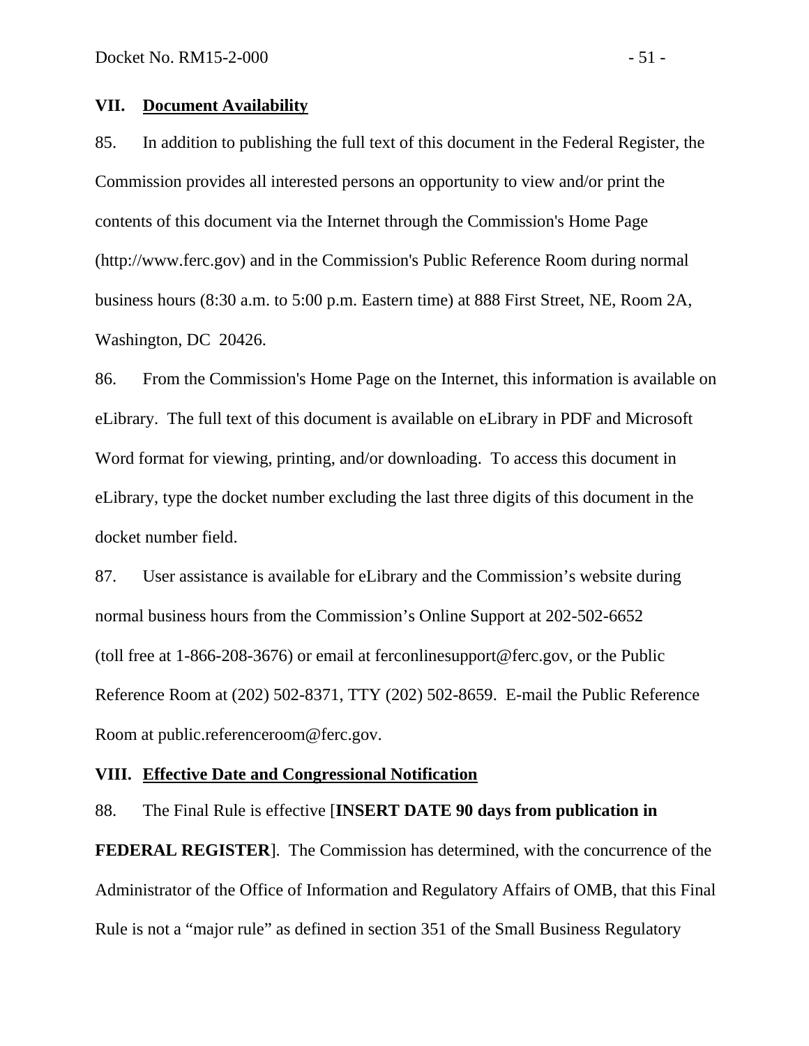## VII. Document Availability

85. In addition to publishing the full text of this document in the Federal Register, the Commission provides all interested persons an opportunity to view and/or print the contents of this document via the Internet through the Commission's Home Page (http://www.ferc.gov) and in the Commission's Public Reference Room during normal business hours (8:30 a.m. to 5:00 p.m. Eastern time) at 888 First Street, NE, Room 2A, Washington, DC 20426.

86. From the Commission's Home Page on the Internet, this information is available on eLibrary. The full text of this document is available on eLibrary in PDF and Microsoft Word format for viewing, printing, and/or downloading. To access this document in eLibrary, type the docket number excluding the last three digits of this document in the docket number field.

87. User assistance is available for eLibrary and the Commission's website during normal business hours from the Commission's Online Support at 202-502-6652 (toll free at 1-866-208-3676) or email at ferconlinesupport@ferc.gov, or the Public Reference Room at (202) 502-8371, TTY (202) 502-8659. E-mail the Public Reference Room at public.referenceroom@ferc.gov.

## VIII. Effective Date and Congressional Notification

88. The Final Rule is effective [**INSERT DATE 90 days from publication in FEDERAL REGISTER**]. The Commission has determined, with the concurrence of the Administrator of the Office of Information and Regulatory Affairs of OMB, that this Final Rule is not a "major rule" as defined in section 351 of the Small Business Regulatory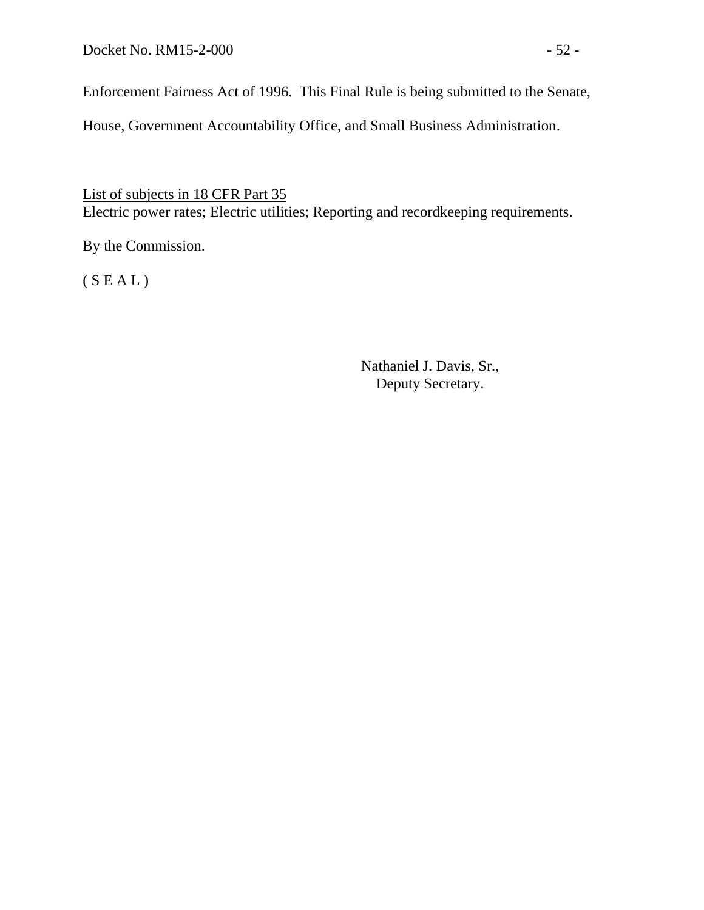Enforcement Fairness Act of 1996. This Final Rule is being submitted to the Senate, House, Government Accountability Office, and Small Business Administration.

List of subjects in 18 CFR Part 35

Electric power rates; Electric utilities; Reporting and recordkeeping requirements.

By the Commission.

( S E A L )

Nathaniel J. Davis, Sr.,
Deputy Secretary.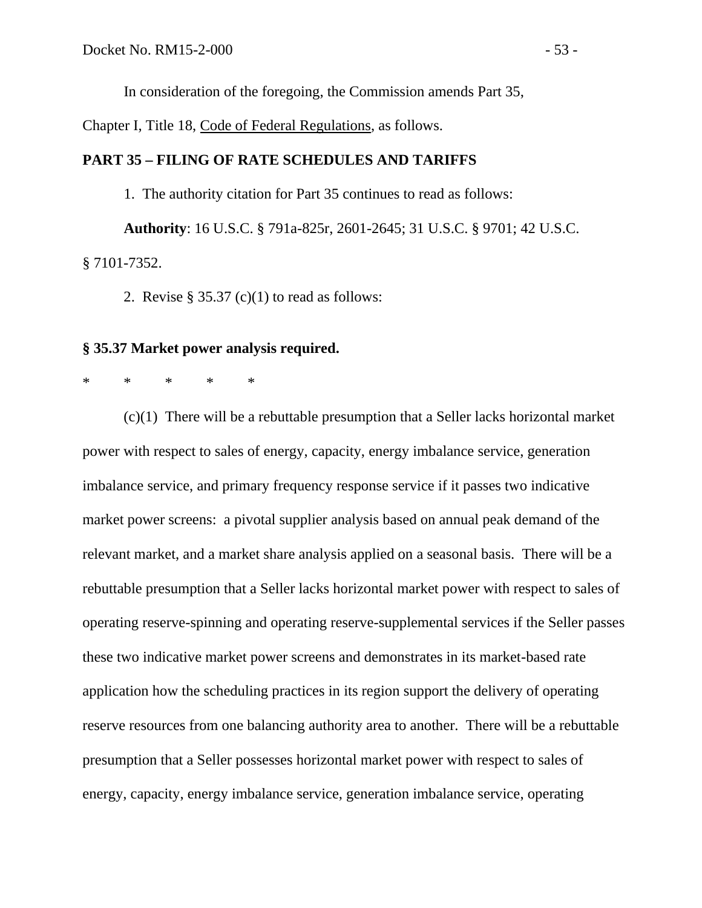In consideration of the foregoing, the Commission amends Part 35, Chapter I, Title 18, Code of Federal Regulations, as follows.

**PART 35 – FILING OF RATE SCHEDULES AND TARIFFS**

1. The authority citation for Part 35 continues to read as follows:

**Authority**: 16 U.S.C. § 791a-825r, 2601-2645; 31 U.S.C. § 9701; 42 U.S.C. § 7101-7352.

2. Revise § 35.37 (c)(1) to read as follows:

**§ 35.37 Market power analysis required.**

* * * * *

(c)(1) There will be a rebuttable presumption that a Seller lacks horizontal market power with respect to sales of energy, capacity, energy imbalance service, generation imbalance service, and primary frequency response service if it passes two indicative market power screens: a pivotal supplier analysis based on annual peak demand of the relevant market, and a market share analysis applied on a seasonal basis. There will be a rebuttable presumption that a Seller lacks horizontal market power with respect to sales of operating reserve-spinning and operating reserve-supplemental services if the Seller passes these two indicative market power screens and demonstrates in its market-based rate application how the scheduling practices in its region support the delivery of operating reserve resources from one balancing authority area to another. There will be a rebuttable presumption that a Seller possesses horizontal market power with respect to sales of energy, capacity, energy imbalance service, generation imbalance service, operating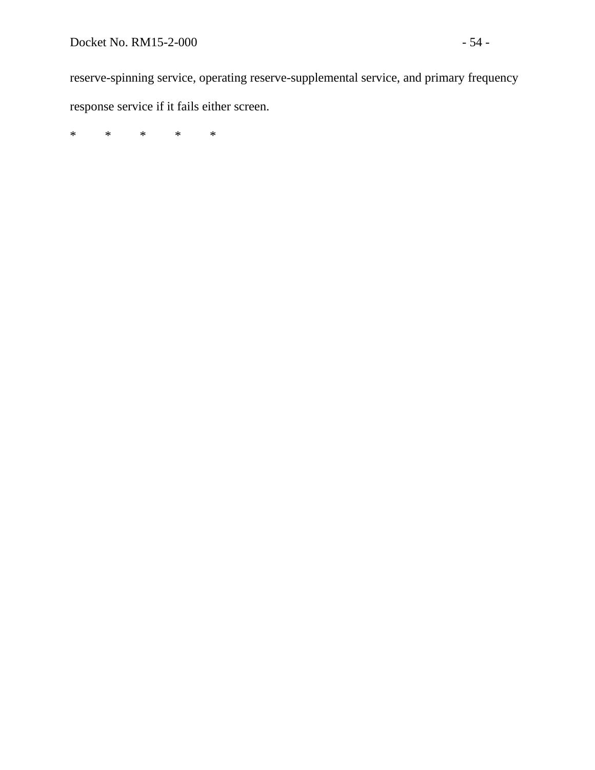reserve-spinning service, operating reserve-supplemental service, and primary frequency response service if it fails either screen.

\* \* \* \* \*